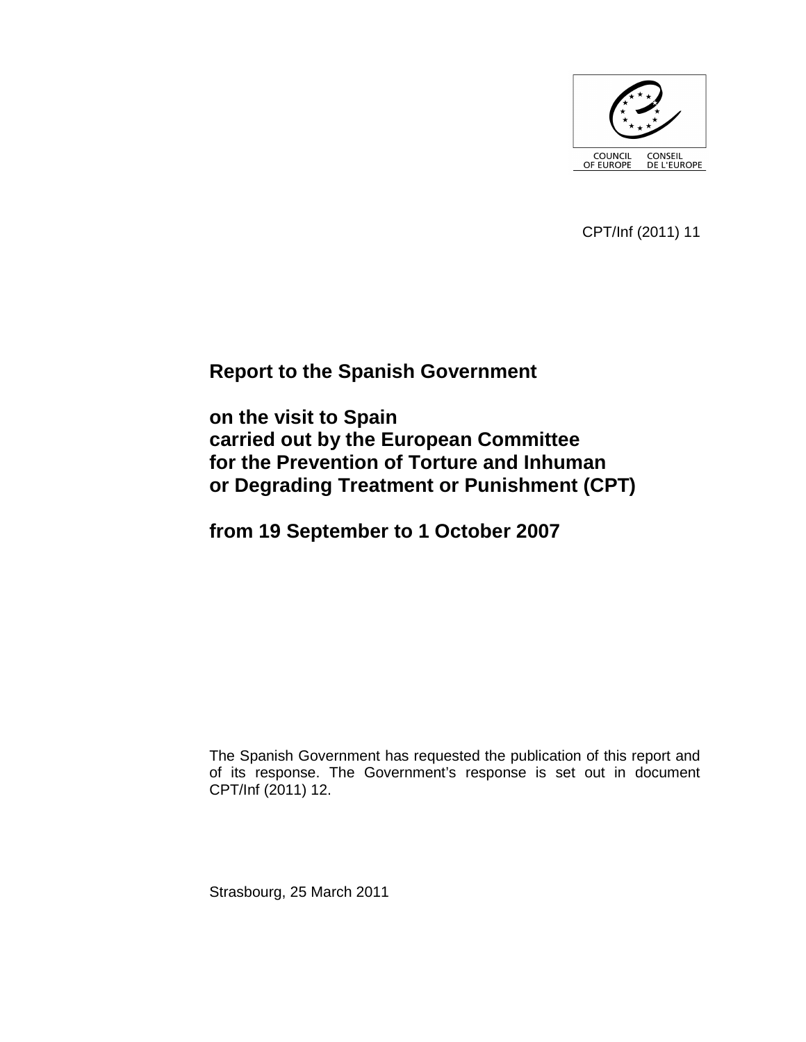COUNCIL OF EUROPE / CONSEIL DE L'EUROPE

CPT/Inf (2011) 11

# Report to the Spanish Government

# on the visit to Spain carried out by the European Committee for the Prevention of Torture and Inhuman or Degrading Treatment or Punishment (CPT)

# from 19 September to 1 October 2007

The Spanish Government has requested the publication of this report and of its response. The Government's response is set out in document CPT/Inf (2011) 12.

Strasbourg, 25 March 2011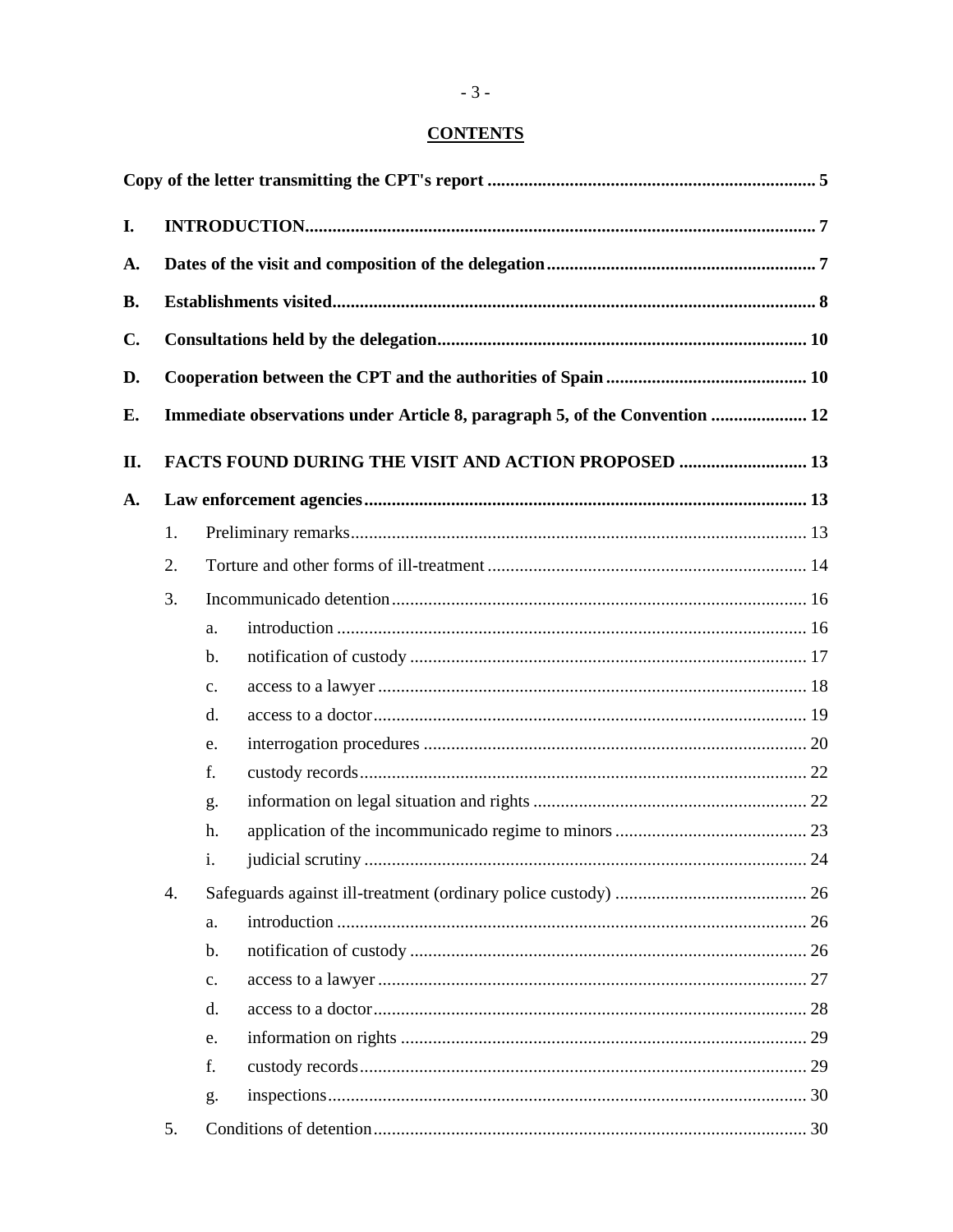## CONTENTS

**Copy of the letter transmitting the CPT's report** ........................................................................ **5**

**I. INTRODUCTION** ........................................................................................................ **7**

**A. Dates of the visit and composition of the delegation** ........................................................ **7**

**B. Establishments visited** .................................................................................................. **8**

**C. Consultations held by the delegation** ............................................................................ **10**

**D. Cooperation between the CPT and the authorities of Spain** ........................................... **10**

**E. Immediate observations under Article 8, paragraph 5, of the Convention** ..................... **12**

**II. FACTS FOUND DURING THE VISIT AND ACTION PROPOSED** ............................ **13**

**A. Law enforcement agencies** .......................................................................................... **13**

1. Preliminary remarks ........................................................................................... 13
2. Torture and other forms of ill-treatment ................................................................. 14
3. Incommunicado detention ..................................................................................... 16
   - a. introduction ................................................................................................ 16
   - b. notification of custody .................................................................................. 17
   - c. access to a lawyer ........................................................................................ 18
   - d. access to a doctor ......................................................................................... 19
   - e. interrogation procedures ................................................................................ 20
   - f. custody records ............................................................................................ 22
   - g. information on legal situation and rights ......................................................... 22
   - h. application of the incommunicado regime to minors .......................................... 23
   - i. judicial scrutiny ............................................................................................ 24
4. Safeguards against ill-treatment (ordinary police custody) ........................................... 26
   - a. introduction ................................................................................................ 26
   - b. notification of custody .................................................................................. 26
   - c. access to a lawyer ........................................................................................ 27
   - d. access to a doctor ......................................................................................... 28
   - e. information on rights ..................................................................................... 29
   - f. custody records ............................................................................................ 29
   - g. inspections .................................................................................................. 30
5. Conditions of detention ......................................................................................... 30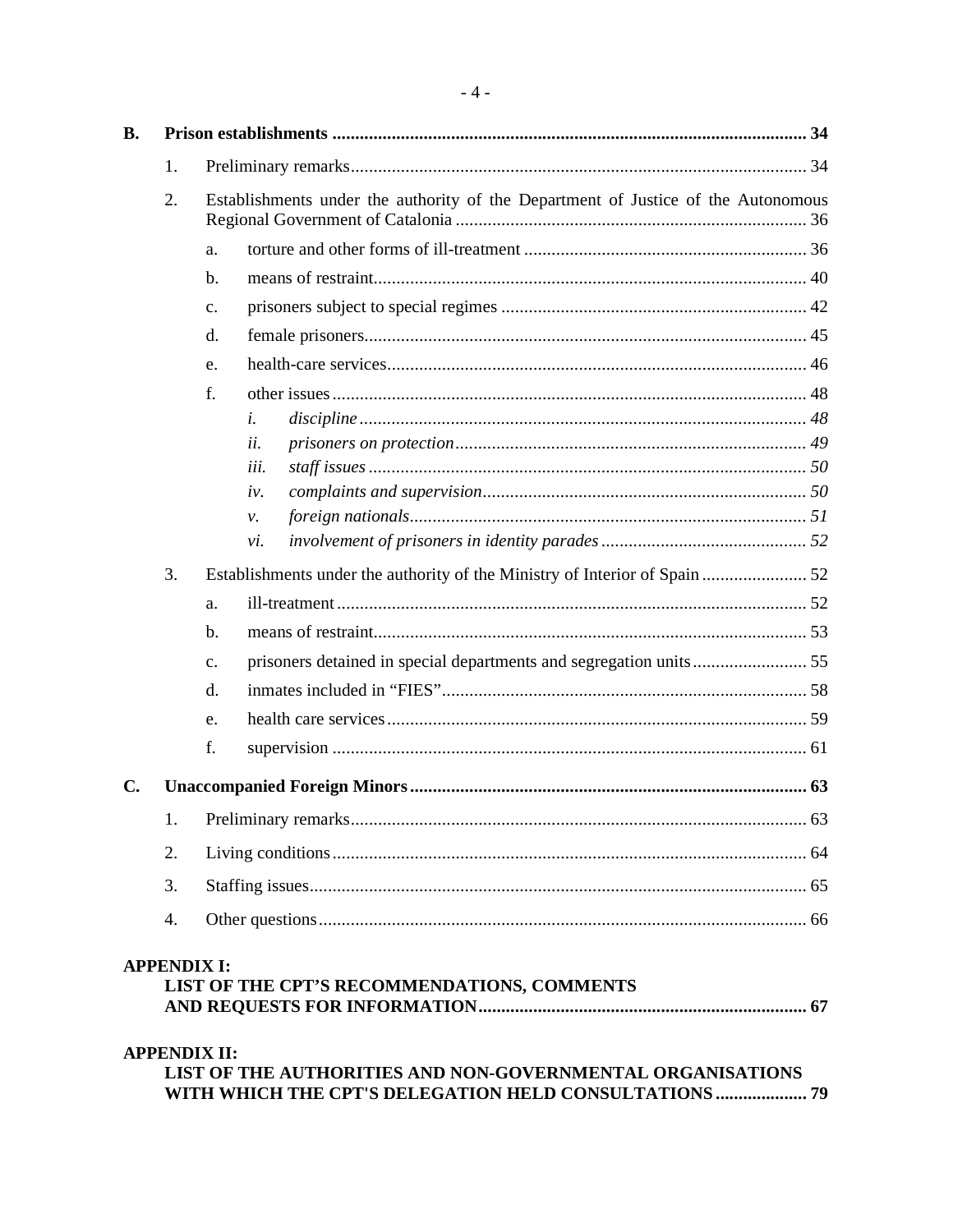**B. Prison establishments ..................................................................................................... 34**

1. Preliminary remarks................................................................................................ 34
2. Establishments under the authority of the Department of Justice of the Autonomous Regional Government of Catalonia ......................................................................... 36
   - a. torture and other forms of ill-treatment ......................................................... 36
   - b. means of restraint........................................................................................... 40
   - c. prisoners subject to special regimes .............................................................. 42
   - d. female prisoners.............................................................................................. 45
   - e. health-care services......................................................................................... 46
   - f. other issues ..................................................................................................... 48
     - *i. discipline* ................................................................................................. *48*
     - *ii. prisoners on protection*.......................................................................... *49*
     - *iii. staff issues* ............................................................................................. *50*
     - *iv. complaints and supervision*................................................................... *50*
     - *v. foreign nationals*.................................................................................... *51*
     - *vi. involvement of prisoners in identity parades* ........................................ *52*
3. Establishments under the authority of the Ministry of Interior of Spain ..................... 52
   - a. ill-treatment .................................................................................................... 52
   - b. means of restraint........................................................................................... 53
   - c. prisoners detained in special departments and segregation units..................... 55
   - d. inmates included in "FIES"............................................................................ 58
   - e. health care services......................................................................................... 59
   - f. supervision ..................................................................................................... 61

**C. Unaccompanied Foreign Minors ..................................................................................... 63**

1. Preliminary remarks................................................................................................ 63
2. Living conditions.................................................................................................... 64
3. Staffing issues......................................................................................................... 65
4. Other questions....................................................................................................... 66

**APPENDIX I:**
**LIST OF THE CPT'S RECOMMENDATIONS, COMMENTS AND REQUESTS FOR INFORMATION...................................................................... 67**

**APPENDIX II:**
**LIST OF THE AUTHORITIES AND NON-GOVERNMENTAL ORGANISATIONS WITH WHICH THE CPT'S DELEGATION HELD CONSULTATIONS .................. 79**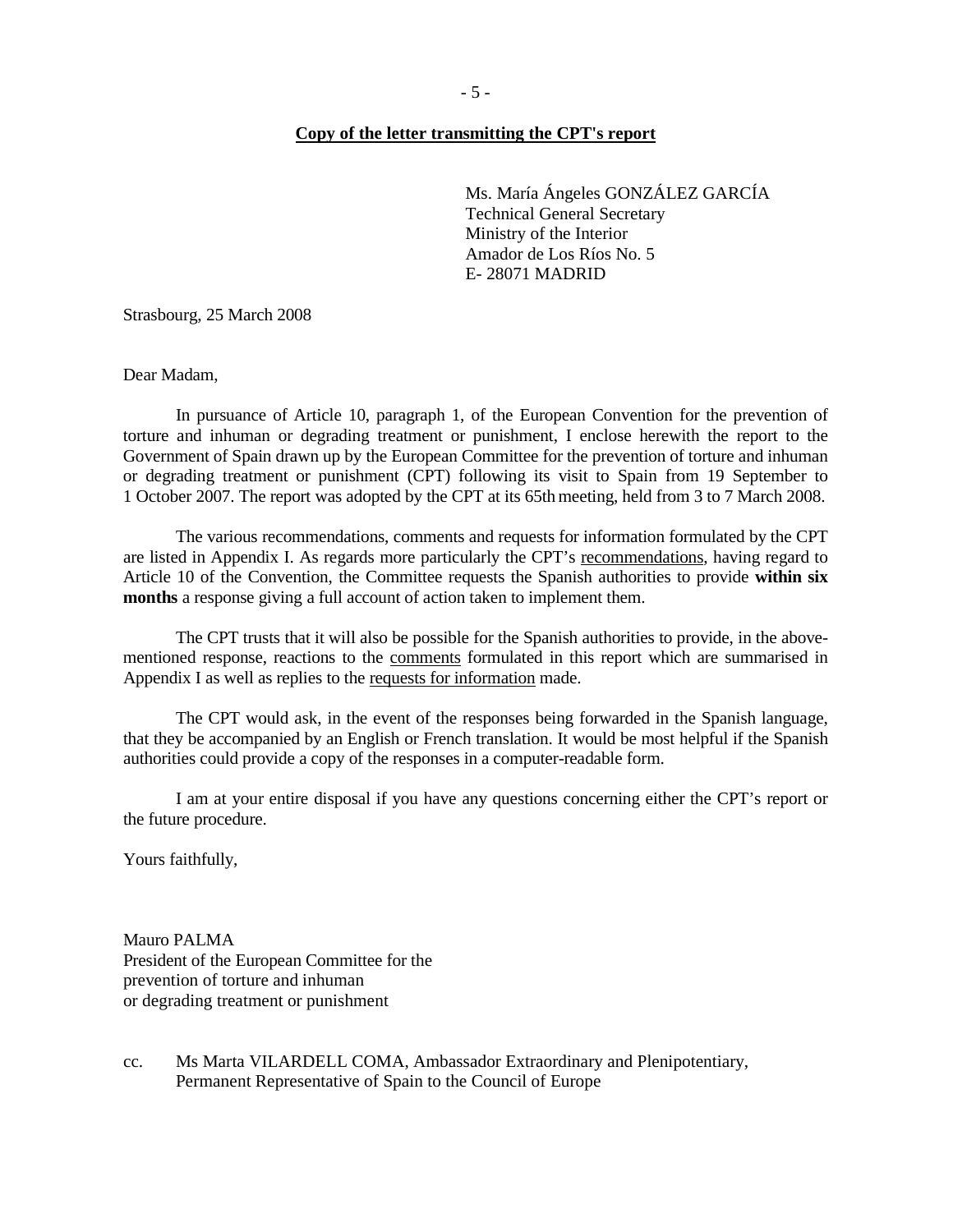**Copy of the letter transmitting the CPT's report**

Ms. María Ángeles GONZÁLEZ GARCÍA
Technical General Secretary
Ministry of the Interior
Amador de Los Ríos No. 5
E- 28071 MADRID

Strasbourg, 25 March 2008

Dear Madam,

In pursuance of Article 10, paragraph 1, of the European Convention for the prevention of torture and inhuman or degrading treatment or punishment, I enclose herewith the report to the Government of Spain drawn up by the European Committee for the prevention of torture and inhuman or degrading treatment or punishment (CPT) following its visit to Spain from 19 September to 1 October 2007. The report was adopted by the CPT at its 65th meeting, held from 3 to 7 March 2008.

The various recommendations, comments and requests for information formulated by the CPT are listed in Appendix I. As regards more particularly the CPT's recommendations, having regard to Article 10 of the Convention, the Committee requests the Spanish authorities to provide **within six months** a response giving a full account of action taken to implement them.

The CPT trusts that it will also be possible for the Spanish authorities to provide, in the above-mentioned response, reactions to the comments formulated in this report which are summarised in Appendix I as well as replies to the requests for information made.

The CPT would ask, in the event of the responses being forwarded in the Spanish language, that they be accompanied by an English or French translation. It would be most helpful if the Spanish authorities could provide a copy of the responses in a computer-readable form.

I am at your entire disposal if you have any questions concerning either the CPT's report or the future procedure.

Yours faithfully,

Mauro PALMA
President of the European Committee for the
prevention of torture and inhuman
or degrading treatment or punishment

cc. Ms Marta VILARDELL COMA, Ambassador Extraordinary and Plenipotentiary,
Permanent Representative of Spain to the Council of Europe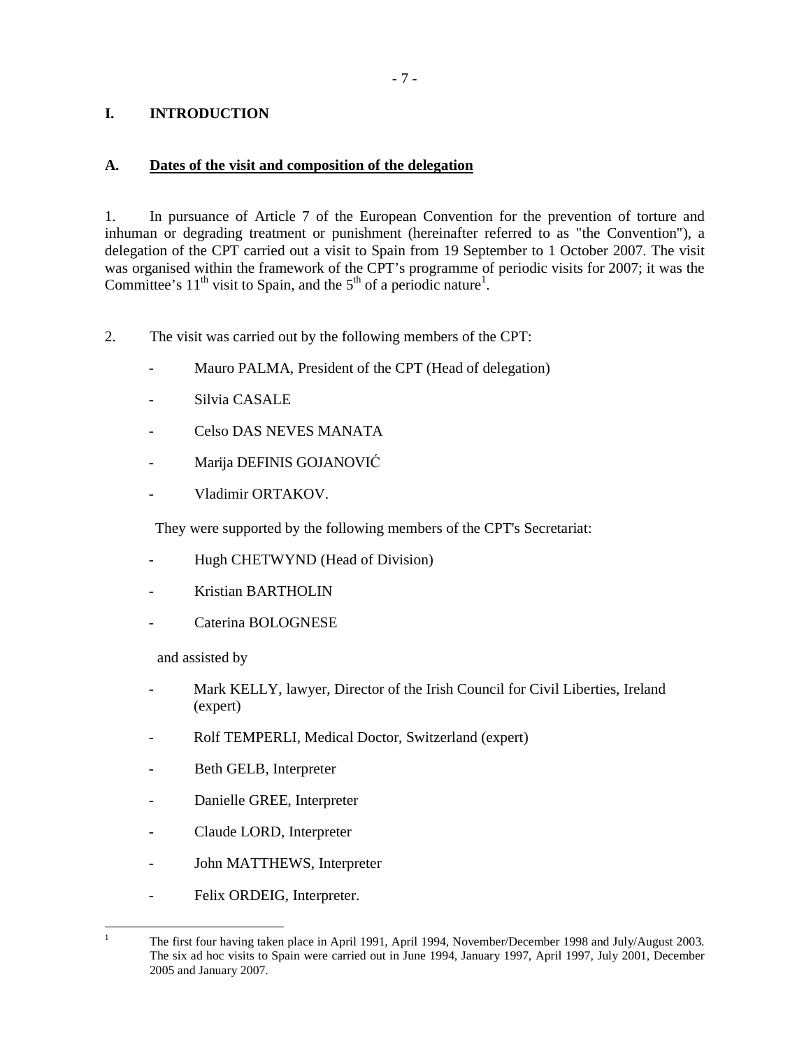# I. INTRODUCTION

## A. Dates of the visit and composition of the delegation

1. In pursuance of Article 7 of the European Convention for the prevention of torture and inhuman or degrading treatment or punishment (hereinafter referred to as "the Convention"), a delegation of the CPT carried out a visit to Spain from 19 September to 1 October 2007. The visit was organised within the framework of the CPT's programme of periodic visits for 2007; it was the Committee's 11th visit to Spain, and the 5th of a periodic nature[1].

2. The visit was carried out by the following members of the CPT:

- Mauro PALMA, President of the CPT (Head of delegation)
- Silvia CASALE
- Celso DAS NEVES MANATA
- Marija DEFINIS GOJANOVIĆ
- Vladimir ORTAKOV.

They were supported by the following members of the CPT's Secretariat:

- Hugh CHETWYND (Head of Division)
- Kristian BARTHOLIN
- Caterina BOLOGNESE

and assisted by

- Mark KELLY, lawyer, Director of the Irish Council for Civil Liberties, Ireland (expert)
- Rolf TEMPERLI, Medical Doctor, Switzerland (expert)
- Beth GELB, Interpreter
- Danielle GREE, Interpreter
- Claude LORD, Interpreter
- John MATTHEWS, Interpreter
- Felix ORDEIG, Interpreter.

---

[1] The first four having taken place in April 1991, April 1994, November/December 1998 and July/August 2003. The six ad hoc visits to Spain were carried out in June 1994, January 1997, April 1997, July 2001, December 2005 and January 2007.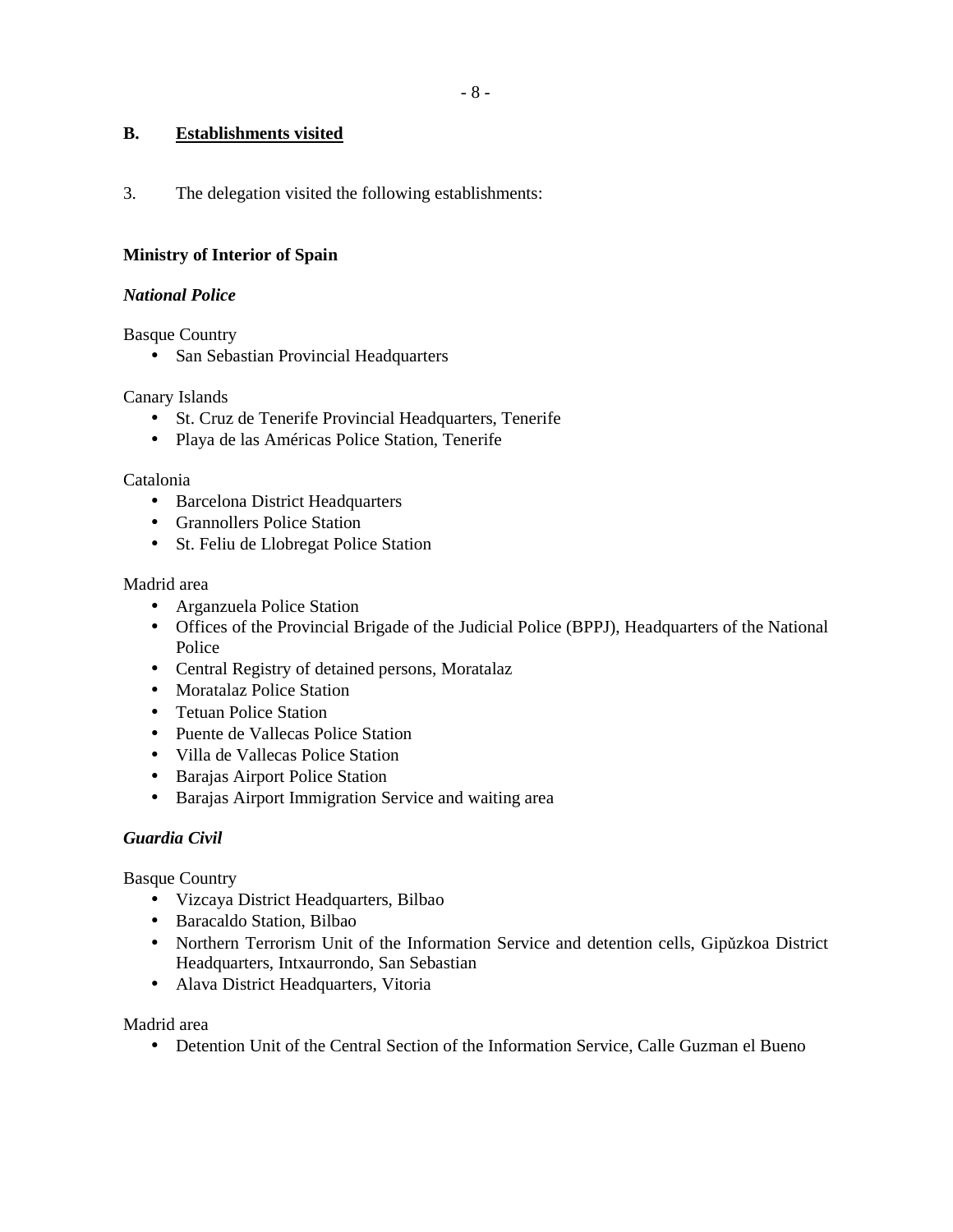## B. Establishments visited

3. The delegation visited the following establishments:

**Ministry of Interior of Spain**

***National Police***

Basque Country

- San Sebastian Provincial Headquarters

Canary Islands

- St. Cruz de Tenerife Provincial Headquarters, Tenerife
- Playa de las Américas Police Station, Tenerife

Catalonia

- Barcelona District Headquarters
- Grannollers Police Station
- St. Feliu de Llobregat Police Station

Madrid area

- Arganzuela Police Station
- Offices of the Provincial Brigade of the Judicial Police (BPPJ), Headquarters of the National Police
- Central Registry of detained persons, Moratalaz
- Moratalaz Police Station
- Tetuan Police Station
- Puente de Vallecas Police Station
- Villa de Vallecas Police Station
- Barajas Airport Police Station
- Barajas Airport Immigration Service and waiting area

***Guardia Civil***

Basque Country

- Vizcaya District Headquarters, Bilbao
- Baracaldo Station, Bilbao
- Northern Terrorism Unit of the Information Service and detention cells, Gipŭzkoa District Headquarters, Intxaurrondo, San Sebastian
- Alava District Headquarters, Vitoria

Madrid area

- Detention Unit of the Central Section of the Information Service, Calle Guzman el Bueno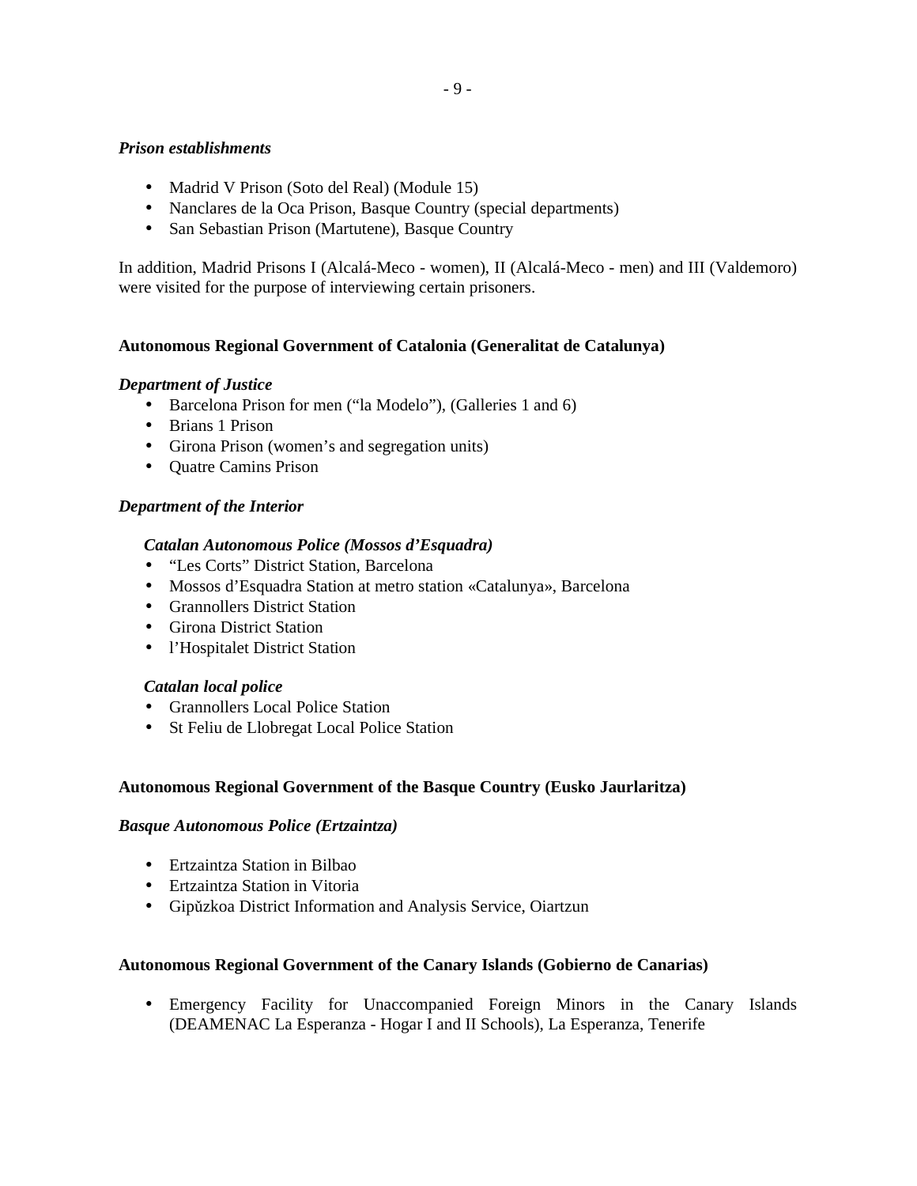***Prison establishments***

- Madrid V Prison (Soto del Real) (Module 15)
- Nanclares de la Oca Prison, Basque Country (special departments)
- San Sebastian Prison (Martutene), Basque Country

In addition, Madrid Prisons I (Alcalá-Meco - women), II (Alcalá-Meco - men) and III (Valdemoro) were visited for the purpose of interviewing certain prisoners.

**Autonomous Regional Government of Catalonia (Generalitat de Catalunya)**

***Department of Justice***

- Barcelona Prison for men (“la Modelo”), (Galleries 1 and 6)
- Brians 1 Prison
- Girona Prison (women’s and segregation units)
- Quatre Camins Prison

***Department of the Interior***

***Catalan Autonomous Police (Mossos d’Esquadra)***

- “Les Corts” District Station, Barcelona
- Mossos d’Esquadra Station at metro station «Catalunya», Barcelona
- Grannollers District Station
- Girona District Station
- l’Hospitalet District Station

***Catalan local police***

- Grannollers Local Police Station
- St Feliu de Llobregat Local Police Station

**Autonomous Regional Government of the Basque Country (Eusko Jaurlaritza)**

***Basque Autonomous Police (Ertzaintza)***

- Ertzaintza Station in Bilbao
- Ertzaintza Station in Vitoria
- Gipǔzkoa District Information and Analysis Service, Oiartzun

**Autonomous Regional Government of the Canary Islands (Gobierno de Canarias)**

- Emergency Facility for Unaccompanied Foreign Minors in the Canary Islands (DEAMENAC La Esperanza - Hogar I and II Schools), La Esperanza, Tenerife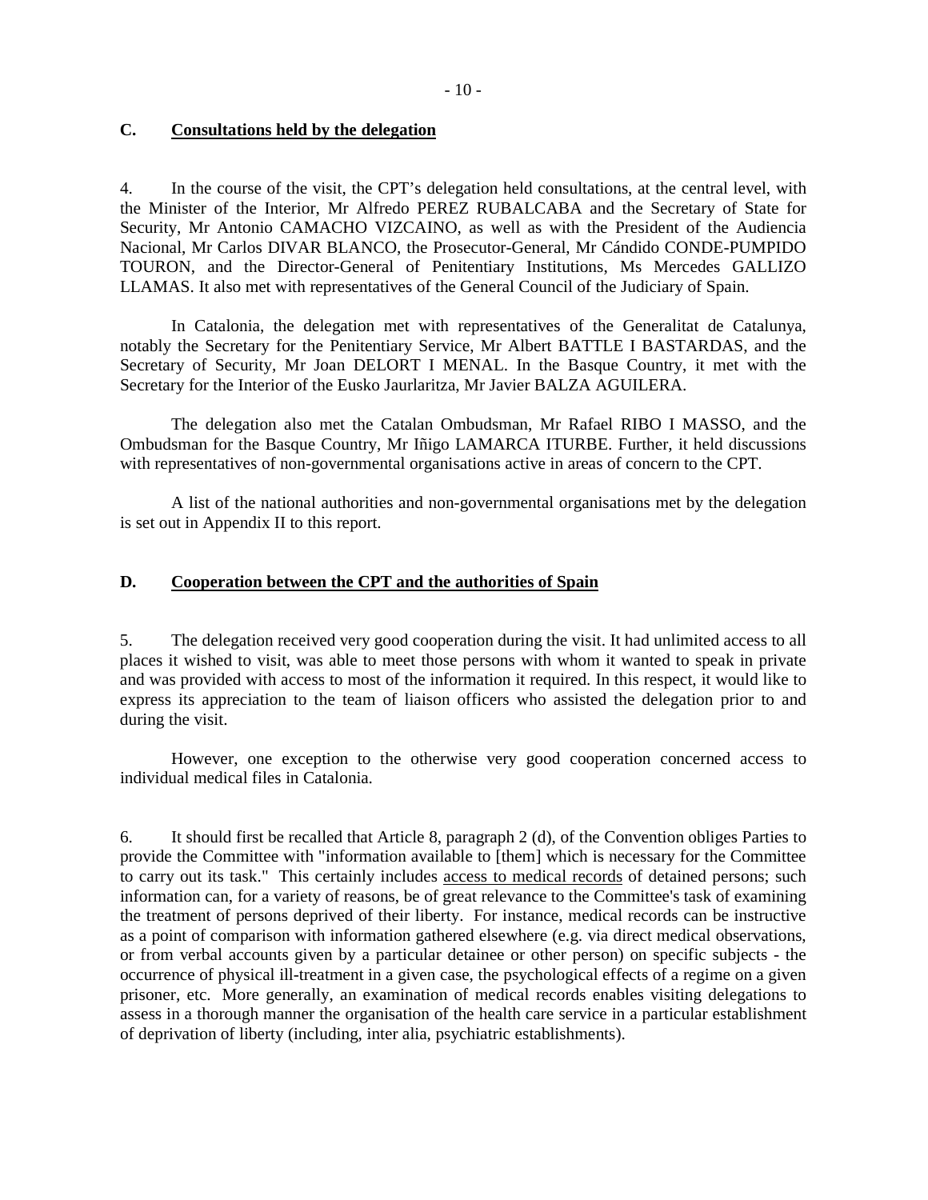## C. Consultations held by the delegation

4. In the course of the visit, the CPT's delegation held consultations, at the central level, with the Minister of the Interior, Mr Alfredo PEREZ RUBALCABA and the Secretary of State for Security, Mr Antonio CAMACHO VIZCAINO, as well as with the President of the Audiencia Nacional, Mr Carlos DIVAR BLANCO, the Prosecutor-General, Mr Cándido CONDE-PUMPIDO TOURON, and the Director-General of Penitentiary Institutions, Ms Mercedes GALLIZO LLAMAS. It also met with representatives of the General Council of the Judiciary of Spain.

In Catalonia, the delegation met with representatives of the Generalitat de Catalunya, notably the Secretary for the Penitentiary Service, Mr Albert BATTLE I BASTARDAS, and the Secretary of Security, Mr Joan DELORT I MENAL. In the Basque Country, it met with the Secretary for the Interior of the Eusko Jaurlaritza, Mr Javier BALZA AGUILERA.

The delegation also met the Catalan Ombudsman, Mr Rafael RIBO I MASSO, and the Ombudsman for the Basque Country, Mr Iñigo LAMARCA ITURBE. Further, it held discussions with representatives of non-governmental organisations active in areas of concern to the CPT.

A list of the national authorities and non-governmental organisations met by the delegation is set out in Appendix II to this report.

## D. Cooperation between the CPT and the authorities of Spain

5. The delegation received very good cooperation during the visit. It had unlimited access to all places it wished to visit, was able to meet those persons with whom it wanted to speak in private and was provided with access to most of the information it required. In this respect, it would like to express its appreciation to the team of liaison officers who assisted the delegation prior to and during the visit.

However, one exception to the otherwise very good cooperation concerned access to individual medical files in Catalonia.

6. It should first be recalled that Article 8, paragraph 2 (d), of the Convention obliges Parties to provide the Committee with "information available to [them] which is necessary for the Committee to carry out its task." This certainly includes access to medical records of detained persons; such information can, for a variety of reasons, be of great relevance to the Committee's task of examining the treatment of persons deprived of their liberty. For instance, medical records can be instructive as a point of comparison with information gathered elsewhere (e.g. via direct medical observations, or from verbal accounts given by a particular detainee or other person) on specific subjects - the occurrence of physical ill-treatment in a given case, the psychological effects of a regime on a given prisoner, etc. More generally, an examination of medical records enables visiting delegations to assess in a thorough manner the organisation of the health care service in a particular establishment of deprivation of liberty (including, inter alia, psychiatric establishments).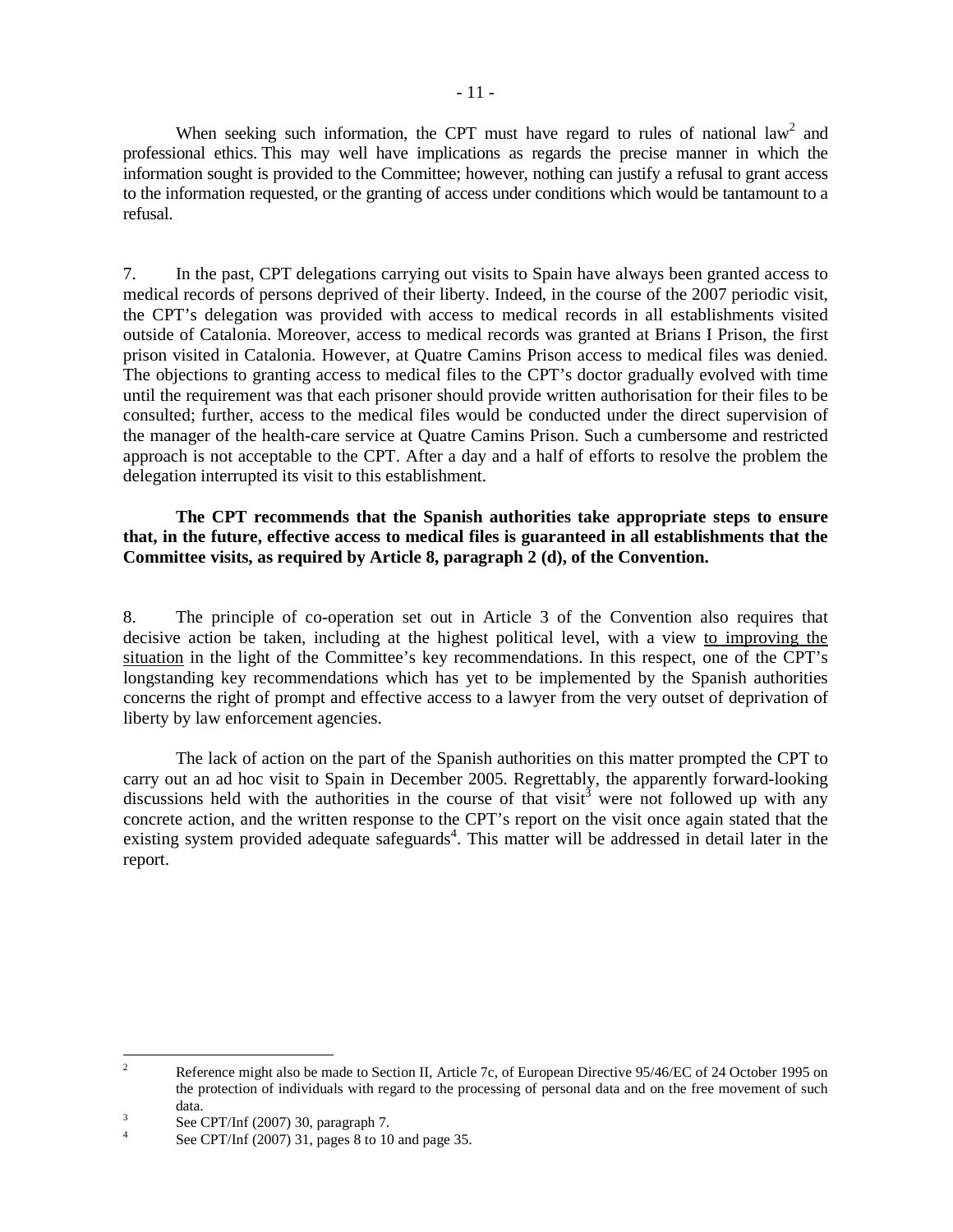When seeking such information, the CPT must have regard to rules of national law[2] and professional ethics. This may well have implications as regards the precise manner in which the information sought is provided to the Committee; however, nothing can justify a refusal to grant access to the information requested, or the granting of access under conditions which would be tantamount to a refusal.

7. In the past, CPT delegations carrying out visits to Spain have always been granted access to medical records of persons deprived of their liberty. Indeed, in the course of the 2007 periodic visit, the CPT's delegation was provided with access to medical records in all establishments visited outside of Catalonia. Moreover, access to medical records was granted at Brians I Prison, the first prison visited in Catalonia. However, at Quatre Camins Prison access to medical files was denied. The objections to granting access to medical files to the CPT's doctor gradually evolved with time until the requirement was that each prisoner should provide written authorisation for their files to be consulted; further, access to the medical files would be conducted under the direct supervision of the manager of the health-care service at Quatre Camins Prison. Such a cumbersome and restricted approach is not acceptable to the CPT. After a day and a half of efforts to resolve the problem the delegation interrupted its visit to this establishment.

**The CPT recommends that the Spanish authorities take appropriate steps to ensure that, in the future, effective access to medical files is guaranteed in all establishments that the Committee visits, as required by Article 8, paragraph 2 (d), of the Convention.**

8. The principle of co-operation set out in Article 3 of the Convention also requires that decisive action be taken, including at the highest political level, with a view to improving the situation in the light of the Committee's key recommendations. In this respect, one of the CPT's longstanding key recommendations which has yet to be implemented by the Spanish authorities concerns the right of prompt and effective access to a lawyer from the very outset of deprivation of liberty by law enforcement agencies.

The lack of action on the part of the Spanish authorities on this matter prompted the CPT to carry out an ad hoc visit to Spain in December 2005. Regrettably, the apparently forward-looking discussions held with the authorities in the course of that visit[3] were not followed up with any concrete action, and the written response to the CPT's report on the visit once again stated that the existing system provided adequate safeguards[4]. This matter will be addressed in detail later in the report.

---

[2] Reference might also be made to Section II, Article 7c, of European Directive 95/46/EC of 24 October 1995 on the protection of individuals with regard to the processing of personal data and on the free movement of such data.

[3] See CPT/Inf (2007) 30, paragraph 7.

[4] See CPT/Inf (2007) 31, pages 8 to 10 and page 35.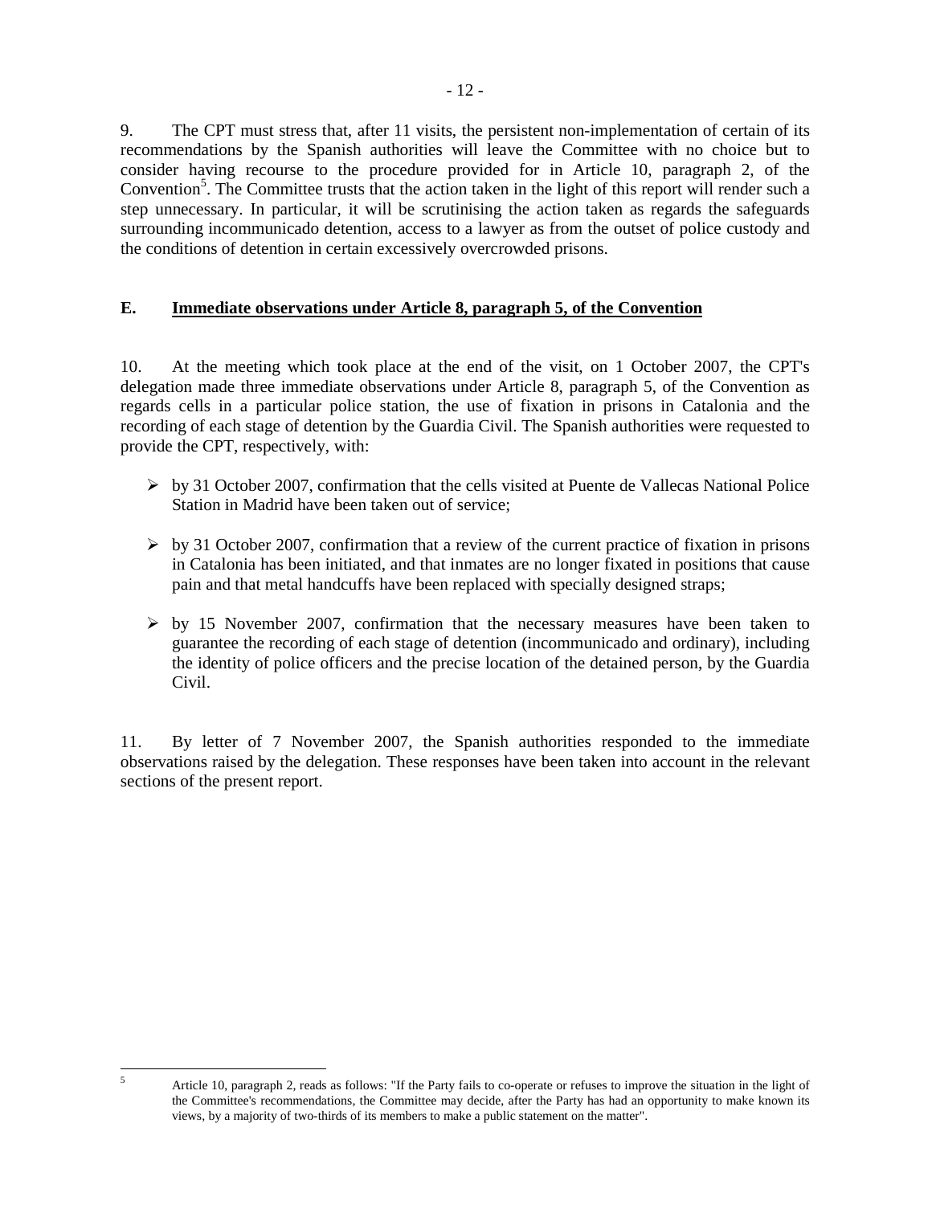9. The CPT must stress that, after 11 visits, the persistent non-implementation of certain of its recommendations by the Spanish authorities will leave the Committee with no choice but to consider having recourse to the procedure provided for in Article 10, paragraph 2, of the Convention[5]. The Committee trusts that the action taken in the light of this report will render such a step unnecessary. In particular, it will be scrutinising the action taken as regards the safeguards surrounding incommunicado detention, access to a lawyer as from the outset of police custody and the conditions of detention in certain excessively overcrowded prisons.

## E. Immediate observations under Article 8, paragraph 5, of the Convention

10. At the meeting which took place at the end of the visit, on 1 October 2007, the CPT's delegation made three immediate observations under Article 8, paragraph 5, of the Convention as regards cells in a particular police station, the use of fixation in prisons in Catalonia and the recording of each stage of detention by the Guardia Civil. The Spanish authorities were requested to provide the CPT, respectively, with:

- by 31 October 2007, confirmation that the cells visited at Puente de Vallecas National Police Station in Madrid have been taken out of service;
- by 31 October 2007, confirmation that a review of the current practice of fixation in prisons in Catalonia has been initiated, and that inmates are no longer fixated in positions that cause pain and that metal handcuffs have been replaced with specially designed straps;
- by 15 November 2007, confirmation that the necessary measures have been taken to guarantee the recording of each stage of detention (incommunicado and ordinary), including the identity of police officers and the precise location of the detained person, by the Guardia Civil.

11. By letter of 7 November 2007, the Spanish authorities responded to the immediate observations raised by the delegation. These responses have been taken into account in the relevant sections of the present report.

---

[5] Article 10, paragraph 2, reads as follows: "If the Party fails to co-operate or refuses to improve the situation in the light of the Committee's recommendations, the Committee may decide, after the Party has had an opportunity to make known its views, by a majority of two-thirds of its members to make a public statement on the matter".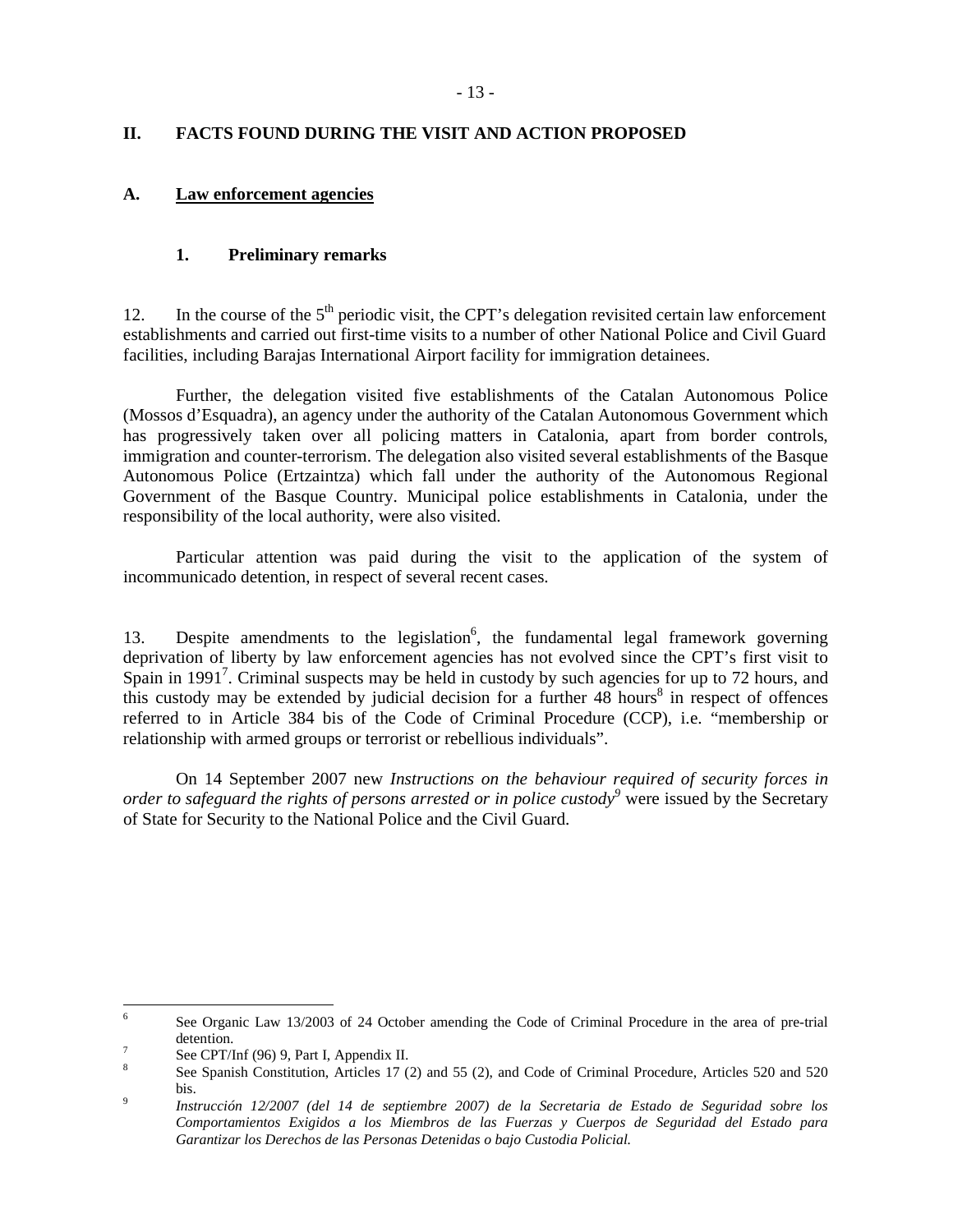## II. FACTS FOUND DURING THE VISIT AND ACTION PROPOSED

### A. Law enforcement agencies

#### 1. Preliminary remarks

12. In the course of the 5th periodic visit, the CPT's delegation revisited certain law enforcement establishments and carried out first-time visits to a number of other National Police and Civil Guard facilities, including Barajas International Airport facility for immigration detainees.

Further, the delegation visited five establishments of the Catalan Autonomous Police (Mossos d'Esquadra), an agency under the authority of the Catalan Autonomous Government which has progressively taken over all policing matters in Catalonia, apart from border controls, immigration and counter-terrorism. The delegation also visited several establishments of the Basque Autonomous Police (Ertzaintza) which fall under the authority of the Autonomous Regional Government of the Basque Country. Municipal police establishments in Catalonia, under the responsibility of the local authority, were also visited.

Particular attention was paid during the visit to the application of the system of incommunicado detention, in respect of several recent cases.

13. Despite amendments to the legislation[6], the fundamental legal framework governing deprivation of liberty by law enforcement agencies has not evolved since the CPT's first visit to Spain in 1991[7]. Criminal suspects may be held in custody by such agencies for up to 72 hours, and this custody may be extended by judicial decision for a further 48 hours[8] in respect of offences referred to in Article 384 bis of the Code of Criminal Procedure (CCP), i.e. "membership or relationship with armed groups or terrorist or rebellious individuals".

On 14 September 2007 new *Instructions on the behaviour required of security forces in order to safeguard the rights of persons arrested or in police custody*[9] were issued by the Secretary of State for Security to the National Police and the Civil Guard.

---

[6] See Organic Law 13/2003 of 24 October amending the Code of Criminal Procedure in the area of pre-trial detention.

[7] See CPT/Inf (96) 9, Part I, Appendix II.

[8] See Spanish Constitution, Articles 17 (2) and 55 (2), and Code of Criminal Procedure, Articles 520 and 520 bis.

[9] *Instrucción 12/2007 (del 14 de septiembre 2007) de la Secretaria de Estado de Seguridad sobre los Comportamientos Exigidos a los Miembros de las Fuerzas y Cuerpos de Seguridad del Estado para Garantizar los Derechos de las Personas Detenidas o bajo Custodia Policial.*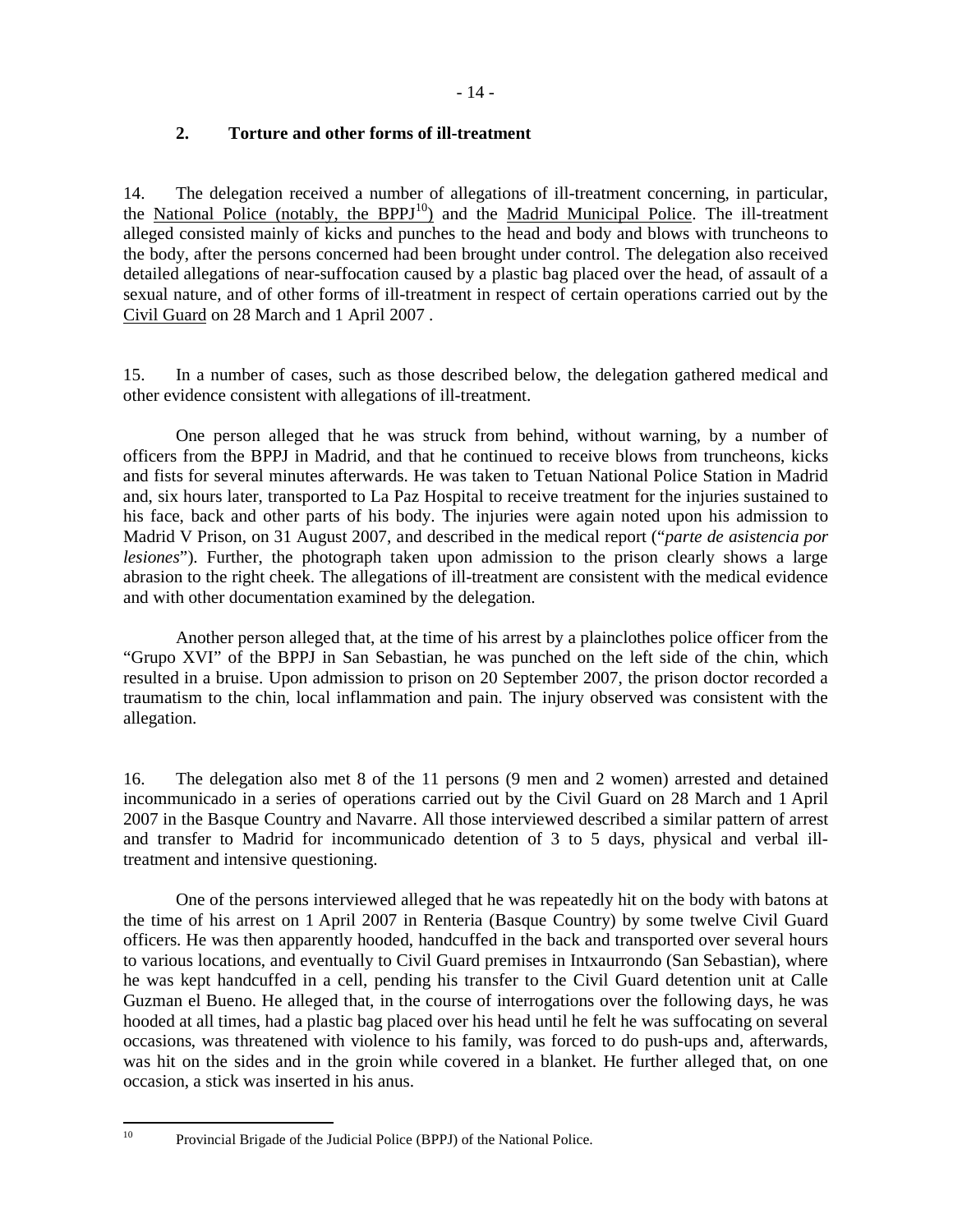## 2. Torture and other forms of ill-treatment

14. The delegation received a number of allegations of ill-treatment concerning, in particular, the National Police (notably, the BPPJ[10]) and the Madrid Municipal Police. The ill-treatment alleged consisted mainly of kicks and punches to the head and body and blows with truncheons to the body, after the persons concerned had been brought under control. The delegation also received detailed allegations of near-suffocation caused by a plastic bag placed over the head, of assault of a sexual nature, and of other forms of ill-treatment in respect of certain operations carried out by the Civil Guard on 28 March and 1 April 2007 .

15. In a number of cases, such as those described below, the delegation gathered medical and other evidence consistent with allegations of ill-treatment.

One person alleged that he was struck from behind, without warning, by a number of officers from the BPPJ in Madrid, and that he continued to receive blows from truncheons, kicks and fists for several minutes afterwards. He was taken to Tetuan National Police Station in Madrid and, six hours later, transported to La Paz Hospital to receive treatment for the injuries sustained to his face, back and other parts of his body. The injuries were again noted upon his admission to Madrid V Prison, on 31 August 2007, and described in the medical report ("*parte de asistencia por lesiones*"). Further, the photograph taken upon admission to the prison clearly shows a large abrasion to the right cheek. The allegations of ill-treatment are consistent with the medical evidence and with other documentation examined by the delegation.

Another person alleged that, at the time of his arrest by a plainclothes police officer from the "Grupo XVI" of the BPPJ in San Sebastian, he was punched on the left side of the chin, which resulted in a bruise. Upon admission to prison on 20 September 2007, the prison doctor recorded a traumatism to the chin, local inflammation and pain. The injury observed was consistent with the allegation.

16. The delegation also met 8 of the 11 persons (9 men and 2 women) arrested and detained incommunicado in a series of operations carried out by the Civil Guard on 28 March and 1 April 2007 in the Basque Country and Navarre. All those interviewed described a similar pattern of arrest and transfer to Madrid for incommunicado detention of 3 to 5 days, physical and verbal ill-treatment and intensive questioning.

One of the persons interviewed alleged that he was repeatedly hit on the body with batons at the time of his arrest on 1 April 2007 in Renteria (Basque Country) by some twelve Civil Guard officers. He was then apparently hooded, handcuffed in the back and transported over several hours to various locations, and eventually to Civil Guard premises in Intxaurrondo (San Sebastian), where he was kept handcuffed in a cell, pending his transfer to the Civil Guard detention unit at Calle Guzman el Bueno. He alleged that, in the course of interrogations over the following days, he was hooded at all times, had a plastic bag placed over his head until he felt he was suffocating on several occasions, was threatened with violence to his family, was forced to do push-ups and, afterwards, was hit on the sides and in the groin while covered in a blanket. He further alleged that, on one occasion, a stick was inserted in his anus.

---

[10] Provincial Brigade of the Judicial Police (BPPJ) of the National Police.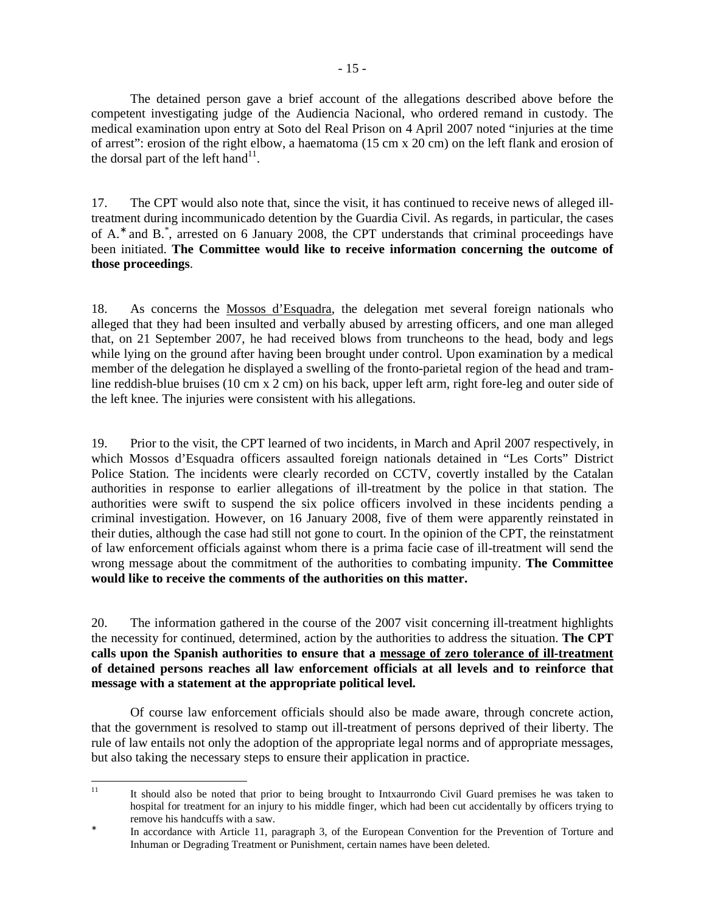The detained person gave a brief account of the allegations described above before the competent investigating judge of the Audiencia Nacional, who ordered remand in custody. The medical examination upon entry at Soto del Real Prison on 4 April 2007 noted "injuries at the time of arrest": erosion of the right elbow, a haematoma (15 cm x 20 cm) on the left flank and erosion of the dorsal part of the left hand[11].

17. The CPT would also note that, since the visit, it has continued to receive news of alleged ill-treatment during incommunicado detention by the Guardia Civil. As regards, in particular, the cases of A.[*] and B.[*], arrested on 6 January 2008, the CPT understands that criminal proceedings have been initiated. **The Committee would like to receive information concerning the outcome of those proceedings**.

18. As concerns the <u>Mossos d'Esquadra</u>, the delegation met several foreign nationals who alleged that they had been insulted and verbally abused by arresting officers, and one man alleged that, on 21 September 2007, he had received blows from truncheons to the head, body and legs while lying on the ground after having been brought under control. Upon examination by a medical member of the delegation he displayed a swelling of the fronto-parietal region of the head and tram-line reddish-blue bruises (10 cm x 2 cm) on his back, upper left arm, right fore-leg and outer side of the left knee. The injuries were consistent with his allegations.

19. Prior to the visit, the CPT learned of two incidents, in March and April 2007 respectively, in which Mossos d'Esquadra officers assaulted foreign nationals detained in "Les Corts" District Police Station. The incidents were clearly recorded on CCTV, covertly installed by the Catalan authorities in response to earlier allegations of ill-treatment by the police in that station. The authorities were swift to suspend the six police officers involved in these incidents pending a criminal investigation. However, on 16 January 2008, five of them were apparently reinstated in their duties, although the case had still not gone to court. In the opinion of the CPT, the reinstatment of law enforcement officials against whom there is a prima facie case of ill-treatment will send the wrong message about the commitment of the authorities to combating impunity. **The Committee would like to receive the comments of the authorities on this matter.**

20. The information gathered in the course of the 2007 visit concerning ill-treatment highlights the necessity for continued, determined, action by the authorities to address the situation. **The CPT calls upon the Spanish authorities to ensure that a <u>message of zero tolerance of ill-treatment</u> of detained persons reaches all law enforcement officials at all levels and to reinforce that message with a statement at the appropriate political level.**

Of course law enforcement officials should also be made aware, through concrete action, that the government is resolved to stamp out ill-treatment of persons deprived of their liberty. The rule of law entails not only the adoption of the appropriate legal norms and of appropriate messages, but also taking the necessary steps to ensure their application in practice.

---

[11] It should also be noted that prior to being brought to Intxaurrondo Civil Guard premises he was taken to hospital for treatment for an injury to his middle finger, which had been cut accidentally by officers trying to remove his handcuffs with a saw.

[*] In accordance with Article 11, paragraph 3, of the European Convention for the Prevention of Torture and Inhuman or Degrading Treatment or Punishment, certain names have been deleted.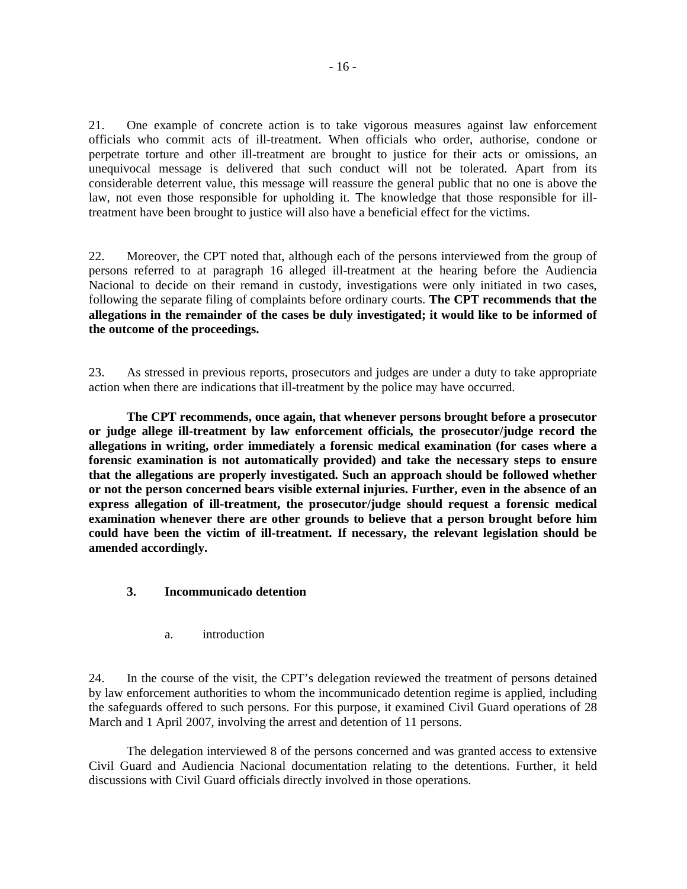21. One example of concrete action is to take vigorous measures against law enforcement officials who commit acts of ill-treatment. When officials who order, authorise, condone or perpetrate torture and other ill-treatment are brought to justice for their acts or omissions, an unequivocal message is delivered that such conduct will not be tolerated. Apart from its considerable deterrent value, this message will reassure the general public that no one is above the law, not even those responsible for upholding it. The knowledge that those responsible for ill-treatment have been brought to justice will also have a beneficial effect for the victims.

22. Moreover, the CPT noted that, although each of the persons interviewed from the group of persons referred to at paragraph 16 alleged ill-treatment at the hearing before the Audiencia Nacional to decide on their remand in custody, investigations were only initiated in two cases, following the separate filing of complaints before ordinary courts. **The CPT recommends that the allegations in the remainder of the cases be duly investigated; it would like to be informed of the outcome of the proceedings.**

23. As stressed in previous reports, prosecutors and judges are under a duty to take appropriate action when there are indications that ill-treatment by the police may have occurred.

**The CPT recommends, once again, that whenever persons brought before a prosecutor or judge allege ill-treatment by law enforcement officials, the prosecutor/judge record the allegations in writing, order immediately a forensic medical examination (for cases where a forensic examination is not automatically provided) and take the necessary steps to ensure that the allegations are properly investigated. Such an approach should be followed whether or not the person concerned bears visible external injuries. Further, even in the absence of an express allegation of ill-treatment, the prosecutor/judge should request a forensic medical examination whenever there are other grounds to believe that a person brought before him could have been the victim of ill-treatment. If necessary, the relevant legislation should be amended accordingly.**

### 3. Incommunicado detention

#### a. introduction

24. In the course of the visit, the CPT's delegation reviewed the treatment of persons detained by law enforcement authorities to whom the incommunicado detention regime is applied, including the safeguards offered to such persons. For this purpose, it examined Civil Guard operations of 28 March and 1 April 2007, involving the arrest and detention of 11 persons.

The delegation interviewed 8 of the persons concerned and was granted access to extensive Civil Guard and Audiencia Nacional documentation relating to the detentions. Further, it held discussions with Civil Guard officials directly involved in those operations.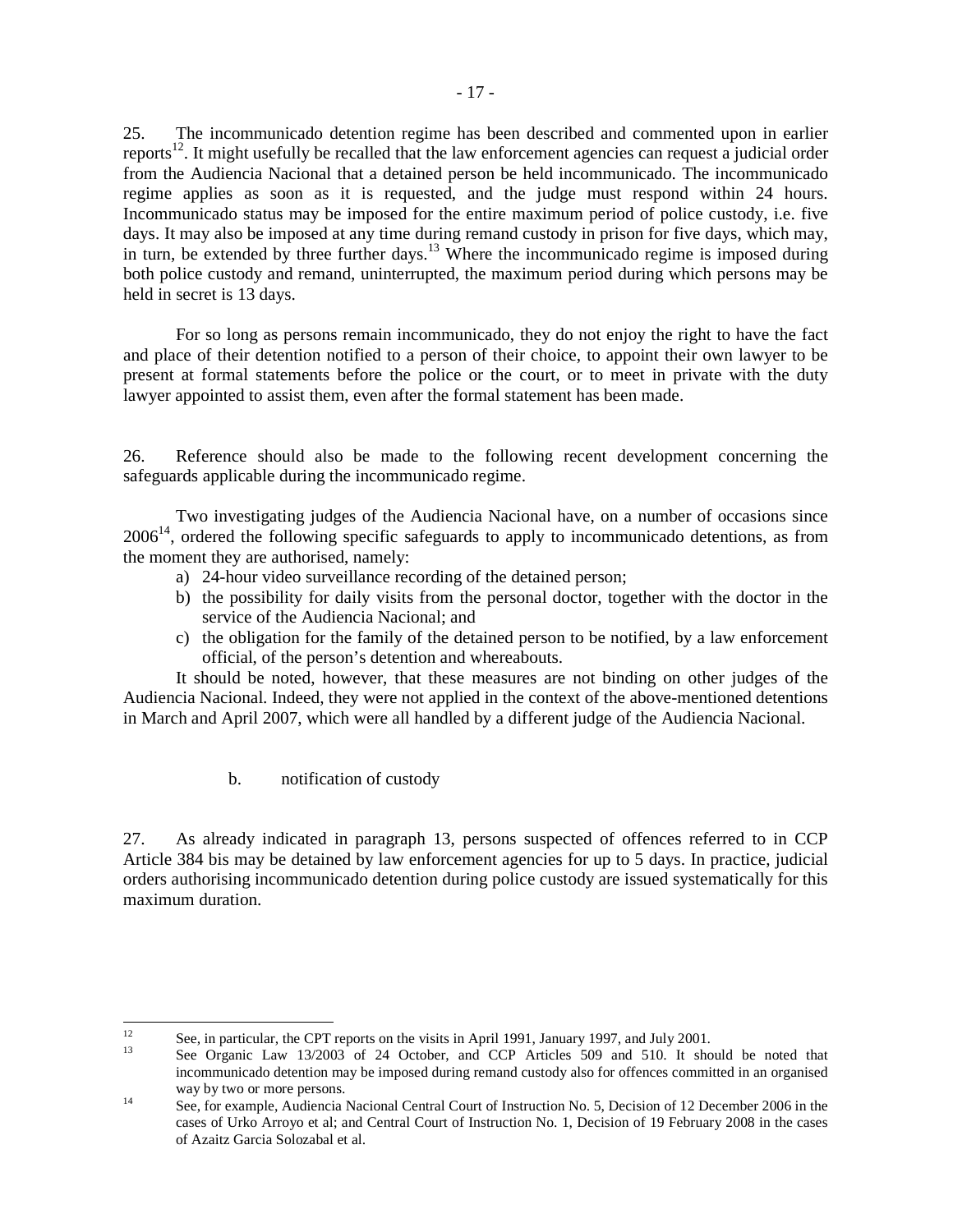25. The incommunicado detention regime has been described and commented upon in earlier reports[12]. It might usefully be recalled that the law enforcement agencies can request a judicial order from the Audiencia Nacional that a detained person be held incommunicado. The incommunicado regime applies as soon as it is requested, and the judge must respond within 24 hours. Incommunicado status may be imposed for the entire maximum period of police custody, i.e. five days. It may also be imposed at any time during remand custody in prison for five days, which may, in turn, be extended by three further days.[13] Where the incommunicado regime is imposed during both police custody and remand, uninterrupted, the maximum period during which persons may be held in secret is 13 days.

For so long as persons remain incommunicado, they do not enjoy the right to have the fact and place of their detention notified to a person of their choice, to appoint their own lawyer to be present at formal statements before the police or the court, or to meet in private with the duty lawyer appointed to assist them, even after the formal statement has been made.

26. Reference should also be made to the following recent development concerning the safeguards applicable during the incommunicado regime.

Two investigating judges of the Audiencia Nacional have, on a number of occasions since 2006[14], ordered the following specific safeguards to apply to incommunicado detentions, as from the moment they are authorised, namely:

a) 24-hour video surveillance recording of the detained person;
b) the possibility for daily visits from the personal doctor, together with the doctor in the service of the Audiencia Nacional; and
c) the obligation for the family of the detained person to be notified, by a law enforcement official, of the person's detention and whereabouts.

It should be noted, however, that these measures are not binding on other judges of the Audiencia Nacional. Indeed, they were not applied in the context of the above-mentioned detentions in March and April 2007, which were all handled by a different judge of the Audiencia Nacional.

b. notification of custody

27. As already indicated in paragraph 13, persons suspected of offences referred to in CCP Article 384 bis may be detained by law enforcement agencies for up to 5 days. In practice, judicial orders authorising incommunicado detention during police custody are issued systematically for this maximum duration.

---

[12] See, in particular, the CPT reports on the visits in April 1991, January 1997, and July 2001.

[13] See Organic Law 13/2003 of 24 October, and CCP Articles 509 and 510. It should be noted that incommunicado detention may be imposed during remand custody also for offences committed in an organised way by two or more persons.

[14] See, for example, Audiencia Nacional Central Court of Instruction No. 5, Decision of 12 December 2006 in the cases of Urko Arroyo et al; and Central Court of Instruction No. 1, Decision of 19 February 2008 in the cases of Azaitz Garcia Solozabal et al.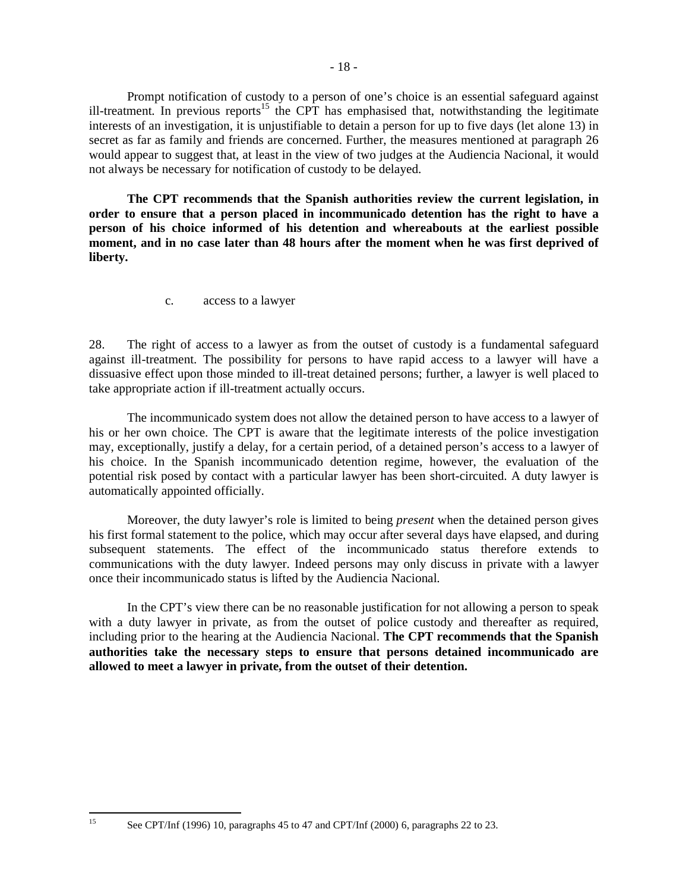Prompt notification of custody to a person of one's choice is an essential safeguard against ill-treatment. In previous reports[15] the CPT has emphasised that, notwithstanding the legitimate interests of an investigation, it is unjustifiable to detain a person for up to five days (let alone 13) in secret as far as family and friends are concerned. Further, the measures mentioned at paragraph 26 would appear to suggest that, at least in the view of two judges at the Audiencia Nacional, it would not always be necessary for notification of custody to be delayed.

**The CPT recommends that the Spanish authorities review the current legislation, in order to ensure that a person placed in incommunicado detention has the right to have a person of his choice informed of his detention and whereabouts at the earliest possible moment, and in no case later than 48 hours after the moment when he was first deprived of liberty.**

c. access to a lawyer

28. The right of access to a lawyer as from the outset of custody is a fundamental safeguard against ill-treatment. The possibility for persons to have rapid access to a lawyer will have a dissuasive effect upon those minded to ill-treat detained persons; further, a lawyer is well placed to take appropriate action if ill-treatment actually occurs.

The incommunicado system does not allow the detained person to have access to a lawyer of his or her own choice. The CPT is aware that the legitimate interests of the police investigation may, exceptionally, justify a delay, for a certain period, of a detained person's access to a lawyer of his choice. In the Spanish incommunicado detention regime, however, the evaluation of the potential risk posed by contact with a particular lawyer has been short-circuited. A duty lawyer is automatically appointed officially.

Moreover, the duty lawyer's role is limited to being *present* when the detained person gives his first formal statement to the police, which may occur after several days have elapsed, and during subsequent statements. The effect of the incommunicado status therefore extends to communications with the duty lawyer. Indeed persons may only discuss in private with a lawyer once their incommunicado status is lifted by the Audiencia Nacional.

In the CPT's view there can be no reasonable justification for not allowing a person to speak with a duty lawyer in private, as from the outset of police custody and thereafter as required, including prior to the hearing at the Audiencia Nacional. **The CPT recommends that the Spanish authorities take the necessary steps to ensure that persons detained incommunicado are allowed to meet a lawyer in private, from the outset of their detention.**

---

[15] See CPT/Inf (1996) 10, paragraphs 45 to 47 and CPT/Inf (2000) 6, paragraphs 22 to 23.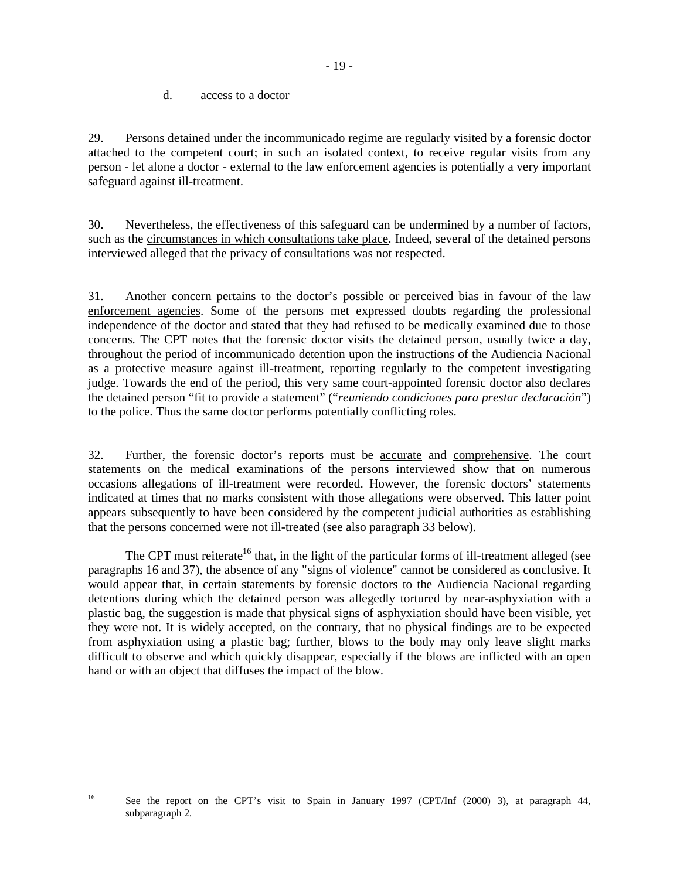d. access to a doctor

29. Persons detained under the incommunicado regime are regularly visited by a forensic doctor attached to the competent court; in such an isolated context, to receive regular visits from any person - let alone a doctor - external to the law enforcement agencies is potentially a very important safeguard against ill-treatment.

30. Nevertheless, the effectiveness of this safeguard can be undermined by a number of factors, such as the circumstances in which consultations take place. Indeed, several of the detained persons interviewed alleged that the privacy of consultations was not respected.

31. Another concern pertains to the doctor's possible or perceived bias in favour of the law enforcement agencies. Some of the persons met expressed doubts regarding the professional independence of the doctor and stated that they had refused to be medically examined due to those concerns. The CPT notes that the forensic doctor visits the detained person, usually twice a day, throughout the period of incommunicado detention upon the instructions of the Audiencia Nacional as a protective measure against ill-treatment, reporting regularly to the competent investigating judge. Towards the end of the period, this very same court-appointed forensic doctor also declares the detained person "fit to provide a statement" ("*reuniendo condiciones para prestar declaración*") to the police. Thus the same doctor performs potentially conflicting roles.

32. Further, the forensic doctor's reports must be accurate and comprehensive. The court statements on the medical examinations of the persons interviewed show that on numerous occasions allegations of ill-treatment were recorded. However, the forensic doctors' statements indicated at times that no marks consistent with those allegations were observed. This latter point appears subsequently to have been considered by the competent judicial authorities as establishing that the persons concerned were not ill-treated (see also paragraph 33 below).

The CPT must reiterate[16] that, in the light of the particular forms of ill-treatment alleged (see paragraphs 16 and 37), the absence of any "signs of violence" cannot be considered as conclusive. It would appear that, in certain statements by forensic doctors to the Audiencia Nacional regarding detentions during which the detained person was allegedly tortured by near-asphyxiation with a plastic bag, the suggestion is made that physical signs of asphyxiation should have been visible, yet they were not. It is widely accepted, on the contrary, that no physical findings are to be expected from asphyxiation using a plastic bag; further, blows to the body may only leave slight marks difficult to observe and which quickly disappear, especially if the blows are inflicted with an open hand or with an object that diffuses the impact of the blow.

---

[16] See the report on the CPT's visit to Spain in January 1997 (CPT/Inf (2000) 3), at paragraph 44, subparagraph 2.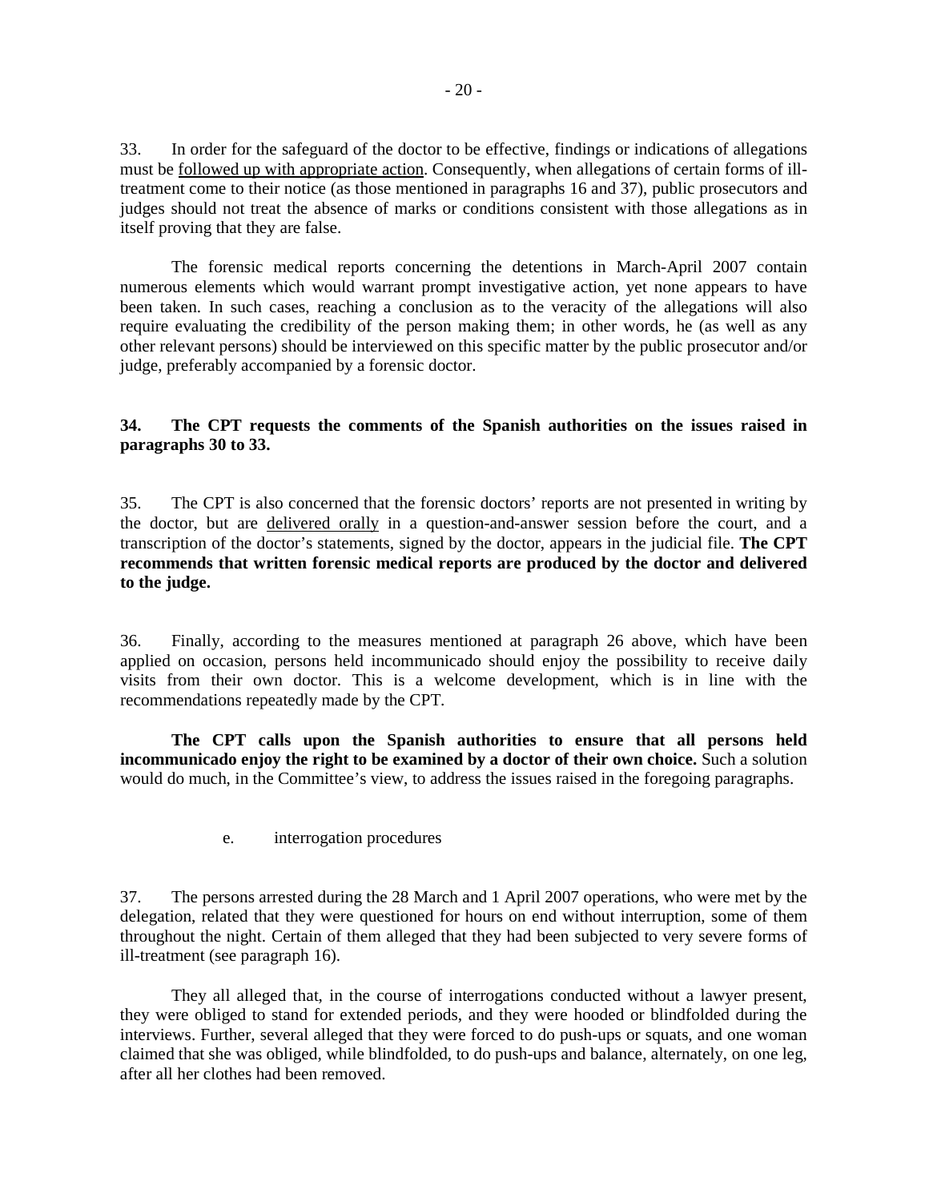33. In order for the safeguard of the doctor to be effective, findings or indications of allegations must be <u>followed up with appropriate action</u>. Consequently, when allegations of certain forms of ill-treatment come to their notice (as those mentioned in paragraphs 16 and 37), public prosecutors and judges should not treat the absence of marks or conditions consistent with those allegations as in itself proving that they are false.

The forensic medical reports concerning the detentions in March-April 2007 contain numerous elements which would warrant prompt investigative action, yet none appears to have been taken. In such cases, reaching a conclusion as to the veracity of the allegations will also require evaluating the credibility of the person making them; in other words, he (as well as any other relevant persons) should be interviewed on this specific matter by the public prosecutor and/or judge, preferably accompanied by a forensic doctor.

**34. The CPT requests the comments of the Spanish authorities on the issues raised in paragraphs 30 to 33.**

35. The CPT is also concerned that the forensic doctors' reports are not presented in writing by the doctor, but are <u>delivered orally</u> in a question-and-answer session before the court, and a transcription of the doctor's statements, signed by the doctor, appears in the judicial file. **The CPT recommends that written forensic medical reports are produced by the doctor and delivered to the judge.**

36. Finally, according to the measures mentioned at paragraph 26 above, which have been applied on occasion, persons held incommunicado should enjoy the possibility to receive daily visits from their own doctor. This is a welcome development, which is in line with the recommendations repeatedly made by the CPT.

**The CPT calls upon the Spanish authorities to ensure that all persons held incommunicado enjoy the right to be examined by a doctor of their own choice.** Such a solution would do much, in the Committee's view, to address the issues raised in the foregoing paragraphs.

e. interrogation procedures

37. The persons arrested during the 28 March and 1 April 2007 operations, who were met by the delegation, related that they were questioned for hours on end without interruption, some of them throughout the night. Certain of them alleged that they had been subjected to very severe forms of ill-treatment (see paragraph 16).

They all alleged that, in the course of interrogations conducted without a lawyer present, they were obliged to stand for extended periods, and they were hooded or blindfolded during the interviews. Further, several alleged that they were forced to do push-ups or squats, and one woman claimed that she was obliged, while blindfolded, to do push-ups and balance, alternately, on one leg, after all her clothes had been removed.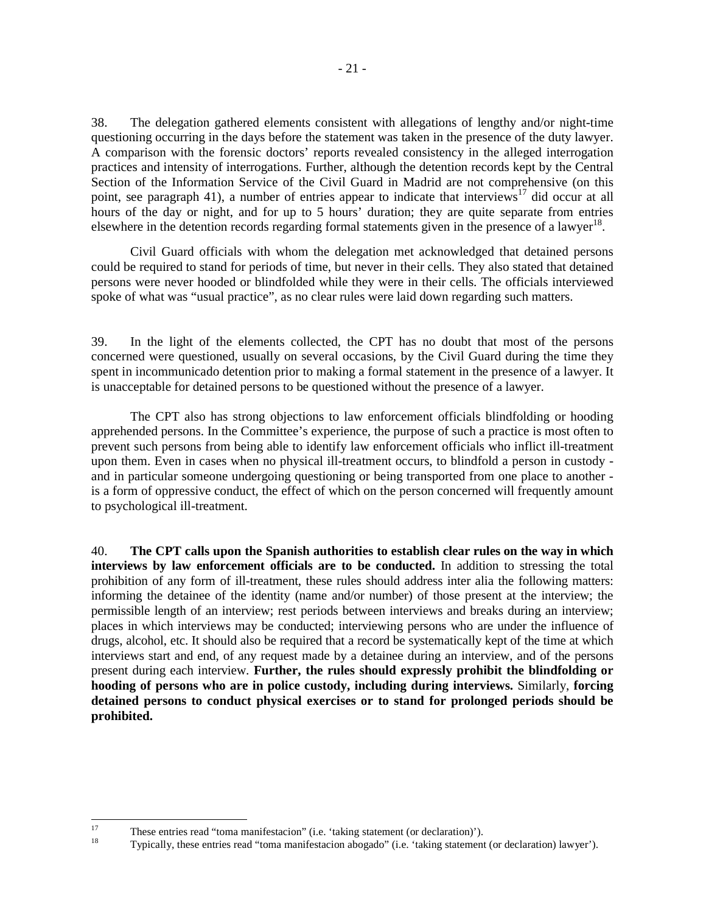38. The delegation gathered elements consistent with allegations of lengthy and/or night-time questioning occurring in the days before the statement was taken in the presence of the duty lawyer. A comparison with the forensic doctors' reports revealed consistency in the alleged interrogation practices and intensity of interrogations. Further, although the detention records kept by the Central Section of the Information Service of the Civil Guard in Madrid are not comprehensive (on this point, see paragraph 41), a number of entries appear to indicate that interviews[17] did occur at all hours of the day or night, and for up to 5 hours' duration; they are quite separate from entries elsewhere in the detention records regarding formal statements given in the presence of a lawyer[18].

Civil Guard officials with whom the delegation met acknowledged that detained persons could be required to stand for periods of time, but never in their cells. They also stated that detained persons were never hooded or blindfolded while they were in their cells. The officials interviewed spoke of what was "usual practice", as no clear rules were laid down regarding such matters.

39. In the light of the elements collected, the CPT has no doubt that most of the persons concerned were questioned, usually on several occasions, by the Civil Guard during the time they spent in incommunicado detention prior to making a formal statement in the presence of a lawyer. It is unacceptable for detained persons to be questioned without the presence of a lawyer.

The CPT also has strong objections to law enforcement officials blindfolding or hooding apprehended persons. In the Committee's experience, the purpose of such a practice is most often to prevent such persons from being able to identify law enforcement officials who inflict ill-treatment upon them. Even in cases when no physical ill-treatment occurs, to blindfold a person in custody - and in particular someone undergoing questioning or being transported from one place to another - is a form of oppressive conduct, the effect of which on the person concerned will frequently amount to psychological ill-treatment.

40. **The CPT calls upon the Spanish authorities to establish clear rules on the way in which interviews by law enforcement officials are to be conducted.** In addition to stressing the total prohibition of any form of ill-treatment, these rules should address inter alia the following matters: informing the detainee of the identity (name and/or number) of those present at the interview; the permissible length of an interview; rest periods between interviews and breaks during an interview; places in which interviews may be conducted; interviewing persons who are under the influence of drugs, alcohol, etc. It should also be required that a record be systematically kept of the time at which interviews start and end, of any request made by a detainee during an interview, and of the persons present during each interview. **Further, the rules should expressly prohibit the blindfolding or hooding of persons who are in police custody, including during interviews.** Similarly, **forcing detained persons to conduct physical exercises or to stand for prolonged periods should be prohibited.**

---

[17] These entries read "toma manifestacion" (i.e. 'taking statement (or declaration)').

[18] Typically, these entries read "toma manifestacion abogado" (i.e. 'taking statement (or declaration) lawyer').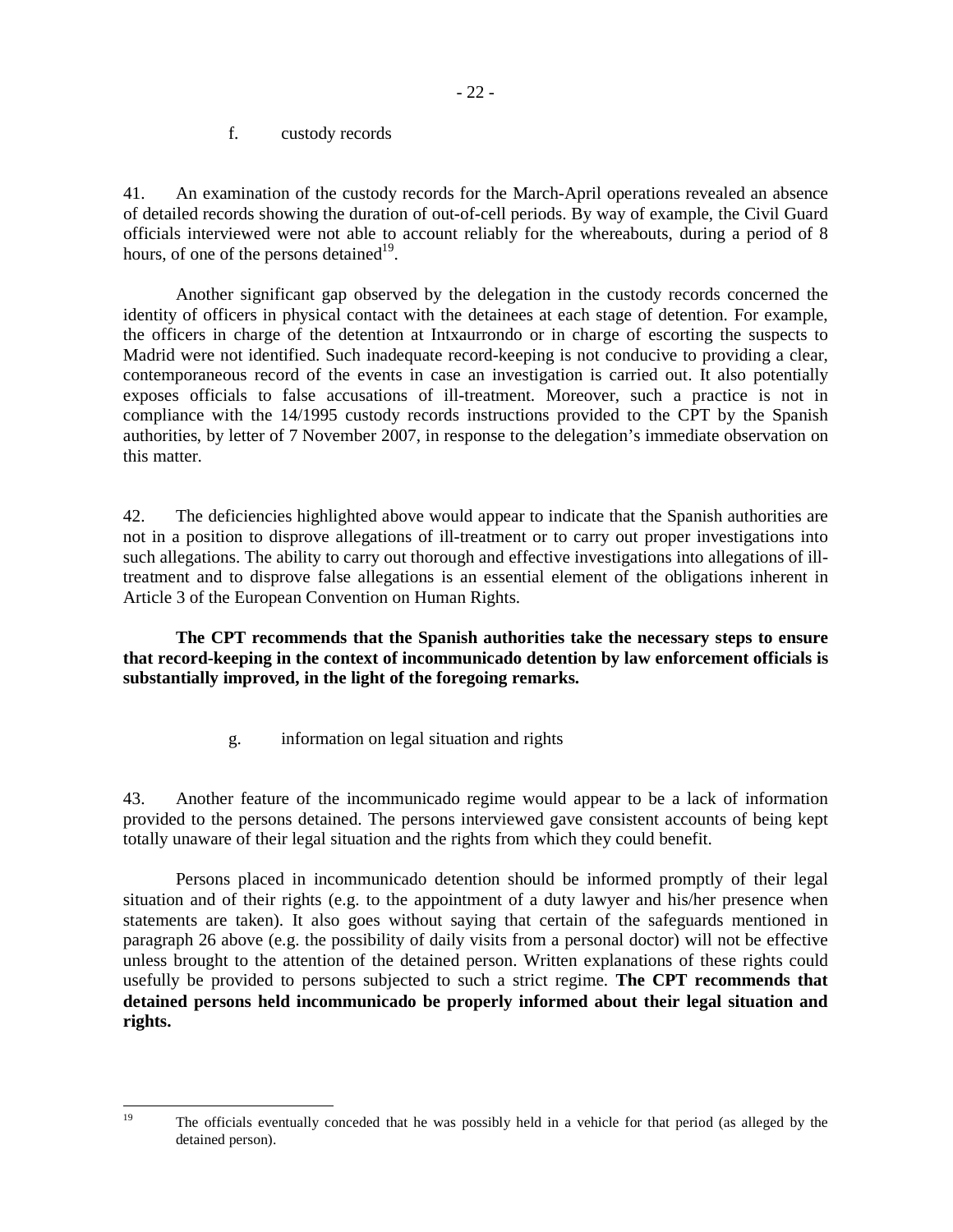f. custody records

41. An examination of the custody records for the March-April operations revealed an absence of detailed records showing the duration of out-of-cell periods. By way of example, the Civil Guard officials interviewed were not able to account reliably for the whereabouts, during a period of 8 hours, of one of the persons detained[19].

Another significant gap observed by the delegation in the custody records concerned the identity of officers in physical contact with the detainees at each stage of detention. For example, the officers in charge of the detention at Intxaurrondo or in charge of escorting the suspects to Madrid were not identified. Such inadequate record-keeping is not conducive to providing a clear, contemporaneous record of the events in case an investigation is carried out. It also potentially exposes officials to false accusations of ill-treatment. Moreover, such a practice is not in compliance with the 14/1995 custody records instructions provided to the CPT by the Spanish authorities, by letter of 7 November 2007, in response to the delegation's immediate observation on this matter.

42. The deficiencies highlighted above would appear to indicate that the Spanish authorities are not in a position to disprove allegations of ill-treatment or to carry out proper investigations into such allegations. The ability to carry out thorough and effective investigations into allegations of ill-treatment and to disprove false allegations is an essential element of the obligations inherent in Article 3 of the European Convention on Human Rights.

**The CPT recommends that the Spanish authorities take the necessary steps to ensure that record-keeping in the context of incommunicado detention by law enforcement officials is substantially improved, in the light of the foregoing remarks.**

g. information on legal situation and rights

43. Another feature of the incommunicado regime would appear to be a lack of information provided to the persons detained. The persons interviewed gave consistent accounts of being kept totally unaware of their legal situation and the rights from which they could benefit.

Persons placed in incommunicado detention should be informed promptly of their legal situation and of their rights (e.g. to the appointment of a duty lawyer and his/her presence when statements are taken). It also goes without saying that certain of the safeguards mentioned in paragraph 26 above (e.g. the possibility of daily visits from a personal doctor) will not be effective unless brought to the attention of the detained person. Written explanations of these rights could usefully be provided to persons subjected to such a strict regime. **The CPT recommends that detained persons held incommunicado be properly informed about their legal situation and rights.**

---

[19] The officials eventually conceded that he was possibly held in a vehicle for that period (as alleged by the detained person).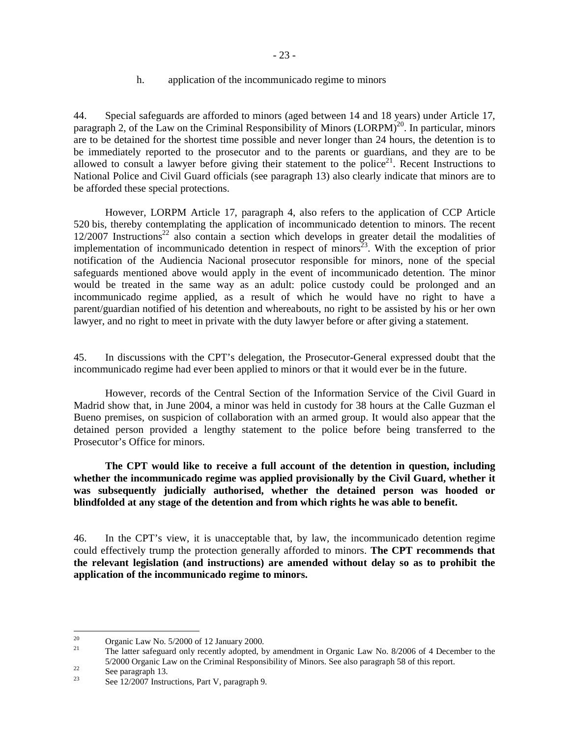h. application of the incommunicado regime to minors

44. Special safeguards are afforded to minors (aged between 14 and 18 years) under Article 17, paragraph 2, of the Law on the Criminal Responsibility of Minors (LORPM)[20]. In particular, minors are to be detained for the shortest time possible and never longer than 24 hours, the detention is to be immediately reported to the prosecutor and to the parents or guardians, and they are to be allowed to consult a lawyer before giving their statement to the police[21]. Recent Instructions to National Police and Civil Guard officials (see paragraph 13) also clearly indicate that minors are to be afforded these special protections.

However, LORPM Article 17, paragraph 4, also refers to the application of CCP Article 520 bis, thereby contemplating the application of incommunicado detention to minors. The recent 12/2007 Instructions[22] also contain a section which develops in greater detail the modalities of implementation of incommunicado detention in respect of minors[23]. With the exception of prior notification of the Audiencia Nacional prosecutor responsible for minors, none of the special safeguards mentioned above would apply in the event of incommunicado detention. The minor would be treated in the same way as an adult: police custody could be prolonged and an incommunicado regime applied, as a result of which he would have no right to have a parent/guardian notified of his detention and whereabouts, no right to be assisted by his or her own lawyer, and no right to meet in private with the duty lawyer before or after giving a statement.

45. In discussions with the CPT's delegation, the Prosecutor-General expressed doubt that the incommunicado regime had ever been applied to minors or that it would ever be in the future.

However, records of the Central Section of the Information Service of the Civil Guard in Madrid show that, in June 2004, a minor was held in custody for 38 hours at the Calle Guzman el Bueno premises, on suspicion of collaboration with an armed group. It would also appear that the detained person provided a lengthy statement to the police before being transferred to the Prosecutor's Office for minors.

**The CPT would like to receive a full account of the detention in question, including whether the incommunicado regime was applied provisionally by the Civil Guard, whether it was subsequently judicially authorised, whether the detained person was hooded or blindfolded at any stage of the detention and from which rights he was able to benefit.**

46. In the CPT's view, it is unacceptable that, by law, the incommunicado detention regime could effectively trump the protection generally afforded to minors. **The CPT recommends that the relevant legislation (and instructions) are amended without delay so as to prohibit the application of the incommunicado regime to minors.**

---

[20] Organic Law No. 5/2000 of 12 January 2000.

[21] The latter safeguard only recently adopted, by amendment in Organic Law No. 8/2006 of 4 December to the 5/2000 Organic Law on the Criminal Responsibility of Minors. See also paragraph 58 of this report.

[22] See paragraph 13.

[23] See 12/2007 Instructions, Part V, paragraph 9.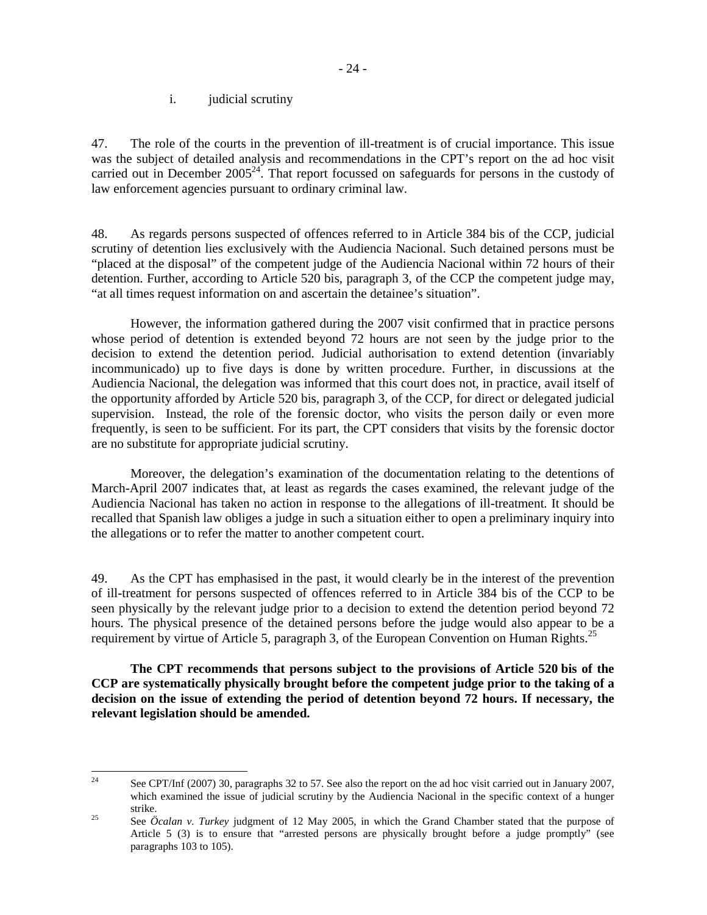i. judicial scrutiny

47. The role of the courts in the prevention of ill-treatment is of crucial importance. This issue was the subject of detailed analysis and recommendations in the CPT's report on the ad hoc visit carried out in December 2005[24]. That report focussed on safeguards for persons in the custody of law enforcement agencies pursuant to ordinary criminal law.

48. As regards persons suspected of offences referred to in Article 384 bis of the CCP, judicial scrutiny of detention lies exclusively with the Audiencia Nacional. Such detained persons must be "placed at the disposal" of the competent judge of the Audiencia Nacional within 72 hours of their detention. Further, according to Article 520 bis, paragraph 3, of the CCP the competent judge may, "at all times request information on and ascertain the detainee's situation".

However, the information gathered during the 2007 visit confirmed that in practice persons whose period of detention is extended beyond 72 hours are not seen by the judge prior to the decision to extend the detention period. Judicial authorisation to extend detention (invariably incommunicado) up to five days is done by written procedure. Further, in discussions at the Audiencia Nacional, the delegation was informed that this court does not, in practice, avail itself of the opportunity afforded by Article 520 bis, paragraph 3, of the CCP, for direct or delegated judicial supervision. Instead, the role of the forensic doctor, who visits the person daily or even more frequently, is seen to be sufficient. For its part, the CPT considers that visits by the forensic doctor are no substitute for appropriate judicial scrutiny.

Moreover, the delegation's examination of the documentation relating to the detentions of March-April 2007 indicates that, at least as regards the cases examined, the relevant judge of the Audiencia Nacional has taken no action in response to the allegations of ill-treatment. It should be recalled that Spanish law obliges a judge in such a situation either to open a preliminary inquiry into the allegations or to refer the matter to another competent court.

49. As the CPT has emphasised in the past, it would clearly be in the interest of the prevention of ill-treatment for persons suspected of offences referred to in Article 384 bis of the CCP to be seen physically by the relevant judge prior to a decision to extend the detention period beyond 72 hours. The physical presence of the detained persons before the judge would also appear to be a requirement by virtue of Article 5, paragraph 3, of the European Convention on Human Rights.[25]

**The CPT recommends that persons subject to the provisions of Article 520 bis of the CCP are systematically physically brought before the competent judge prior to the taking of a decision on the issue of extending the period of detention beyond 72 hours. If necessary, the relevant legislation should be amended.**

---

[24] See CPT/Inf (2007) 30, paragraphs 32 to 57. See also the report on the ad hoc visit carried out in January 2007, which examined the issue of judicial scrutiny by the Audiencia Nacional in the specific context of a hunger strike.

[25] See *Öcalan v. Turkey* judgment of 12 May 2005, in which the Grand Chamber stated that the purpose of Article 5 (3) is to ensure that "arrested persons are physically brought before a judge promptly" (see paragraphs 103 to 105).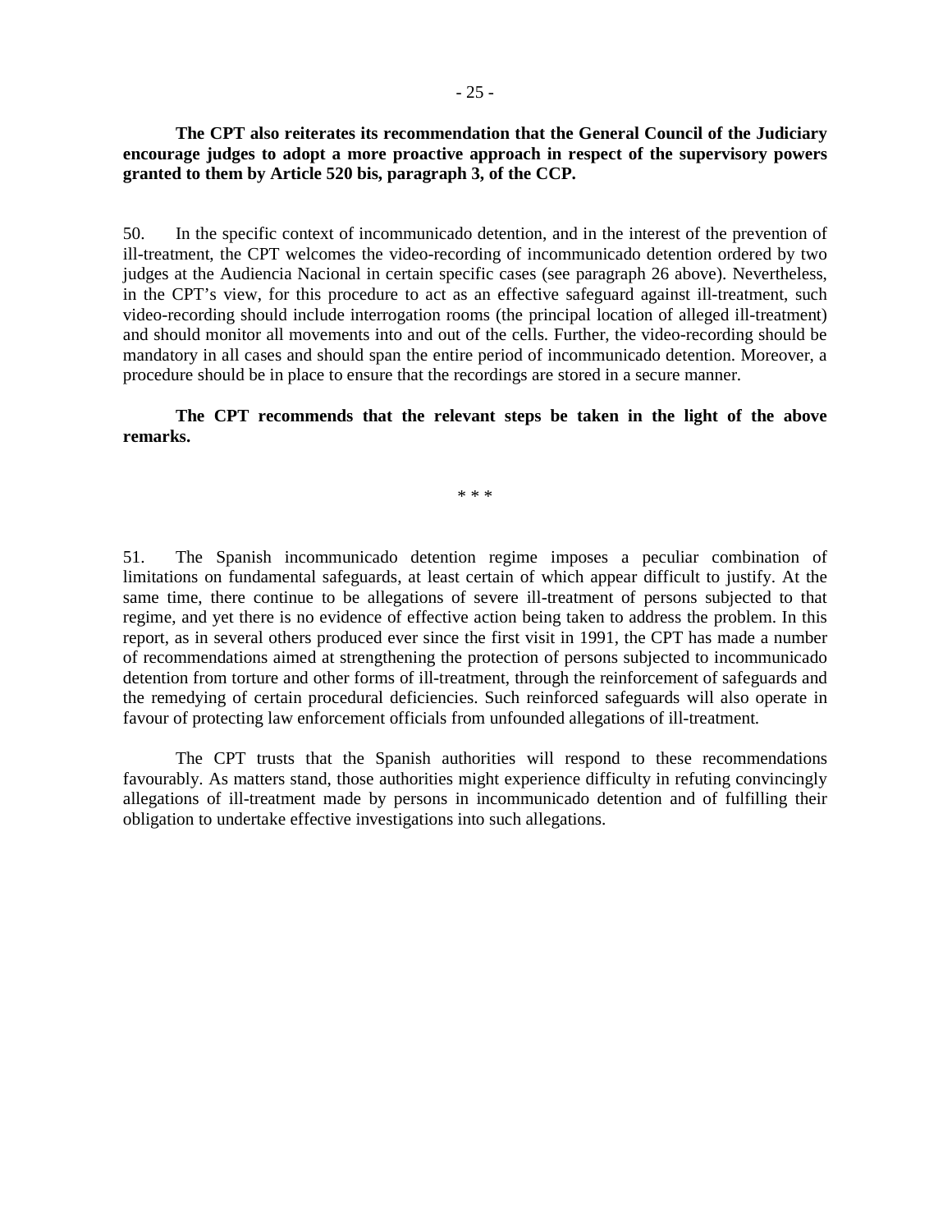**The CPT also reiterates its recommendation that the General Council of the Judiciary encourage judges to adopt a more proactive approach in respect of the supervisory powers granted to them by Article 520 bis, paragraph 3, of the CCP.**

50. In the specific context of incommunicado detention, and in the interest of the prevention of ill-treatment, the CPT welcomes the video-recording of incommunicado detention ordered by two judges at the Audiencia Nacional in certain specific cases (see paragraph 26 above). Nevertheless, in the CPT's view, for this procedure to act as an effective safeguard against ill-treatment, such video-recording should include interrogation rooms (the principal location of alleged ill-treatment) and should monitor all movements into and out of the cells. Further, the video-recording should be mandatory in all cases and should span the entire period of incommunicado detention. Moreover, a procedure should be in place to ensure that the recordings are stored in a secure manner.

**The CPT recommends that the relevant steps be taken in the light of the above remarks.**

\* \* \*

51. The Spanish incommunicado detention regime imposes a peculiar combination of limitations on fundamental safeguards, at least certain of which appear difficult to justify. At the same time, there continue to be allegations of severe ill-treatment of persons subjected to that regime, and yet there is no evidence of effective action being taken to address the problem. In this report, as in several others produced ever since the first visit in 1991, the CPT has made a number of recommendations aimed at strengthening the protection of persons subjected to incommunicado detention from torture and other forms of ill-treatment, through the reinforcement of safeguards and the remedying of certain procedural deficiencies. Such reinforced safeguards will also operate in favour of protecting law enforcement officials from unfounded allegations of ill-treatment.

The CPT trusts that the Spanish authorities will respond to these recommendations favourably. As matters stand, those authorities might experience difficulty in refuting convincingly allegations of ill-treatment made by persons in incommunicado detention and of fulfilling their obligation to undertake effective investigations into such allegations.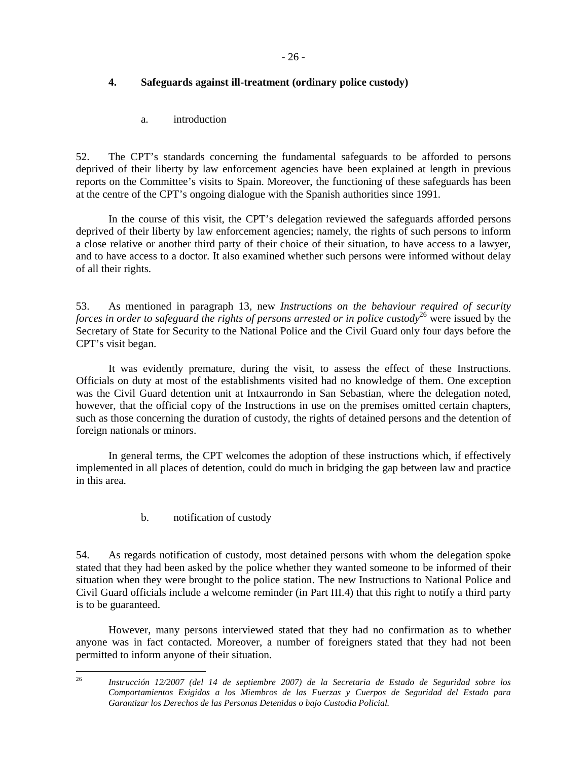### 4. Safeguards against ill-treatment (ordinary police custody)

#### a. introduction

52. The CPT's standards concerning the fundamental safeguards to be afforded to persons deprived of their liberty by law enforcement agencies have been explained at length in previous reports on the Committee's visits to Spain. Moreover, the functioning of these safeguards has been at the centre of the CPT's ongoing dialogue with the Spanish authorities since 1991.

In the course of this visit, the CPT's delegation reviewed the safeguards afforded persons deprived of their liberty by law enforcement agencies; namely, the rights of such persons to inform a close relative or another third party of their choice of their situation, to have access to a lawyer, and to have access to a doctor. It also examined whether such persons were informed without delay of all their rights.

53. As mentioned in paragraph 13, new *Instructions on the behaviour required of security forces in order to safeguard the rights of persons arrested or in police custody*[26] were issued by the Secretary of State for Security to the National Police and the Civil Guard only four days before the CPT's visit began.

It was evidently premature, during the visit, to assess the effect of these Instructions. Officials on duty at most of the establishments visited had no knowledge of them. One exception was the Civil Guard detention unit at Intxaurrondo in San Sebastian, where the delegation noted, however, that the official copy of the Instructions in use on the premises omitted certain chapters, such as those concerning the duration of custody, the rights of detained persons and the detention of foreign nationals or minors.

In general terms, the CPT welcomes the adoption of these instructions which, if effectively implemented in all places of detention, could do much in bridging the gap between law and practice in this area.

#### b. notification of custody

54. As regards notification of custody, most detained persons with whom the delegation spoke stated that they had been asked by the police whether they wanted someone to be informed of their situation when they were brought to the police station. The new Instructions to National Police and Civil Guard officials include a welcome reminder (in Part III.4) that this right to notify a third party is to be guaranteed.

However, many persons interviewed stated that they had no confirmation as to whether anyone was in fact contacted. Moreover, a number of foreigners stated that they had not been permitted to inform anyone of their situation.

---

[26] *Instrucción 12/2007 (del 14 de septiembre 2007) de la Secretaria de Estado de Seguridad sobre los Comportamientos Exigidos a los Miembros de las Fuerzas y Cuerpos de Seguridad del Estado para Garantizar los Derechos de las Personas Detenidas o bajo Custodia Policial.*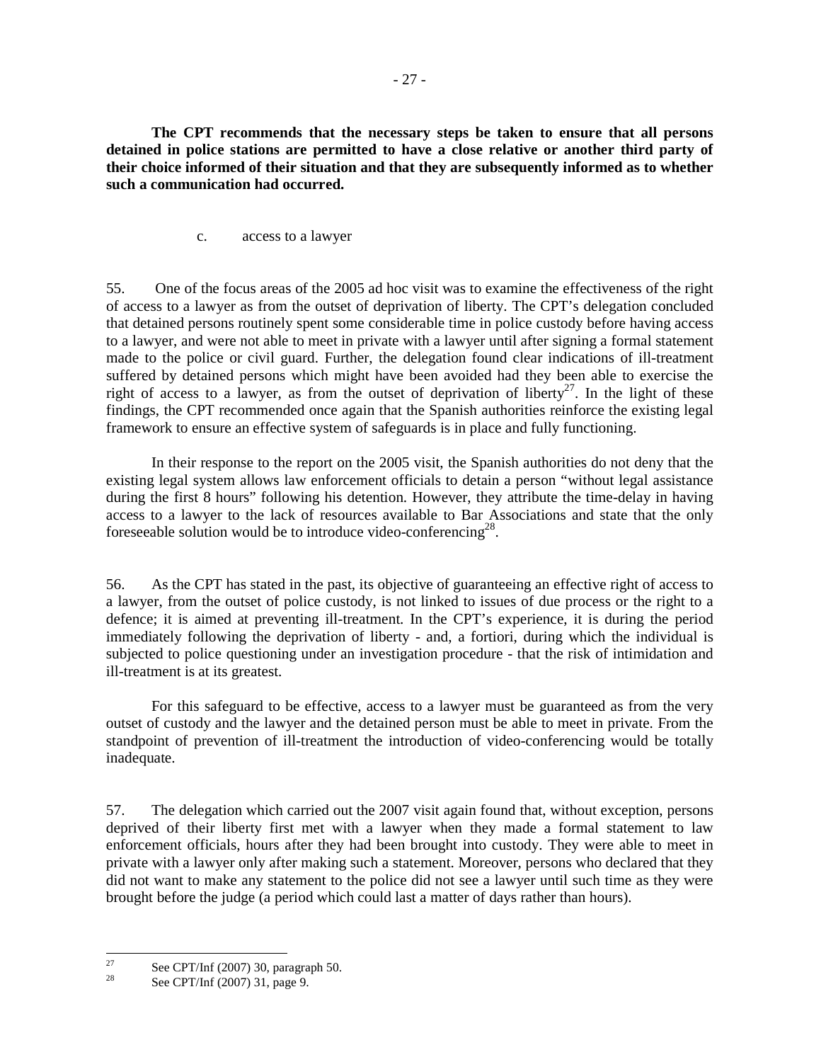**The CPT recommends that the necessary steps be taken to ensure that all persons detained in police stations are permitted to have a close relative or another third party of their choice informed of their situation and that they are subsequently informed as to whether such a communication had occurred.**

c. access to a lawyer

55. One of the focus areas of the 2005 ad hoc visit was to examine the effectiveness of the right of access to a lawyer as from the outset of deprivation of liberty. The CPT's delegation concluded that detained persons routinely spent some considerable time in police custody before having access to a lawyer, and were not able to meet in private with a lawyer until after signing a formal statement made to the police or civil guard. Further, the delegation found clear indications of ill-treatment suffered by detained persons which might have been avoided had they been able to exercise the right of access to a lawyer, as from the outset of deprivation of liberty[27]. In the light of these findings, the CPT recommended once again that the Spanish authorities reinforce the existing legal framework to ensure an effective system of safeguards is in place and fully functioning.

In their response to the report on the 2005 visit, the Spanish authorities do not deny that the existing legal system allows law enforcement officials to detain a person "without legal assistance during the first 8 hours" following his detention. However, they attribute the time-delay in having access to a lawyer to the lack of resources available to Bar Associations and state that the only foreseeable solution would be to introduce video-conferencing[28].

56. As the CPT has stated in the past, its objective of guaranteeing an effective right of access to a lawyer, from the outset of police custody, is not linked to issues of due process or the right to a defence; it is aimed at preventing ill-treatment. In the CPT's experience, it is during the period immediately following the deprivation of liberty - and, a fortiori, during which the individual is subjected to police questioning under an investigation procedure - that the risk of intimidation and ill-treatment is at its greatest.

For this safeguard to be effective, access to a lawyer must be guaranteed as from the very outset of custody and the lawyer and the detained person must be able to meet in private. From the standpoint of prevention of ill-treatment the introduction of video-conferencing would be totally inadequate.

57. The delegation which carried out the 2007 visit again found that, without exception, persons deprived of their liberty first met with a lawyer when they made a formal statement to law enforcement officials, hours after they had been brought into custody. They were able to meet in private with a lawyer only after making such a statement. Moreover, persons who declared that they did not want to make any statement to the police did not see a lawyer until such time as they were brought before the judge (a period which could last a matter of days rather than hours).

---

[27] See CPT/Inf (2007) 30, paragraph 50.

[28] See CPT/Inf (2007) 31, page 9.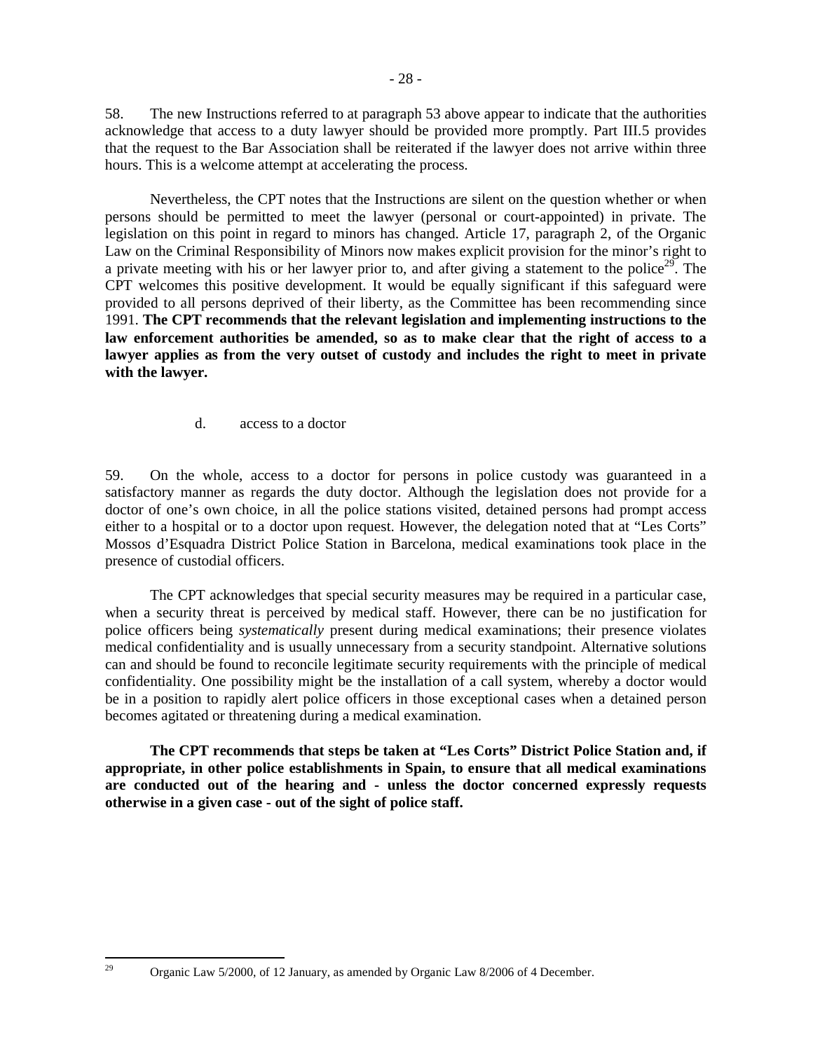58. The new Instructions referred to at paragraph 53 above appear to indicate that the authorities acknowledge that access to a duty lawyer should be provided more promptly. Part III.5 provides that the request to the Bar Association shall be reiterated if the lawyer does not arrive within three hours. This is a welcome attempt at accelerating the process.

Nevertheless, the CPT notes that the Instructions are silent on the question whether or when persons should be permitted to meet the lawyer (personal or court-appointed) in private. The legislation on this point in regard to minors has changed. Article 17, paragraph 2, of the Organic Law on the Criminal Responsibility of Minors now makes explicit provision for the minor's right to a private meeting with his or her lawyer prior to, and after giving a statement to the police[29]. The CPT welcomes this positive development. It would be equally significant if this safeguard were provided to all persons deprived of their liberty, as the Committee has been recommending since 1991. **The CPT recommends that the relevant legislation and implementing instructions to the law enforcement authorities be amended, so as to make clear that the right of access to a lawyer applies as from the very outset of custody and includes the right to meet in private with the lawyer.**

d. access to a doctor

59. On the whole, access to a doctor for persons in police custody was guaranteed in a satisfactory manner as regards the duty doctor. Although the legislation does not provide for a doctor of one's own choice, in all the police stations visited, detained persons had prompt access either to a hospital or to a doctor upon request. However, the delegation noted that at "Les Corts" Mossos d'Esquadra District Police Station in Barcelona, medical examinations took place in the presence of custodial officers.

The CPT acknowledges that special security measures may be required in a particular case, when a security threat is perceived by medical staff. However, there can be no justification for police officers being *systematically* present during medical examinations; their presence violates medical confidentiality and is usually unnecessary from a security standpoint. Alternative solutions can and should be found to reconcile legitimate security requirements with the principle of medical confidentiality. One possibility might be the installation of a call system, whereby a doctor would be in a position to rapidly alert police officers in those exceptional cases when a detained person becomes agitated or threatening during a medical examination.

**The CPT recommends that steps be taken at "Les Corts" District Police Station and, if appropriate, in other police establishments in Spain, to ensure that all medical examinations are conducted out of the hearing and - unless the doctor concerned expressly requests otherwise in a given case - out of the sight of police staff.**

---

[29] Organic Law 5/2000, of 12 January, as amended by Organic Law 8/2006 of 4 December.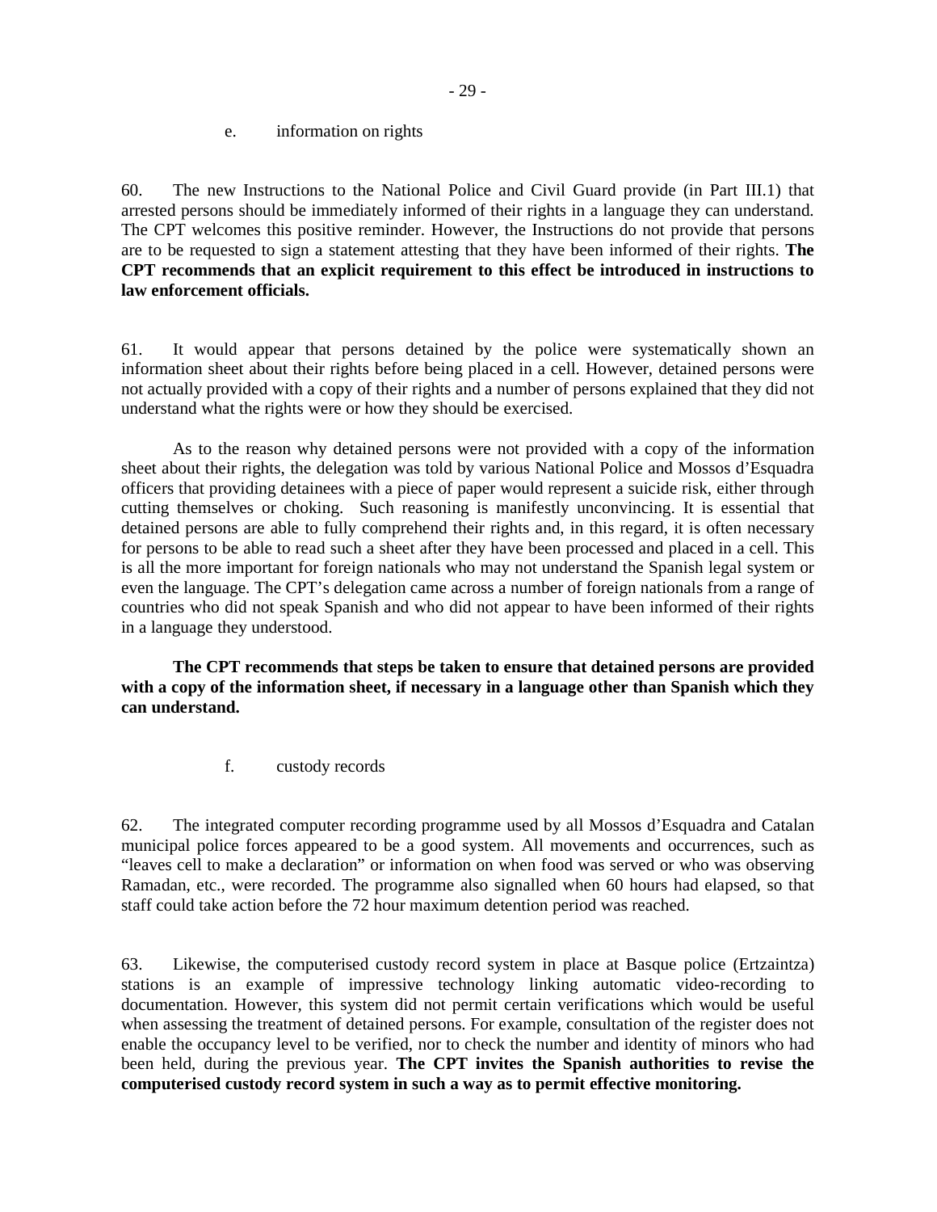### e. information on rights

60. The new Instructions to the National Police and Civil Guard provide (in Part III.1) that arrested persons should be immediately informed of their rights in a language they can understand. The CPT welcomes this positive reminder. However, the Instructions do not provide that persons are to be requested to sign a statement attesting that they have been informed of their rights. **The CPT recommends that an explicit requirement to this effect be introduced in instructions to law enforcement officials.**

61. It would appear that persons detained by the police were systematically shown an information sheet about their rights before being placed in a cell. However, detained persons were not actually provided with a copy of their rights and a number of persons explained that they did not understand what the rights were or how they should be exercised.

As to the reason why detained persons were not provided with a copy of the information sheet about their rights, the delegation was told by various National Police and Mossos d'Esquadra officers that providing detainees with a piece of paper would represent a suicide risk, either through cutting themselves or choking. Such reasoning is manifestly unconvincing. It is essential that detained persons are able to fully comprehend their rights and, in this regard, it is often necessary for persons to be able to read such a sheet after they have been processed and placed in a cell. This is all the more important for foreign nationals who may not understand the Spanish legal system or even the language. The CPT's delegation came across a number of foreign nationals from a range of countries who did not speak Spanish and who did not appear to have been informed of their rights in a language they understood.

**The CPT recommends that steps be taken to ensure that detained persons are provided with a copy of the information sheet, if necessary in a language other than Spanish which they can understand.**

### f. custody records

62. The integrated computer recording programme used by all Mossos d'Esquadra and Catalan municipal police forces appeared to be a good system. All movements and occurrences, such as "leaves cell to make a declaration" or information on when food was served or who was observing Ramadan, etc., were recorded. The programme also signalled when 60 hours had elapsed, so that staff could take action before the 72 hour maximum detention period was reached.

63. Likewise, the computerised custody record system in place at Basque police (Ertzaintza) stations is an example of impressive technology linking automatic video-recording to documentation. However, this system did not permit certain verifications which would be useful when assessing the treatment of detained persons. For example, consultation of the register does not enable the occupancy level to be verified, nor to check the number and identity of minors who had been held, during the previous year. **The CPT invites the Spanish authorities to revise the computerised custody record system in such a way as to permit effective monitoring.**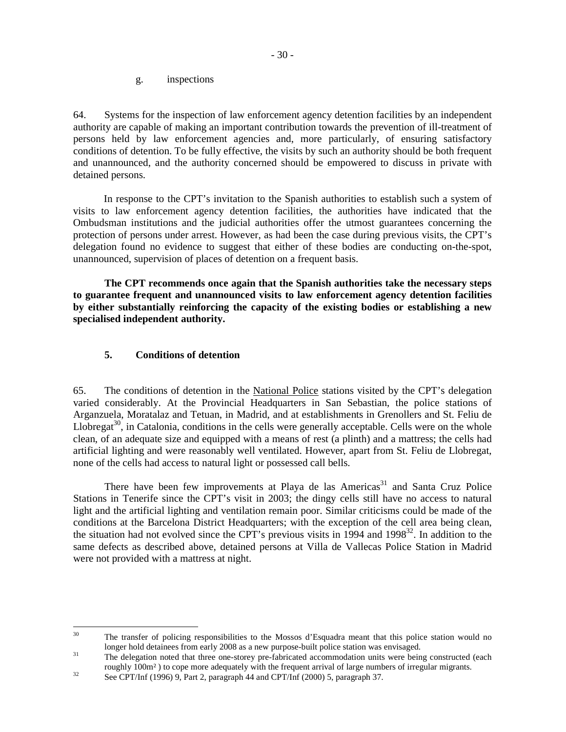g. inspections

64. Systems for the inspection of law enforcement agency detention facilities by an independent authority are capable of making an important contribution towards the prevention of ill-treatment of persons held by law enforcement agencies and, more particularly, of ensuring satisfactory conditions of detention. To be fully effective, the visits by such an authority should be both frequent and unannounced, and the authority concerned should be empowered to discuss in private with detained persons.

In response to the CPT's invitation to the Spanish authorities to establish such a system of visits to law enforcement agency detention facilities, the authorities have indicated that the Ombudsman institutions and the judicial authorities offer the utmost guarantees concerning the protection of persons under arrest. However, as had been the case during previous visits, the CPT's delegation found no evidence to suggest that either of these bodies are conducting on-the-spot, unannounced, supervision of places of detention on a frequent basis.

**The CPT recommends once again that the Spanish authorities take the necessary steps to guarantee frequent and unannounced visits to law enforcement agency detention facilities by either substantially reinforcing the capacity of the existing bodies or establishing a new specialised independent authority.**

## 5. Conditions of detention

65. The conditions of detention in the National Police stations visited by the CPT's delegation varied considerably. At the Provincial Headquarters in San Sebastian, the police stations of Arganzuela, Moratalaz and Tetuan, in Madrid, and at establishments in Grenollers and St. Feliu de Llobregat[30], in Catalonia, conditions in the cells were generally acceptable. Cells were on the whole clean, of an adequate size and equipped with a means of rest (a plinth) and a mattress; the cells had artificial lighting and were reasonably well ventilated. However, apart from St. Feliu de Llobregat, none of the cells had access to natural light or possessed call bells.

There have been few improvements at Playa de las Americas[31] and Santa Cruz Police Stations in Tenerife since the CPT's visit in 2003; the dingy cells still have no access to natural light and the artificial lighting and ventilation remain poor. Similar criticisms could be made of the conditions at the Barcelona District Headquarters; with the exception of the cell area being clean, the situation had not evolved since the CPT's previous visits in 1994 and 1998[32]. In addition to the same defects as described above, detained persons at Villa de Vallecas Police Station in Madrid were not provided with a mattress at night.

---

[30] The transfer of policing responsibilities to the Mossos d'Esquadra meant that this police station would no longer hold detainees from early 2008 as a new purpose-built police station was envisaged.

[31] The delegation noted that three one-storey pre-fabricated accommodation units were being constructed (each roughly 100m²) to cope more adequately with the frequent arrival of large numbers of irregular migrants.

[32] See CPT/Inf (1996) 9, Part 2, paragraph 44 and CPT/Inf (2000) 5, paragraph 37.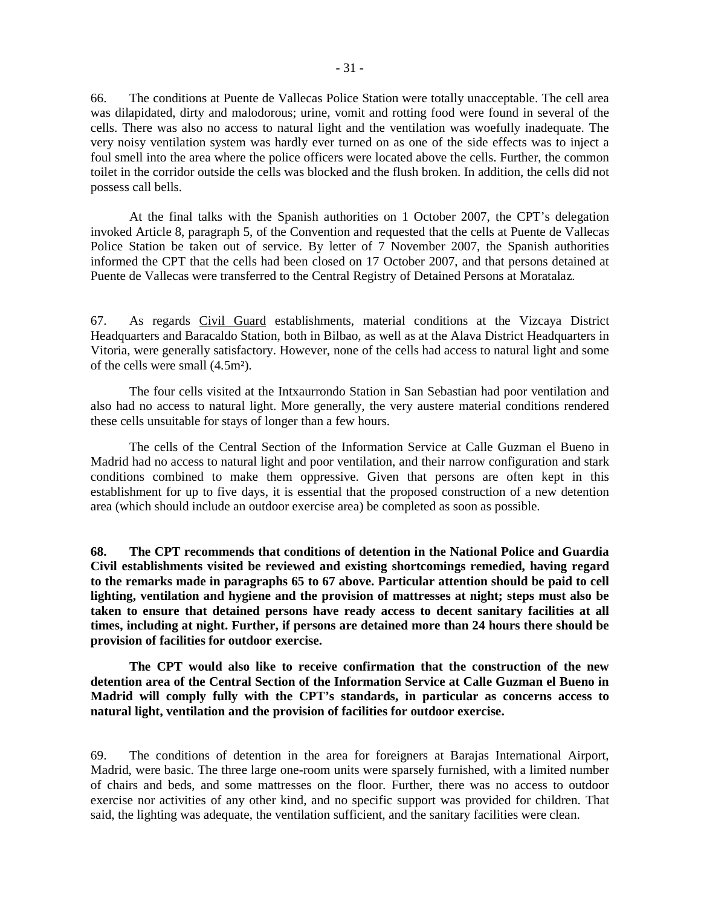66. The conditions at Puente de Vallecas Police Station were totally unacceptable. The cell area was dilapidated, dirty and malodorous; urine, vomit and rotting food were found in several of the cells. There was also no access to natural light and the ventilation was woefully inadequate. The very noisy ventilation system was hardly ever turned on as one of the side effects was to inject a foul smell into the area where the police officers were located above the cells. Further, the common toilet in the corridor outside the cells was blocked and the flush broken. In addition, the cells did not possess call bells.

At the final talks with the Spanish authorities on 1 October 2007, the CPT's delegation invoked Article 8, paragraph 5, of the Convention and requested that the cells at Puente de Vallecas Police Station be taken out of service. By letter of 7 November 2007, the Spanish authorities informed the CPT that the cells had been closed on 17 October 2007, and that persons detained at Puente de Vallecas were transferred to the Central Registry of Detained Persons at Moratalaz.

67. As regards Civil Guard establishments, material conditions at the Vizcaya District Headquarters and Baracaldo Station, both in Bilbao, as well as at the Alava District Headquarters in Vitoria, were generally satisfactory. However, none of the cells had access to natural light and some of the cells were small (4.5m²).

The four cells visited at the Intxaurrondo Station in San Sebastian had poor ventilation and also had no access to natural light. More generally, the very austere material conditions rendered these cells unsuitable for stays of longer than a few hours.

The cells of the Central Section of the Information Service at Calle Guzman el Bueno in Madrid had no access to natural light and poor ventilation, and their narrow configuration and stark conditions combined to make them oppressive. Given that persons are often kept in this establishment for up to five days, it is essential that the proposed construction of a new detention area (which should include an outdoor exercise area) be completed as soon as possible.

**68. The CPT recommends that conditions of detention in the National Police and Guardia Civil establishments visited be reviewed and existing shortcomings remedied, having regard to the remarks made in paragraphs 65 to 67 above. Particular attention should be paid to cell lighting, ventilation and hygiene and the provision of mattresses at night; steps must also be taken to ensure that detained persons have ready access to decent sanitary facilities at all times, including at night. Further, if persons are detained more than 24 hours there should be provision of facilities for outdoor exercise.**

**The CPT would also like to receive confirmation that the construction of the new detention area of the Central Section of the Information Service at Calle Guzman el Bueno in Madrid will comply fully with the CPT's standards, in particular as concerns access to natural light, ventilation and the provision of facilities for outdoor exercise.**

69. The conditions of detention in the area for foreigners at Barajas International Airport, Madrid, were basic. The three large one-room units were sparsely furnished, with a limited number of chairs and beds, and some mattresses on the floor. Further, there was no access to outdoor exercise nor activities of any other kind, and no specific support was provided for children. That said, the lighting was adequate, the ventilation sufficient, and the sanitary facilities were clean.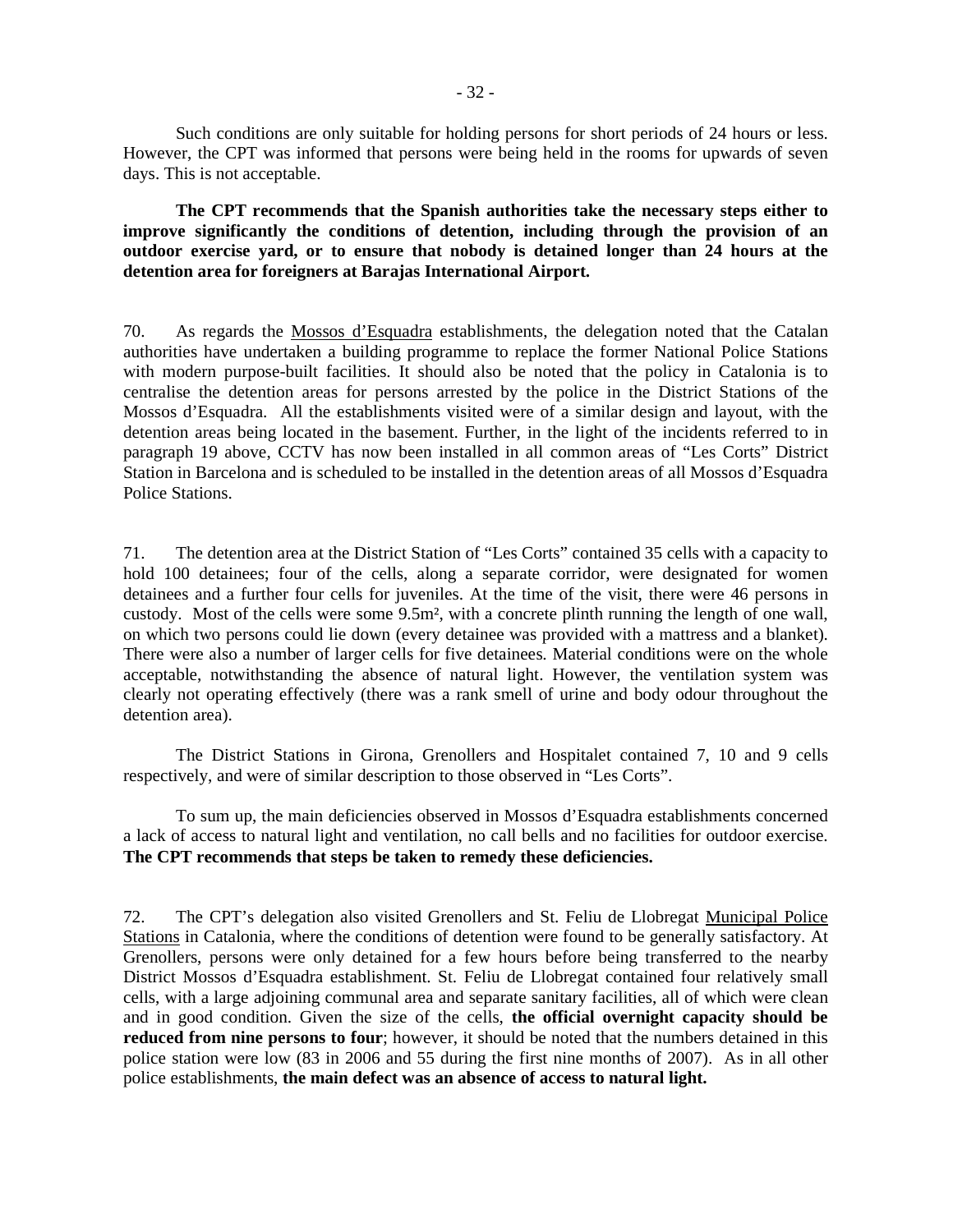Such conditions are only suitable for holding persons for short periods of 24 hours or less. However, the CPT was informed that persons were being held in the rooms for upwards of seven days. This is not acceptable.

**The CPT recommends that the Spanish authorities take the necessary steps either to improve significantly the conditions of detention, including through the provision of an outdoor exercise yard, or to ensure that nobody is detained longer than 24 hours at the detention area for foreigners at Barajas International Airport.**

70. As regards the Mossos d'Esquadra establishments, the delegation noted that the Catalan authorities have undertaken a building programme to replace the former National Police Stations with modern purpose-built facilities. It should also be noted that the policy in Catalonia is to centralise the detention areas for persons arrested by the police in the District Stations of the Mossos d'Esquadra. All the establishments visited were of a similar design and layout, with the detention areas being located in the basement. Further, in the light of the incidents referred to in paragraph 19 above, CCTV has now been installed in all common areas of "Les Corts" District Station in Barcelona and is scheduled to be installed in the detention areas of all Mossos d'Esquadra Police Stations.

71. The detention area at the District Station of "Les Corts" contained 35 cells with a capacity to hold 100 detainees; four of the cells, along a separate corridor, were designated for women detainees and a further four cells for juveniles. At the time of the visit, there were 46 persons in custody. Most of the cells were some 9.5m², with a concrete plinth running the length of one wall, on which two persons could lie down (every detainee was provided with a mattress and a blanket). There were also a number of larger cells for five detainees. Material conditions were on the whole acceptable, notwithstanding the absence of natural light. However, the ventilation system was clearly not operating effectively (there was a rank smell of urine and body odour throughout the detention area).

The District Stations in Girona, Grenollers and Hospitalet contained 7, 10 and 9 cells respectively, and were of similar description to those observed in "Les Corts".

To sum up, the main deficiencies observed in Mossos d'Esquadra establishments concerned a lack of access to natural light and ventilation, no call bells and no facilities for outdoor exercise. **The CPT recommends that steps be taken to remedy these deficiencies.**

72. The CPT's delegation also visited Grenollers and St. Feliu de Llobregat Municipal Police Stations in Catalonia, where the conditions of detention were found to be generally satisfactory. At Grenollers, persons were only detained for a few hours before being transferred to the nearby District Mossos d'Esquadra establishment. St. Feliu de Llobregat contained four relatively small cells, with a large adjoining communal area and separate sanitary facilities, all of which were clean and in good condition. Given the size of the cells, **the official overnight capacity should be reduced from nine persons to four**; however, it should be noted that the numbers detained in this police station were low (83 in 2006 and 55 during the first nine months of 2007). As in all other police establishments, **the main defect was an absence of access to natural light.**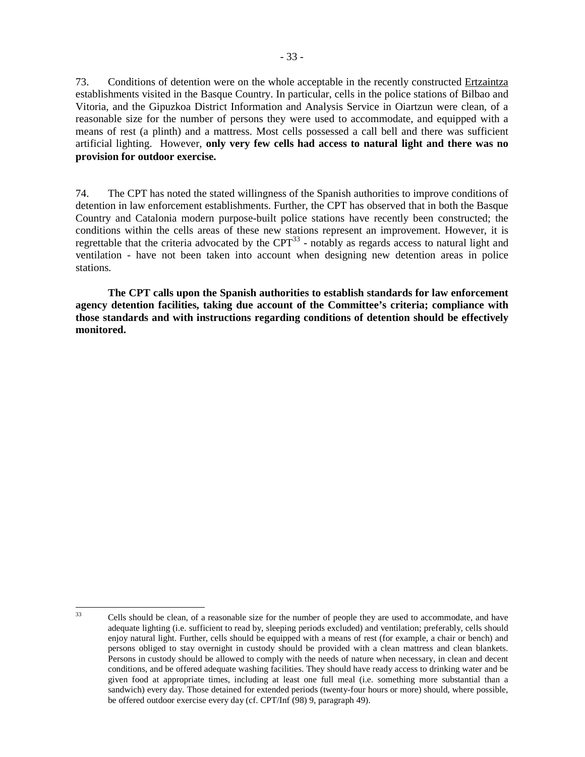73. Conditions of detention were on the whole acceptable in the recently constructed Ertzaintza establishments visited in the Basque Country. In particular, cells in the police stations of Bilbao and Vitoria, and the Gipuzkoa District Information and Analysis Service in Oiartzun were clean, of a reasonable size for the number of persons they were used to accommodate, and equipped with a means of rest (a plinth) and a mattress. Most cells possessed a call bell and there was sufficient artificial lighting. However, **only very few cells had access to natural light and there was no provision for outdoor exercise.**

74. The CPT has noted the stated willingness of the Spanish authorities to improve conditions of detention in law enforcement establishments. Further, the CPT has observed that in both the Basque Country and Catalonia modern purpose-built police stations have recently been constructed; the conditions within the cells areas of these new stations represent an improvement. However, it is regrettable that the criteria advocated by the CPT[33] - notably as regards access to natural light and ventilation - have not been taken into account when designing new detention areas in police stations.

**The CPT calls upon the Spanish authorities to establish standards for law enforcement agency detention facilities, taking due account of the Committee's criteria; compliance with those standards and with instructions regarding conditions of detention should be effectively monitored.**

---

[33] Cells should be clean, of a reasonable size for the number of people they are used to accommodate, and have adequate lighting (i.e. sufficient to read by, sleeping periods excluded) and ventilation; preferably, cells should enjoy natural light. Further, cells should be equipped with a means of rest (for example, a chair or bench) and persons obliged to stay overnight in custody should be provided with a clean mattress and clean blankets. Persons in custody should be allowed to comply with the needs of nature when necessary, in clean and decent conditions, and be offered adequate washing facilities. They should have ready access to drinking water and be given food at appropriate times, including at least one full meal (i.e. something more substantial than a sandwich) every day. Those detained for extended periods (twenty-four hours or more) should, where possible, be offered outdoor exercise every day (cf. CPT/Inf (98) 9, paragraph 49).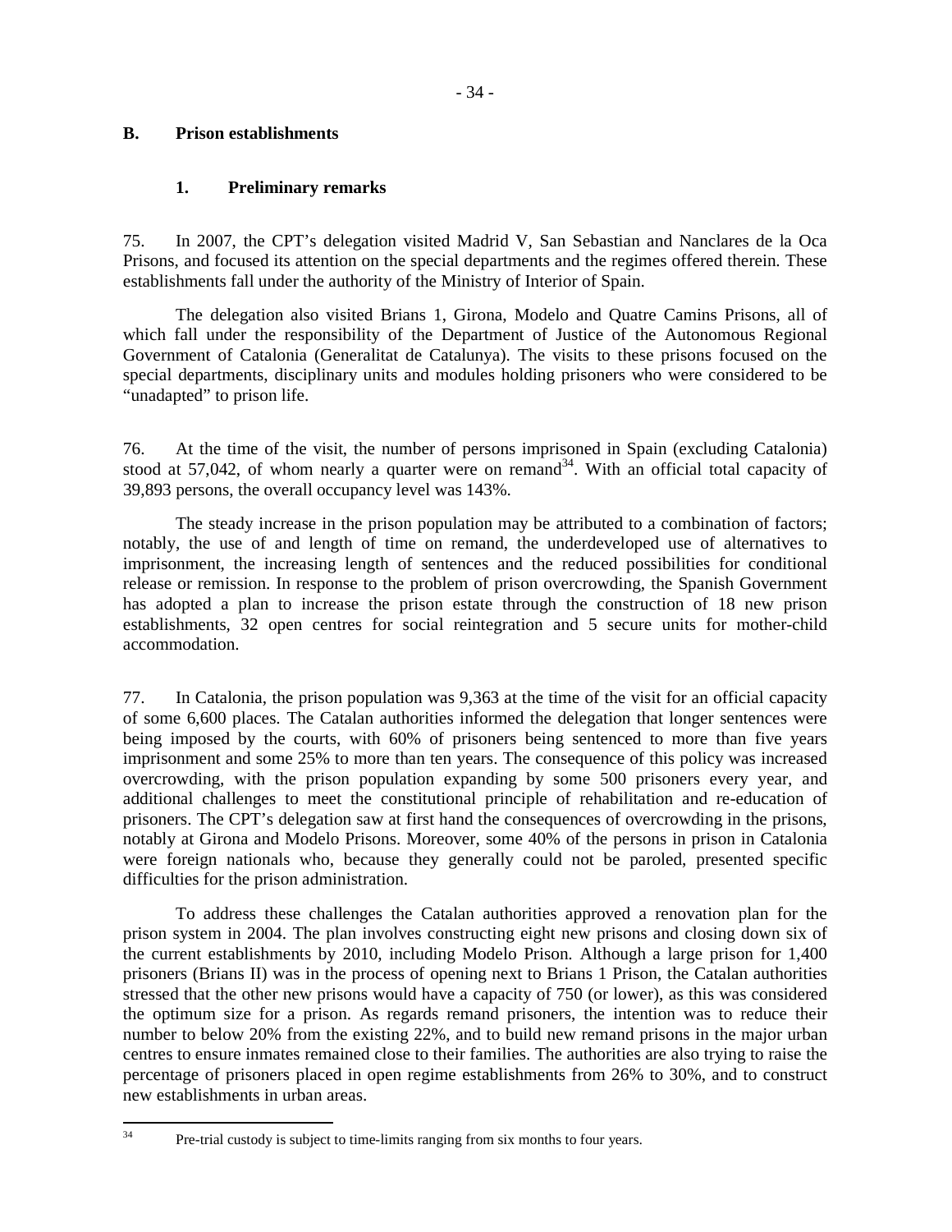## B. Prison establishments

### 1. Preliminary remarks

75. In 2007, the CPT's delegation visited Madrid V, San Sebastian and Nanclares de la Oca Prisons, and focused its attention on the special departments and the regimes offered therein. These establishments fall under the authority of the Ministry of Interior of Spain.

The delegation also visited Brians 1, Girona, Modelo and Quatre Camins Prisons, all of which fall under the responsibility of the Department of Justice of the Autonomous Regional Government of Catalonia (Generalitat de Catalunya). The visits to these prisons focused on the special departments, disciplinary units and modules holding prisoners who were considered to be "unadapted" to prison life.

76. At the time of the visit, the number of persons imprisoned in Spain (excluding Catalonia) stood at 57,042, of whom nearly a quarter were on remand[34]. With an official total capacity of 39,893 persons, the overall occupancy level was 143%.

The steady increase in the prison population may be attributed to a combination of factors; notably, the use of and length of time on remand, the underdeveloped use of alternatives to imprisonment, the increasing length of sentences and the reduced possibilities for conditional release or remission. In response to the problem of prison overcrowding, the Spanish Government has adopted a plan to increase the prison estate through the construction of 18 new prison establishments, 32 open centres for social reintegration and 5 secure units for mother-child accommodation.

77. In Catalonia, the prison population was 9,363 at the time of the visit for an official capacity of some 6,600 places. The Catalan authorities informed the delegation that longer sentences were being imposed by the courts, with 60% of prisoners being sentenced to more than five years imprisonment and some 25% to more than ten years. The consequence of this policy was increased overcrowding, with the prison population expanding by some 500 prisoners every year, and additional challenges to meet the constitutional principle of rehabilitation and re-education of prisoners. The CPT's delegation saw at first hand the consequences of overcrowding in the prisons, notably at Girona and Modelo Prisons. Moreover, some 40% of the persons in prison in Catalonia were foreign nationals who, because they generally could not be paroled, presented specific difficulties for the prison administration.

To address these challenges the Catalan authorities approved a renovation plan for the prison system in 2004. The plan involves constructing eight new prisons and closing down six of the current establishments by 2010, including Modelo Prison. Although a large prison for 1,400 prisoners (Brians II) was in the process of opening next to Brians 1 Prison, the Catalan authorities stressed that the other new prisons would have a capacity of 750 (or lower), as this was considered the optimum size for a prison. As regards remand prisoners, the intention was to reduce their number to below 20% from the existing 22%, and to build new remand prisons in the major urban centres to ensure inmates remained close to their families. The authorities are also trying to raise the percentage of prisoners placed in open regime establishments from 26% to 30%, and to construct new establishments in urban areas.

---

[34] Pre-trial custody is subject to time-limits ranging from six months to four years.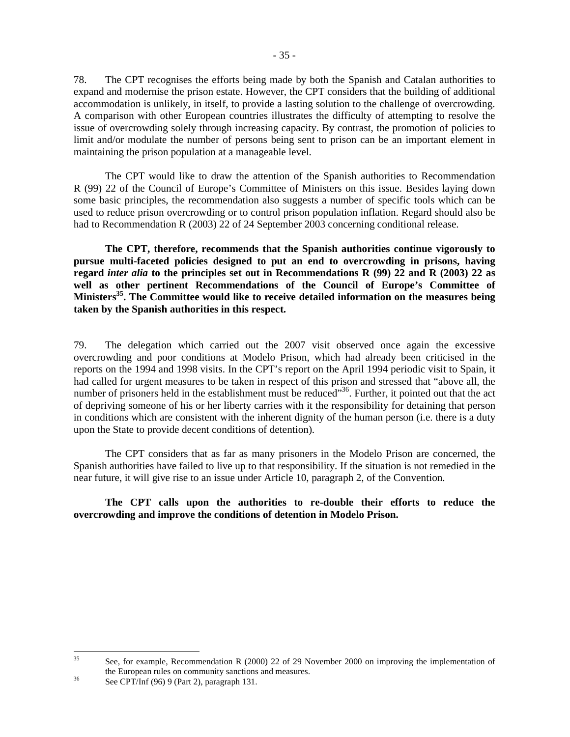78. The CPT recognises the efforts being made by both the Spanish and Catalan authorities to expand and modernise the prison estate. However, the CPT considers that the building of additional accommodation is unlikely, in itself, to provide a lasting solution to the challenge of overcrowding. A comparison with other European countries illustrates the difficulty of attempting to resolve the issue of overcrowding solely through increasing capacity. By contrast, the promotion of policies to limit and/or modulate the number of persons being sent to prison can be an important element in maintaining the prison population at a manageable level.

The CPT would like to draw the attention of the Spanish authorities to Recommendation R (99) 22 of the Council of Europe's Committee of Ministers on this issue. Besides laying down some basic principles, the recommendation also suggests a number of specific tools which can be used to reduce prison overcrowding or to control prison population inflation. Regard should also be had to Recommendation R (2003) 22 of 24 September 2003 concerning conditional release.

**The CPT, therefore, recommends that the Spanish authorities continue vigorously to pursue multi-faceted policies designed to put an end to overcrowding in prisons, having regard *inter alia* to the principles set out in Recommendations R (99) 22 and R (2003) 22 as well as other pertinent Recommendations of the Council of Europe's Committee of Ministers[35]. The Committee would like to receive detailed information on the measures being taken by the Spanish authorities in this respect.**

79. The delegation which carried out the 2007 visit observed once again the excessive overcrowding and poor conditions at Modelo Prison, which had already been criticised in the reports on the 1994 and 1998 visits. In the CPT's report on the April 1994 periodic visit to Spain, it had called for urgent measures to be taken in respect of this prison and stressed that "above all, the number of prisoners held in the establishment must be reduced"[36]. Further, it pointed out that the act of depriving someone of his or her liberty carries with it the responsibility for detaining that person in conditions which are consistent with the inherent dignity of the human person (i.e. there is a duty upon the State to provide decent conditions of detention).

The CPT considers that as far as many prisoners in the Modelo Prison are concerned, the Spanish authorities have failed to live up to that responsibility. If the situation is not remedied in the near future, it will give rise to an issue under Article 10, paragraph 2, of the Convention.

**The CPT calls upon the authorities to re-double their efforts to reduce the overcrowding and improve the conditions of detention in Modelo Prison.**

---

[35] See, for example, Recommendation R (2000) 22 of 29 November 2000 on improving the implementation of the European rules on community sanctions and measures.

[36] See CPT/Inf (96) 9 (Part 2), paragraph 131.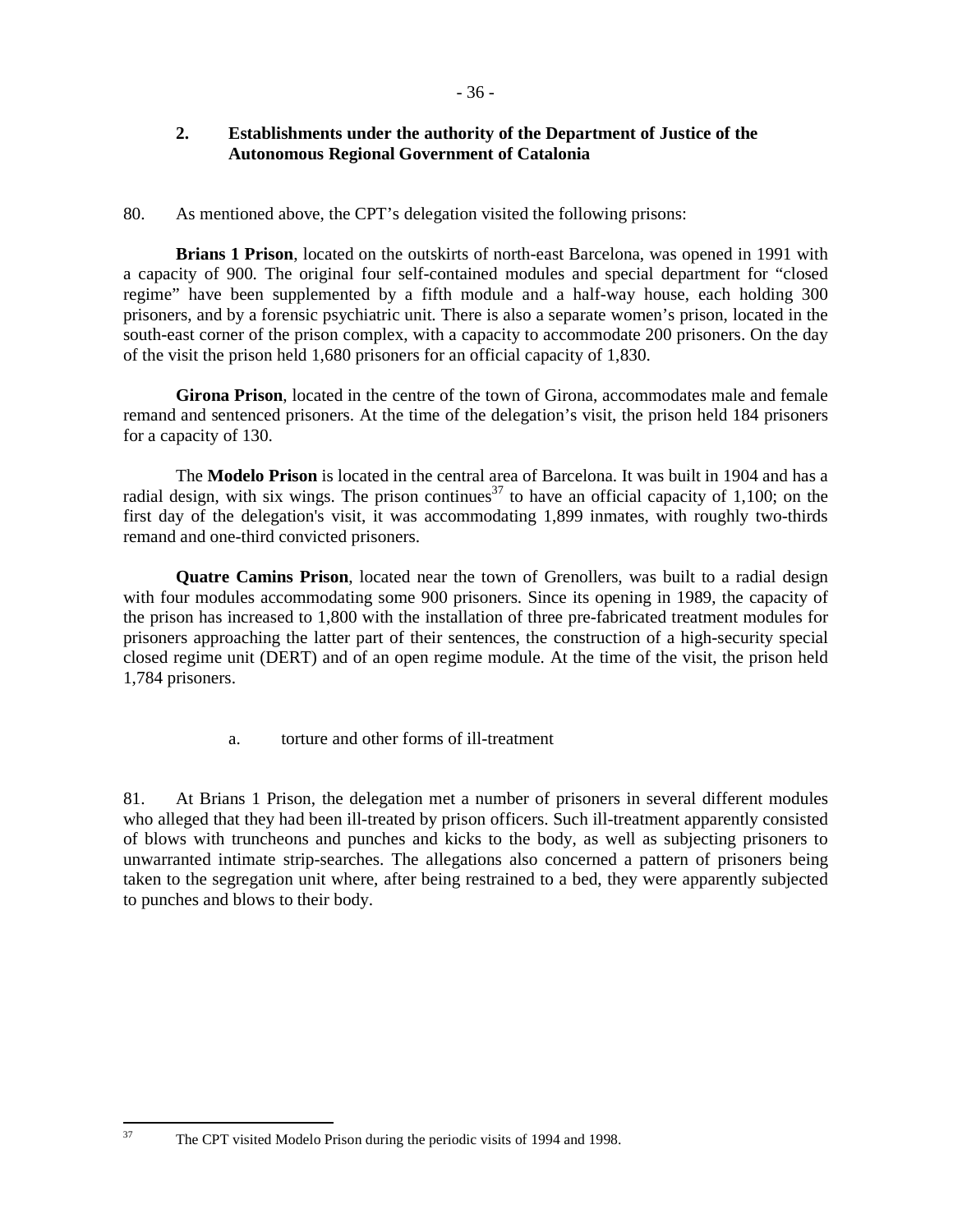## 2. Establishments under the authority of the Department of Justice of the Autonomous Regional Government of Catalonia

80. As mentioned above, the CPT's delegation visited the following prisons:

**Brians 1 Prison**, located on the outskirts of north-east Barcelona, was opened in 1991 with a capacity of 900. The original four self-contained modules and special department for "closed regime" have been supplemented by a fifth module and a half-way house, each holding 300 prisoners, and by a forensic psychiatric unit. There is also a separate women's prison, located in the south-east corner of the prison complex, with a capacity to accommodate 200 prisoners. On the day of the visit the prison held 1,680 prisoners for an official capacity of 1,830.

**Girona Prison**, located in the centre of the town of Girona, accommodates male and female remand and sentenced prisoners. At the time of the delegation's visit, the prison held 184 prisoners for a capacity of 130.

The **Modelo Prison** is located in the central area of Barcelona. It was built in 1904 and has a radial design, with six wings. The prison continues[37] to have an official capacity of 1,100; on the first day of the delegation's visit, it was accommodating 1,899 inmates, with roughly two-thirds remand and one-third convicted prisoners.

**Quatre Camins Prison**, located near the town of Grenollers, was built to a radial design with four modules accommodating some 900 prisoners. Since its opening in 1989, the capacity of the prison has increased to 1,800 with the installation of three pre-fabricated treatment modules for prisoners approaching the latter part of their sentences, the construction of a high-security special closed regime unit (DERT) and of an open regime module. At the time of the visit, the prison held 1,784 prisoners.

### a. torture and other forms of ill-treatment

81. At Brians 1 Prison, the delegation met a number of prisoners in several different modules who alleged that they had been ill-treated by prison officers. Such ill-treatment apparently consisted of blows with truncheons and punches and kicks to the body, as well as subjecting prisoners to unwarranted intimate strip-searches. The allegations also concerned a pattern of prisoners being taken to the segregation unit where, after being restrained to a bed, they were apparently subjected to punches and blows to their body.

---

[37] The CPT visited Modelo Prison during the periodic visits of 1994 and 1998.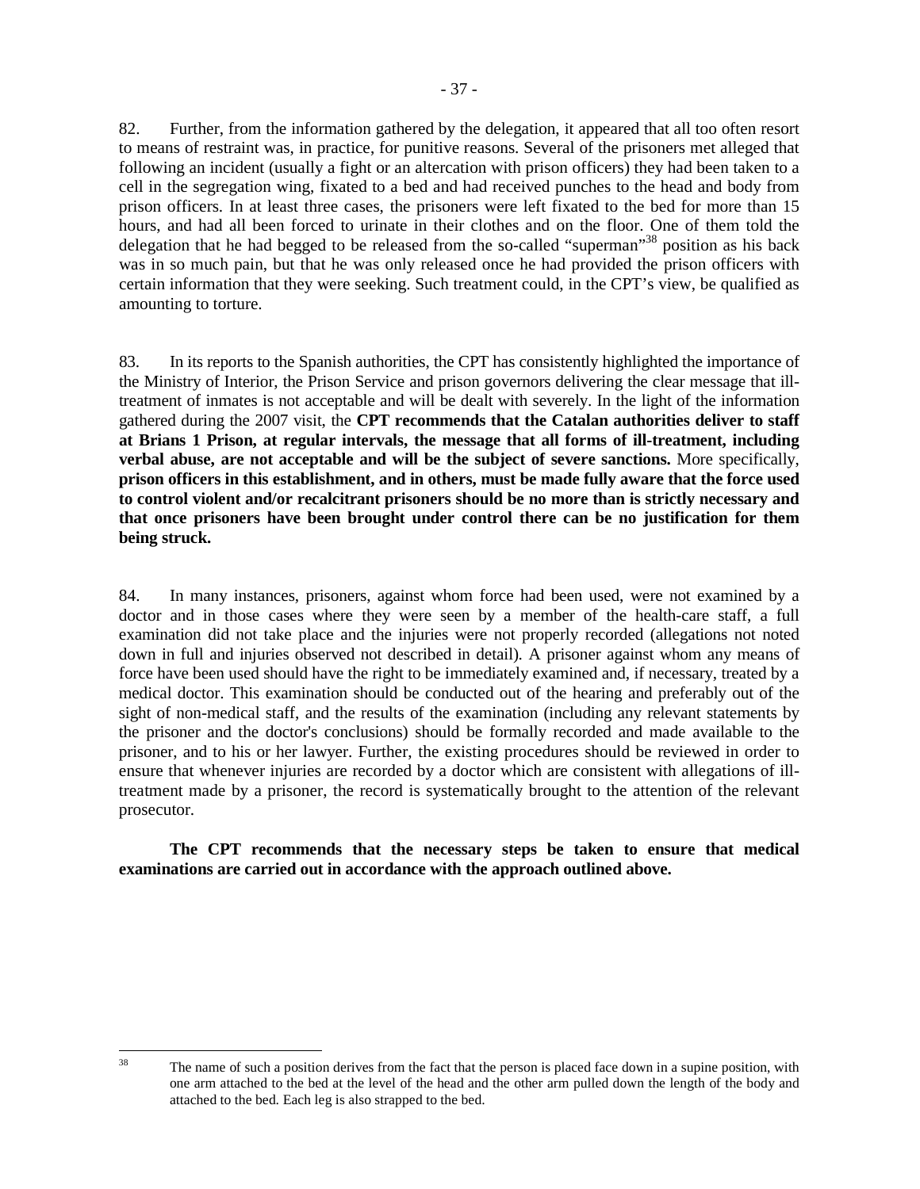82. Further, from the information gathered by the delegation, it appeared that all too often resort to means of restraint was, in practice, for punitive reasons. Several of the prisoners met alleged that following an incident (usually a fight or an altercation with prison officers) they had been taken to a cell in the segregation wing, fixated to a bed and had received punches to the head and body from prison officers. In at least three cases, the prisoners were left fixated to the bed for more than 15 hours, and had all been forced to urinate in their clothes and on the floor. One of them told the delegation that he had begged to be released from the so-called "superman"[38] position as his back was in so much pain, but that he was only released once he had provided the prison officers with certain information that they were seeking. Such treatment could, in the CPT's view, be qualified as amounting to torture.

83. In its reports to the Spanish authorities, the CPT has consistently highlighted the importance of the Ministry of Interior, the Prison Service and prison governors delivering the clear message that ill-treatment of inmates is not acceptable and will be dealt with severely. In the light of the information gathered during the 2007 visit, the **CPT recommends that the Catalan authorities deliver to staff at Brians 1 Prison, at regular intervals, the message that all forms of ill-treatment, including verbal abuse, are not acceptable and will be the subject of severe sanctions.** More specifically, **prison officers in this establishment, and in others, must be made fully aware that the force used to control violent and/or recalcitrant prisoners should be no more than is strictly necessary and that once prisoners have been brought under control there can be no justification for them being struck.**

84. In many instances, prisoners, against whom force had been used, were not examined by a doctor and in those cases where they were seen by a member of the health-care staff, a full examination did not take place and the injuries were not properly recorded (allegations not noted down in full and injuries observed not described in detail). A prisoner against whom any means of force have been used should have the right to be immediately examined and, if necessary, treated by a medical doctor. This examination should be conducted out of the hearing and preferably out of the sight of non-medical staff, and the results of the examination (including any relevant statements by the prisoner and the doctor's conclusions) should be formally recorded and made available to the prisoner, and to his or her lawyer. Further, the existing procedures should be reviewed in order to ensure that whenever injuries are recorded by a doctor which are consistent with allegations of ill-treatment made by a prisoner, the record is systematically brought to the attention of the relevant prosecutor.

**The CPT recommends that the necessary steps be taken to ensure that medical examinations are carried out in accordance with the approach outlined above.**

---

[38] The name of such a position derives from the fact that the person is placed face down in a supine position, with one arm attached to the bed at the level of the head and the other arm pulled down the length of the body and attached to the bed. Each leg is also strapped to the bed.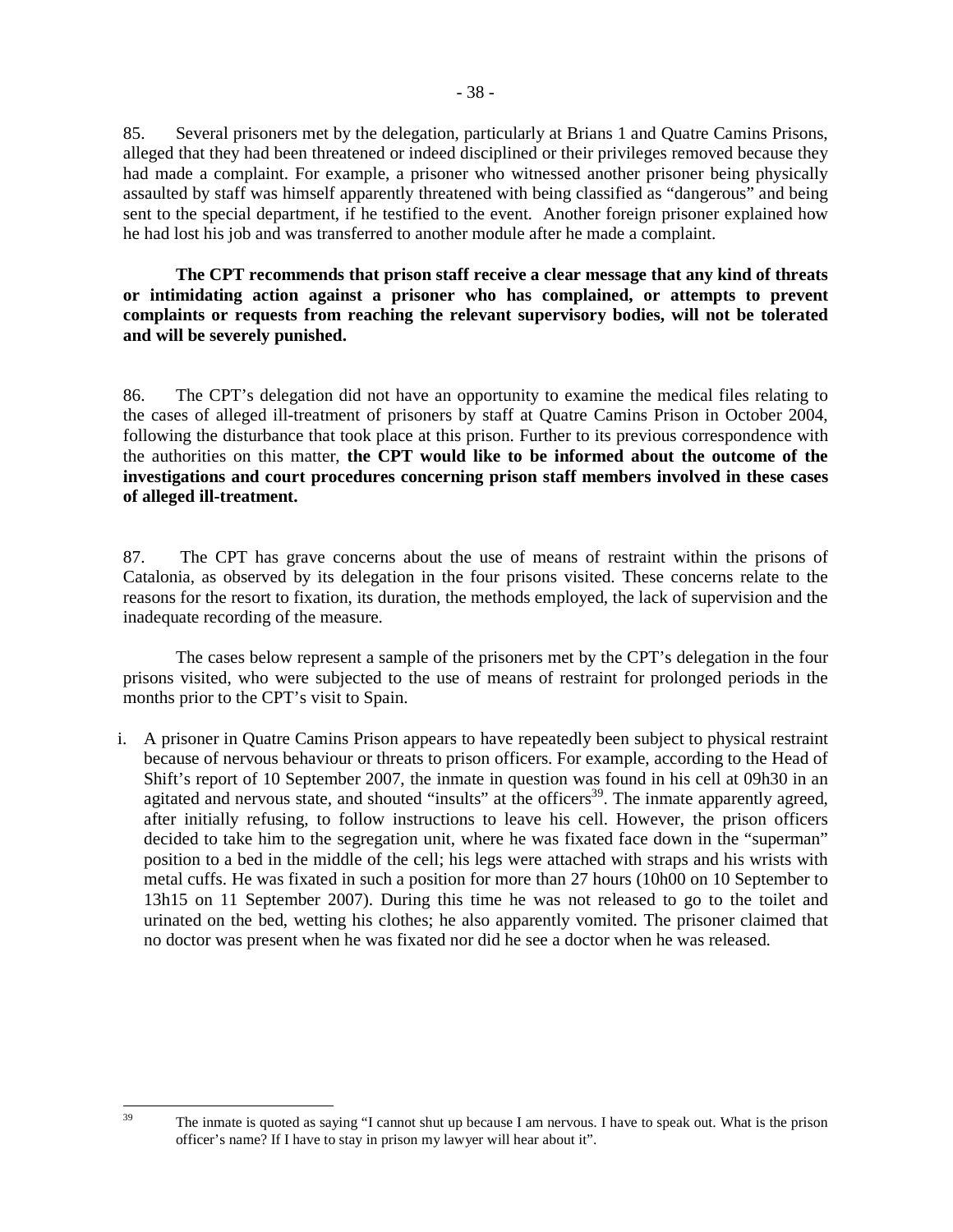85. Several prisoners met by the delegation, particularly at Brians 1 and Quatre Camins Prisons, alleged that they had been threatened or indeed disciplined or their privileges removed because they had made a complaint. For example, a prisoner who witnessed another prisoner being physically assaulted by staff was himself apparently threatened with being classified as "dangerous" and being sent to the special department, if he testified to the event. Another foreign prisoner explained how he had lost his job and was transferred to another module after he made a complaint.

**The CPT recommends that prison staff receive a clear message that any kind of threats or intimidating action against a prisoner who has complained, or attempts to prevent complaints or requests from reaching the relevant supervisory bodies, will not be tolerated and will be severely punished.**

86. The CPT's delegation did not have an opportunity to examine the medical files relating to the cases of alleged ill-treatment of prisoners by staff at Quatre Camins Prison in October 2004, following the disturbance that took place at this prison. Further to its previous correspondence with the authorities on this matter, **the CPT would like to be informed about the outcome of the investigations and court procedures concerning prison staff members involved in these cases of alleged ill-treatment.**

87. The CPT has grave concerns about the use of means of restraint within the prisons of Catalonia, as observed by its delegation in the four prisons visited. These concerns relate to the reasons for the resort to fixation, its duration, the methods employed, the lack of supervision and the inadequate recording of the measure.

The cases below represent a sample of the prisoners met by the CPT's delegation in the four prisons visited, who were subjected to the use of means of restraint for prolonged periods in the months prior to the CPT's visit to Spain.

i. A prisoner in Quatre Camins Prison appears to have repeatedly been subject to physical restraint because of nervous behaviour or threats to prison officers. For example, according to the Head of Shift's report of 10 September 2007, the inmate in question was found in his cell at 09h30 in an agitated and nervous state, and shouted "insults" at the officers[39]. The inmate apparently agreed, after initially refusing, to follow instructions to leave his cell. However, the prison officers decided to take him to the segregation unit, where he was fixated face down in the "superman" position to a bed in the middle of the cell; his legs were attached with straps and his wrists with metal cuffs. He was fixated in such a position for more than 27 hours (10h00 on 10 September to 13h15 on 11 September 2007). During this time he was not released to go to the toilet and urinated on the bed, wetting his clothes; he also apparently vomited. The prisoner claimed that no doctor was present when he was fixated nor did he see a doctor when he was released.

[39] The inmate is quoted as saying "I cannot shut up because I am nervous. I have to speak out. What is the prison officer's name? If I have to stay in prison my lawyer will hear about it".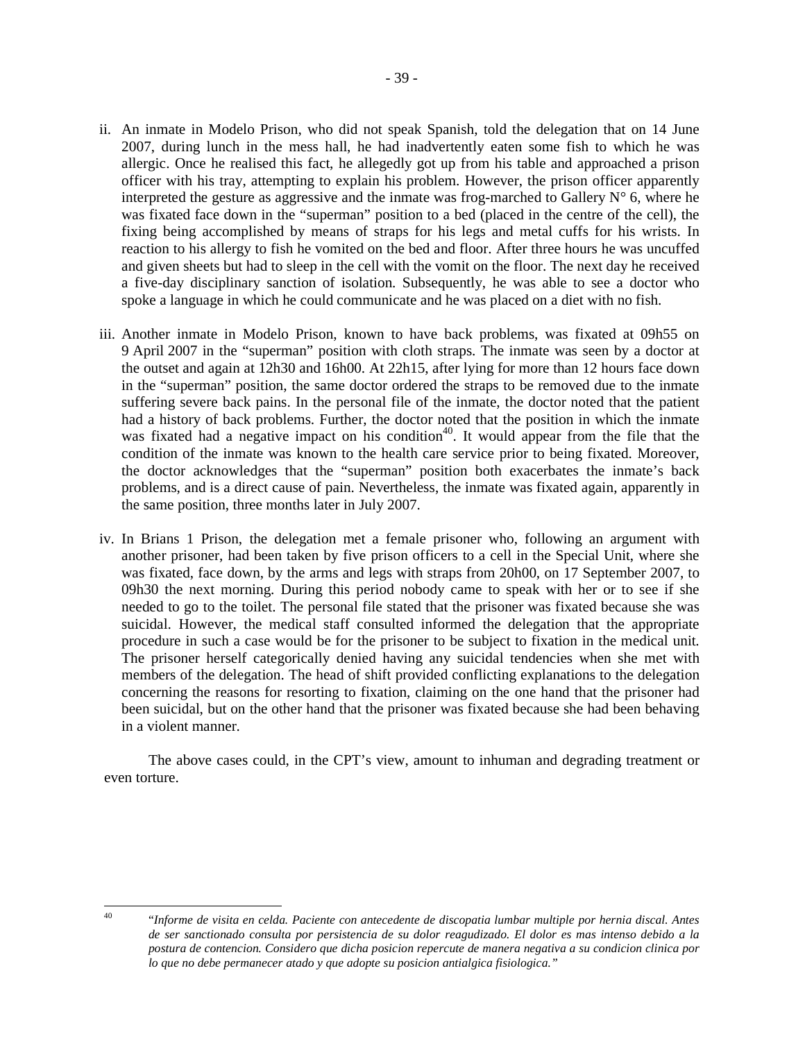ii. An inmate in Modelo Prison, who did not speak Spanish, told the delegation that on 14 June 2007, during lunch in the mess hall, he had inadvertently eaten some fish to which he was allergic. Once he realised this fact, he allegedly got up from his table and approached a prison officer with his tray, attempting to explain his problem. However, the prison officer apparently interpreted the gesture as aggressive and the inmate was frog-marched to Gallery N° 6, where he was fixated face down in the "superman" position to a bed (placed in the centre of the cell), the fixing being accomplished by means of straps for his legs and metal cuffs for his wrists. In reaction to his allergy to fish he vomited on the bed and floor. After three hours he was uncuffed and given sheets but had to sleep in the cell with the vomit on the floor. The next day he received a five-day disciplinary sanction of isolation. Subsequently, he was able to see a doctor who spoke a language in which he could communicate and he was placed on a diet with no fish.

iii. Another inmate in Modelo Prison, known to have back problems, was fixated at 09h55 on 9 April 2007 in the "superman" position with cloth straps. The inmate was seen by a doctor at the outset and again at 12h30 and 16h00. At 22h15, after lying for more than 12 hours face down in the "superman" position, the same doctor ordered the straps to be removed due to the inmate suffering severe back pains. In the personal file of the inmate, the doctor noted that the patient had a history of back problems. Further, the doctor noted that the position in which the inmate was fixated had a negative impact on his condition[40]. It would appear from the file that the condition of the inmate was known to the health care service prior to being fixated. Moreover, the doctor acknowledges that the "superman" position both exacerbates the inmate's back problems, and is a direct cause of pain. Nevertheless, the inmate was fixated again, apparently in the same position, three months later in July 2007.

iv. In Brians 1 Prison, the delegation met a female prisoner who, following an argument with another prisoner, had been taken by five prison officers to a cell in the Special Unit, where she was fixated, face down, by the arms and legs with straps from 20h00, on 17 September 2007, to 09h30 the next morning. During this period nobody came to speak with her or to see if she needed to go to the toilet. The personal file stated that the prisoner was fixated because she was suicidal. However, the medical staff consulted informed the delegation that the appropriate procedure in such a case would be for the prisoner to be subject to fixation in the medical unit. The prisoner herself categorically denied having any suicidal tendencies when she met with members of the delegation. The head of shift provided conflicting explanations to the delegation concerning the reasons for resorting to fixation, claiming on the one hand that the prisoner had been suicidal, but on the other hand that the prisoner was fixated because she had been behaving in a violent manner.

The above cases could, in the CPT's view, amount to inhuman and degrading treatment or even torture.

---

[40] "*Informe de visita en celda. Paciente con antecedente de discopatia lumbar multiple por hernia discal. Antes de ser sanctionado consulta por persistencia de su dolor reagudizado. El dolor es mas intenso debido a la postura de contencion. Considero que dicha posicion repercute de manera negativa a su condicion clinica por lo que no debe permanecer atado y que adopte su posicion antialgica fisiologica.*"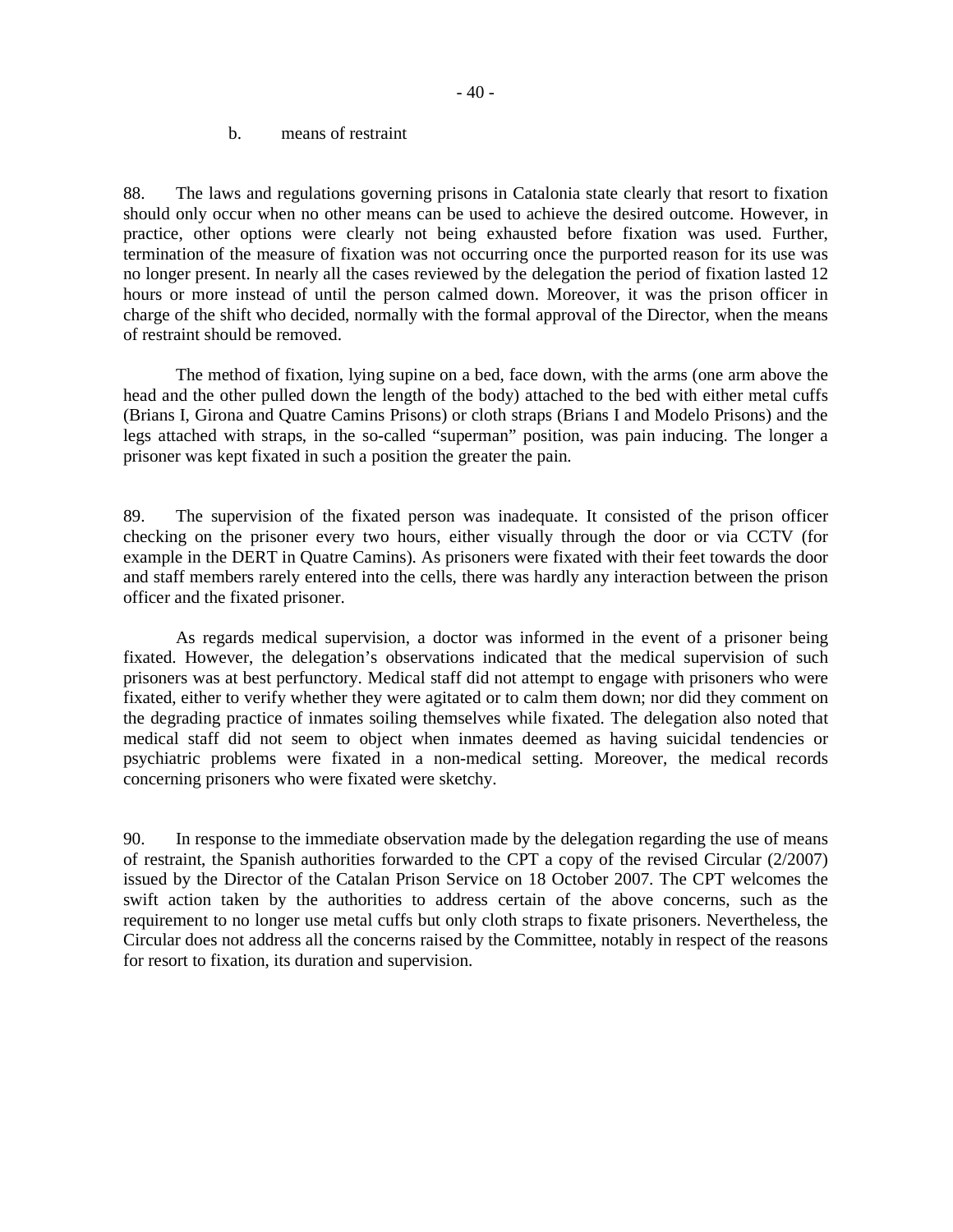b. means of restraint

88. The laws and regulations governing prisons in Catalonia state clearly that resort to fixation should only occur when no other means can be used to achieve the desired outcome. However, in practice, other options were clearly not being exhausted before fixation was used. Further, termination of the measure of fixation was not occurring once the purported reason for its use was no longer present. In nearly all the cases reviewed by the delegation the period of fixation lasted 12 hours or more instead of until the person calmed down. Moreover, it was the prison officer in charge of the shift who decided, normally with the formal approval of the Director, when the means of restraint should be removed.

The method of fixation, lying supine on a bed, face down, with the arms (one arm above the head and the other pulled down the length of the body) attached to the bed with either metal cuffs (Brians I, Girona and Quatre Camins Prisons) or cloth straps (Brians I and Modelo Prisons) and the legs attached with straps, in the so-called "superman" position, was pain inducing. The longer a prisoner was kept fixated in such a position the greater the pain.

89. The supervision of the fixated person was inadequate. It consisted of the prison officer checking on the prisoner every two hours, either visually through the door or via CCTV (for example in the DERT in Quatre Camins). As prisoners were fixated with their feet towards the door and staff members rarely entered into the cells, there was hardly any interaction between the prison officer and the fixated prisoner.

As regards medical supervision, a doctor was informed in the event of a prisoner being fixated. However, the delegation's observations indicated that the medical supervision of such prisoners was at best perfunctory. Medical staff did not attempt to engage with prisoners who were fixated, either to verify whether they were agitated or to calm them down; nor did they comment on the degrading practice of inmates soiling themselves while fixated. The delegation also noted that medical staff did not seem to object when inmates deemed as having suicidal tendencies or psychiatric problems were fixated in a non-medical setting. Moreover, the medical records concerning prisoners who were fixated were sketchy.

90. In response to the immediate observation made by the delegation regarding the use of means of restraint, the Spanish authorities forwarded to the CPT a copy of the revised Circular (2/2007) issued by the Director of the Catalan Prison Service on 18 October 2007. The CPT welcomes the swift action taken by the authorities to address certain of the above concerns, such as the requirement to no longer use metal cuffs but only cloth straps to fixate prisoners. Nevertheless, the Circular does not address all the concerns raised by the Committee, notably in respect of the reasons for resort to fixation, its duration and supervision.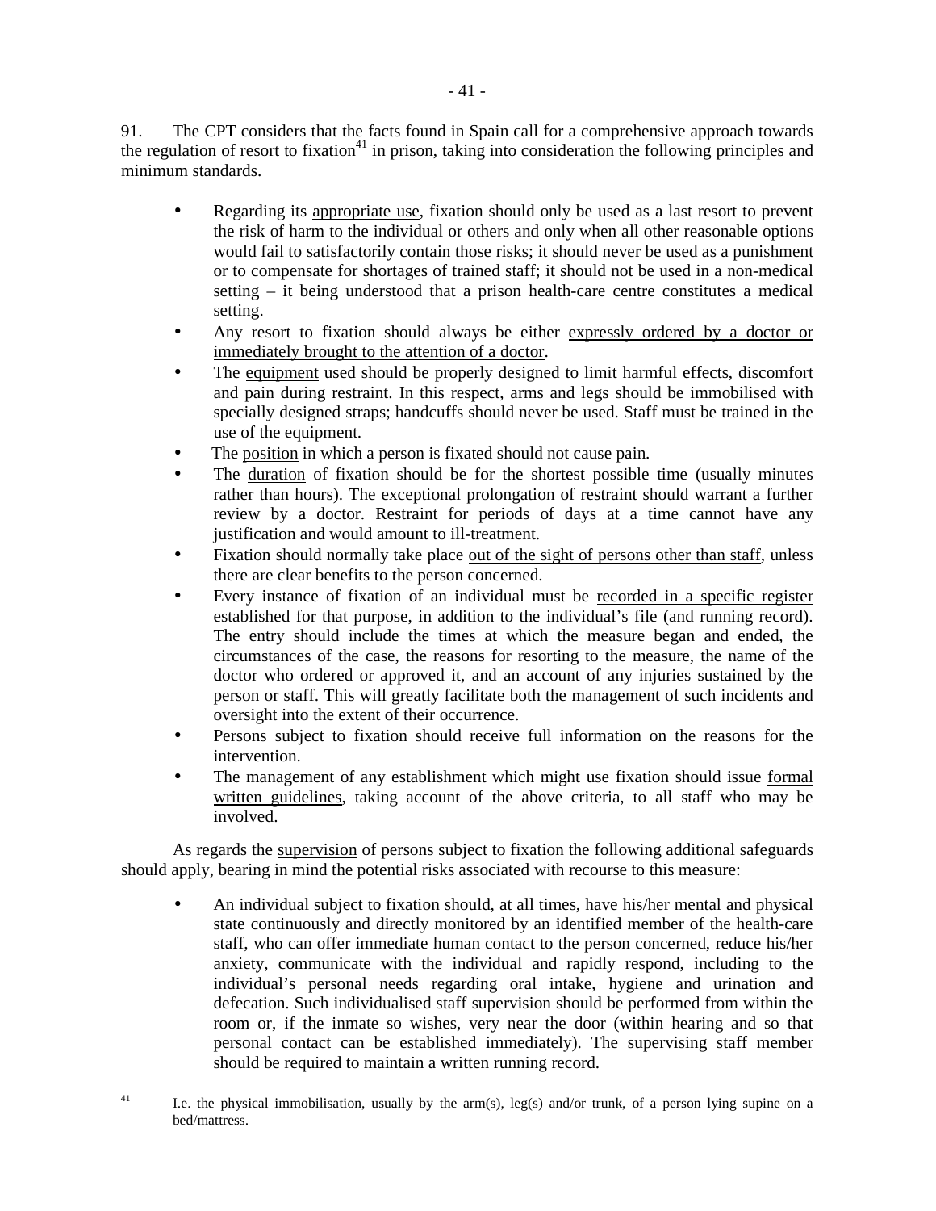91. The CPT considers that the facts found in Spain call for a comprehensive approach towards the regulation of resort to fixation[41] in prison, taking into consideration the following principles and minimum standards.

- Regarding its appropriate use, fixation should only be used as a last resort to prevent the risk of harm to the individual or others and only when all other reasonable options would fail to satisfactorily contain those risks; it should never be used as a punishment or to compensate for shortages of trained staff; it should not be used in a non-medical setting – it being understood that a prison health-care centre constitutes a medical setting.
- Any resort to fixation should always be either expressly ordered by a doctor or immediately brought to the attention of a doctor.
- The equipment used should be properly designed to limit harmful effects, discomfort and pain during restraint. In this respect, arms and legs should be immobilised with specially designed straps; handcuffs should never be used. Staff must be trained in the use of the equipment.
- The position in which a person is fixated should not cause pain.
- The duration of fixation should be for the shortest possible time (usually minutes rather than hours). The exceptional prolongation of restraint should warrant a further review by a doctor. Restraint for periods of days at a time cannot have any justification and would amount to ill-treatment.
- Fixation should normally take place out of the sight of persons other than staff, unless there are clear benefits to the person concerned.
- Every instance of fixation of an individual must be recorded in a specific register established for that purpose, in addition to the individual's file (and running record). The entry should include the times at which the measure began and ended, the circumstances of the case, the reasons for resorting to the measure, the name of the doctor who ordered or approved it, and an account of any injuries sustained by the person or staff. This will greatly facilitate both the management of such incidents and oversight into the extent of their occurrence.
- Persons subject to fixation should receive full information on the reasons for the intervention.
- The management of any establishment which might use fixation should issue formal written guidelines, taking account of the above criteria, to all staff who may be involved.

As regards the supervision of persons subject to fixation the following additional safeguards should apply, bearing in mind the potential risks associated with recourse to this measure:

- An individual subject to fixation should, at all times, have his/her mental and physical state continuously and directly monitored by an identified member of the health-care staff, who can offer immediate human contact to the person concerned, reduce his/her anxiety, communicate with the individual and rapidly respond, including to the individual's personal needs regarding oral intake, hygiene and urination and defecation. Such individualised staff supervision should be performed from within the room or, if the inmate so wishes, very near the door (within hearing and so that personal contact can be established immediately). The supervising staff member should be required to maintain a written running record.

[41] I.e. the physical immobilisation, usually by the arm(s), leg(s) and/or trunk, of a person lying supine on a bed/mattress.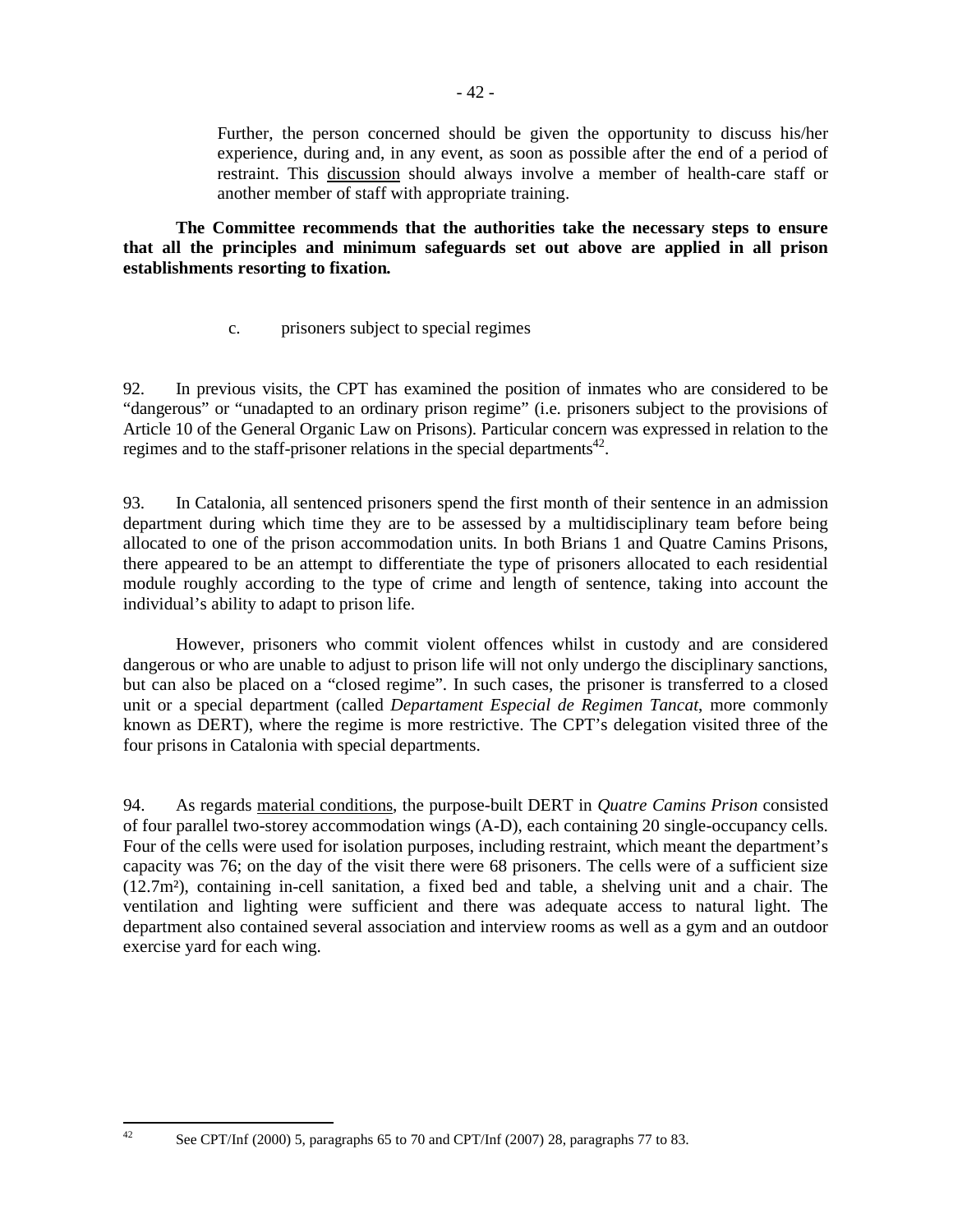Further, the person concerned should be given the opportunity to discuss his/her experience, during and, in any event, as soon as possible after the end of a period of restraint. This discussion should always involve a member of health-care staff or another member of staff with appropriate training.

**The Committee recommends that the authorities take the necessary steps to ensure that all the principles and minimum safeguards set out above are applied in all prison establishments resorting to fixation.**

c. prisoners subject to special regimes

92. In previous visits, the CPT has examined the position of inmates who are considered to be "dangerous" or "unadapted to an ordinary prison regime" (i.e. prisoners subject to the provisions of Article 10 of the General Organic Law on Prisons). Particular concern was expressed in relation to the regimes and to the staff-prisoner relations in the special departments[42].

93. In Catalonia, all sentenced prisoners spend the first month of their sentence in an admission department during which time they are to be assessed by a multidisciplinary team before being allocated to one of the prison accommodation units. In both Brians 1 and Quatre Camins Prisons, there appeared to be an attempt to differentiate the type of prisoners allocated to each residential module roughly according to the type of crime and length of sentence, taking into account the individual's ability to adapt to prison life.

However, prisoners who commit violent offences whilst in custody and are considered dangerous or who are unable to adjust to prison life will not only undergo the disciplinary sanctions, but can also be placed on a "closed regime". In such cases, the prisoner is transferred to a closed unit or a special department (called *Departament Especial de Regimen Tancat*, more commonly known as DERT), where the regime is more restrictive. The CPT's delegation visited three of the four prisons in Catalonia with special departments.

94. As regards material conditions, the purpose-built DERT in *Quatre Camins Prison* consisted of four parallel two-storey accommodation wings (A-D), each containing 20 single-occupancy cells. Four of the cells were used for isolation purposes, including restraint, which meant the department's capacity was 76; on the day of the visit there were 68 prisoners. The cells were of a sufficient size (12.7m²), containing in-cell sanitation, a fixed bed and table, a shelving unit and a chair. The ventilation and lighting were sufficient and there was adequate access to natural light. The department also contained several association and interview rooms as well as a gym and an outdoor exercise yard for each wing.

---

[42] See CPT/Inf (2000) 5, paragraphs 65 to 70 and CPT/Inf (2007) 28, paragraphs 77 to 83.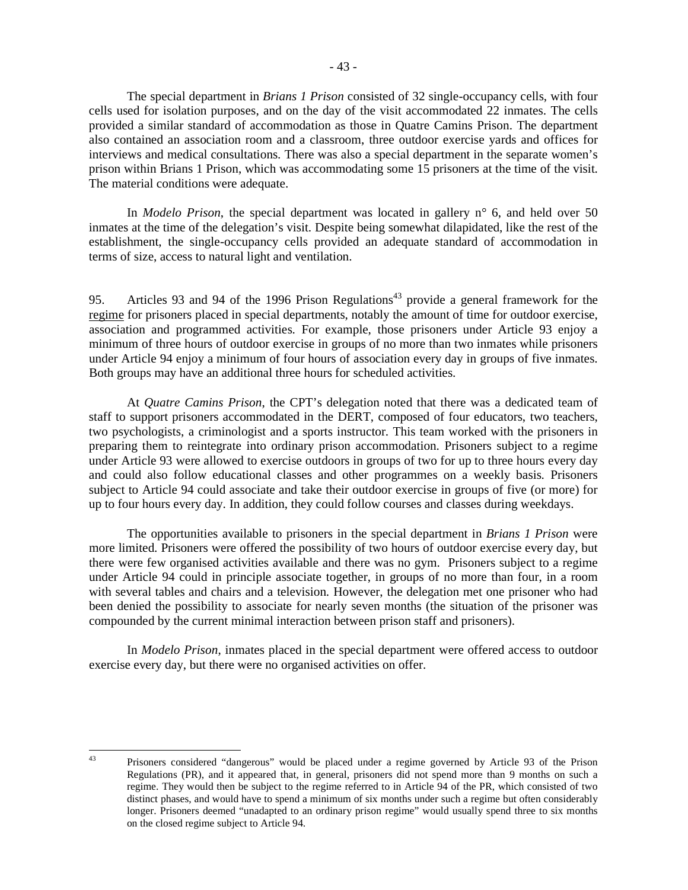The special department in *Brians 1 Prison* consisted of 32 single-occupancy cells, with four cells used for isolation purposes, and on the day of the visit accommodated 22 inmates. The cells provided a similar standard of accommodation as those in Quatre Camins Prison. The department also contained an association room and a classroom, three outdoor exercise yards and offices for interviews and medical consultations. There was also a special department in the separate women's prison within Brians 1 Prison, which was accommodating some 15 prisoners at the time of the visit. The material conditions were adequate.

In *Modelo Prison*, the special department was located in gallery n° 6, and held over 50 inmates at the time of the delegation's visit. Despite being somewhat dilapidated, like the rest of the establishment, the single-occupancy cells provided an adequate standard of accommodation in terms of size, access to natural light and ventilation.

95. Articles 93 and 94 of the 1996 Prison Regulations[43] provide a general framework for the regime for prisoners placed in special departments, notably the amount of time for outdoor exercise, association and programmed activities. For example, those prisoners under Article 93 enjoy a minimum of three hours of outdoor exercise in groups of no more than two inmates while prisoners under Article 94 enjoy a minimum of four hours of association every day in groups of five inmates. Both groups may have an additional three hours for scheduled activities.

At *Quatre Camins Prison*, the CPT's delegation noted that there was a dedicated team of staff to support prisoners accommodated in the DERT, composed of four educators, two teachers, two psychologists, a criminologist and a sports instructor. This team worked with the prisoners in preparing them to reintegrate into ordinary prison accommodation. Prisoners subject to a regime under Article 93 were allowed to exercise outdoors in groups of two for up to three hours every day and could also follow educational classes and other programmes on a weekly basis. Prisoners subject to Article 94 could associate and take their outdoor exercise in groups of five (or more) for up to four hours every day. In addition, they could follow courses and classes during weekdays.

The opportunities available to prisoners in the special department in *Brians 1 Prison* were more limited. Prisoners were offered the possibility of two hours of outdoor exercise every day, but there were few organised activities available and there was no gym. Prisoners subject to a regime under Article 94 could in principle associate together, in groups of no more than four, in a room with several tables and chairs and a television. However, the delegation met one prisoner who had been denied the possibility to associate for nearly seven months (the situation of the prisoner was compounded by the current minimal interaction between prison staff and prisoners).

In *Modelo Prison*, inmates placed in the special department were offered access to outdoor exercise every day, but there were no organised activities on offer.

---

[43] Prisoners considered "dangerous" would be placed under a regime governed by Article 93 of the Prison Regulations (PR), and it appeared that, in general, prisoners did not spend more than 9 months on such a regime. They would then be subject to the regime referred to in Article 94 of the PR, which consisted of two distinct phases, and would have to spend a minimum of six months under such a regime but often considerably longer. Prisoners deemed "unadapted to an ordinary prison regime" would usually spend three to six months on the closed regime subject to Article 94.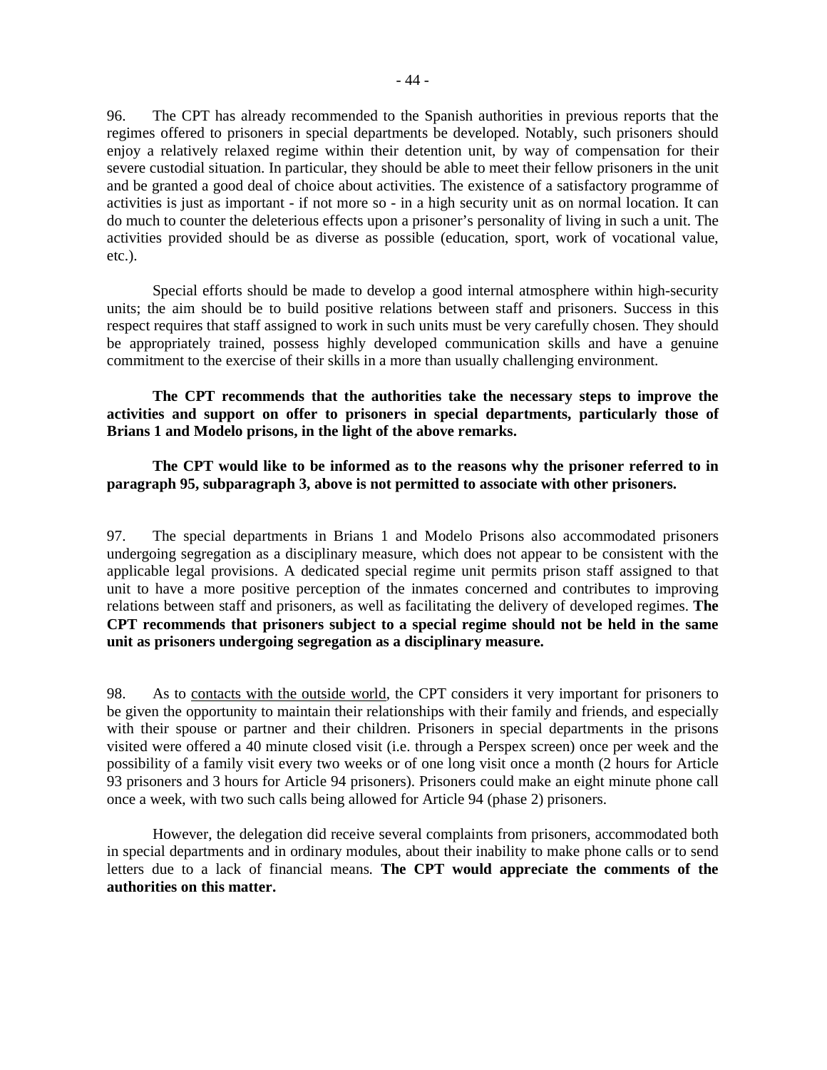96. The CPT has already recommended to the Spanish authorities in previous reports that the regimes offered to prisoners in special departments be developed. Notably, such prisoners should enjoy a relatively relaxed regime within their detention unit, by way of compensation for their severe custodial situation. In particular, they should be able to meet their fellow prisoners in the unit and be granted a good deal of choice about activities. The existence of a satisfactory programme of activities is just as important - if not more so - in a high security unit as on normal location. It can do much to counter the deleterious effects upon a prisoner's personality of living in such a unit. The activities provided should be as diverse as possible (education, sport, work of vocational value, etc.).

Special efforts should be made to develop a good internal atmosphere within high-security units; the aim should be to build positive relations between staff and prisoners. Success in this respect requires that staff assigned to work in such units must be very carefully chosen. They should be appropriately trained, possess highly developed communication skills and have a genuine commitment to the exercise of their skills in a more than usually challenging environment.

**The CPT recommends that the authorities take the necessary steps to improve the activities and support on offer to prisoners in special departments, particularly those of Brians 1 and Modelo prisons, in the light of the above remarks.**

**The CPT would like to be informed as to the reasons why the prisoner referred to in paragraph 95, subparagraph 3, above is not permitted to associate with other prisoners.**

97. The special departments in Brians 1 and Modelo Prisons also accommodated prisoners undergoing segregation as a disciplinary measure, which does not appear to be consistent with the applicable legal provisions. A dedicated special regime unit permits prison staff assigned to that unit to have a more positive perception of the inmates concerned and contributes to improving relations between staff and prisoners, as well as facilitating the delivery of developed regimes. **The CPT recommends that prisoners subject to a special regime should not be held in the same unit as prisoners undergoing segregation as a disciplinary measure.**

98. As to <u>contacts with the outside world</u>, the CPT considers it very important for prisoners to be given the opportunity to maintain their relationships with their family and friends, and especially with their spouse or partner and their children. Prisoners in special departments in the prisons visited were offered a 40 minute closed visit (i.e. through a Perspex screen) once per week and the possibility of a family visit every two weeks or of one long visit once a month (2 hours for Article 93 prisoners and 3 hours for Article 94 prisoners). Prisoners could make an eight minute phone call once a week, with two such calls being allowed for Article 94 (phase 2) prisoners.

However, the delegation did receive several complaints from prisoners, accommodated both in special departments and in ordinary modules, about their inability to make phone calls or to send letters due to a lack of financial means. **The CPT would appreciate the comments of the authorities on this matter.**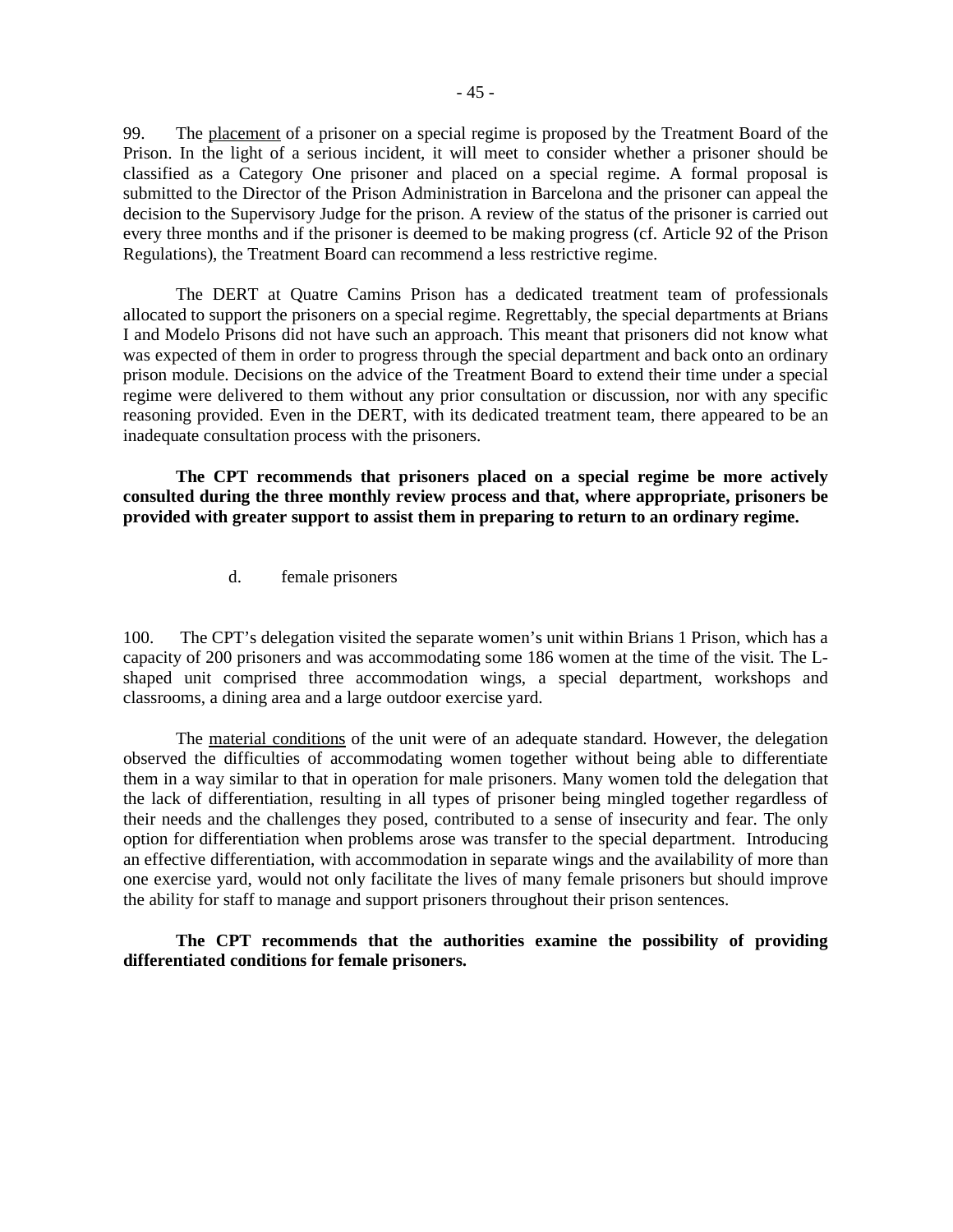99. The placement of a prisoner on a special regime is proposed by the Treatment Board of the Prison. In the light of a serious incident, it will meet to consider whether a prisoner should be classified as a Category One prisoner and placed on a special regime. A formal proposal is submitted to the Director of the Prison Administration in Barcelona and the prisoner can appeal the decision to the Supervisory Judge for the prison. A review of the status of the prisoner is carried out every three months and if the prisoner is deemed to be making progress (cf. Article 92 of the Prison Regulations), the Treatment Board can recommend a less restrictive regime.

The DERT at Quatre Camins Prison has a dedicated treatment team of professionals allocated to support the prisoners on a special regime. Regrettably, the special departments at Brians I and Modelo Prisons did not have such an approach. This meant that prisoners did not know what was expected of them in order to progress through the special department and back onto an ordinary prison module. Decisions on the advice of the Treatment Board to extend their time under a special regime were delivered to them without any prior consultation or discussion, nor with any specific reasoning provided. Even in the DERT, with its dedicated treatment team, there appeared to be an inadequate consultation process with the prisoners.

**The CPT recommends that prisoners placed on a special regime be more actively consulted during the three monthly review process and that, where appropriate, prisoners be provided with greater support to assist them in preparing to return to an ordinary regime.**

d. female prisoners

100. The CPT's delegation visited the separate women's unit within Brians 1 Prison, which has a capacity of 200 prisoners and was accommodating some 186 women at the time of the visit. The L-shaped unit comprised three accommodation wings, a special department, workshops and classrooms, a dining area and a large outdoor exercise yard.

The material conditions of the unit were of an adequate standard. However, the delegation observed the difficulties of accommodating women together without being able to differentiate them in a way similar to that in operation for male prisoners. Many women told the delegation that the lack of differentiation, resulting in all types of prisoner being mingled together regardless of their needs and the challenges they posed, contributed to a sense of insecurity and fear. The only option for differentiation when problems arose was transfer to the special department. Introducing an effective differentiation, with accommodation in separate wings and the availability of more than one exercise yard, would not only facilitate the lives of many female prisoners but should improve the ability for staff to manage and support prisoners throughout their prison sentences.

**The CPT recommends that the authorities examine the possibility of providing differentiated conditions for female prisoners.**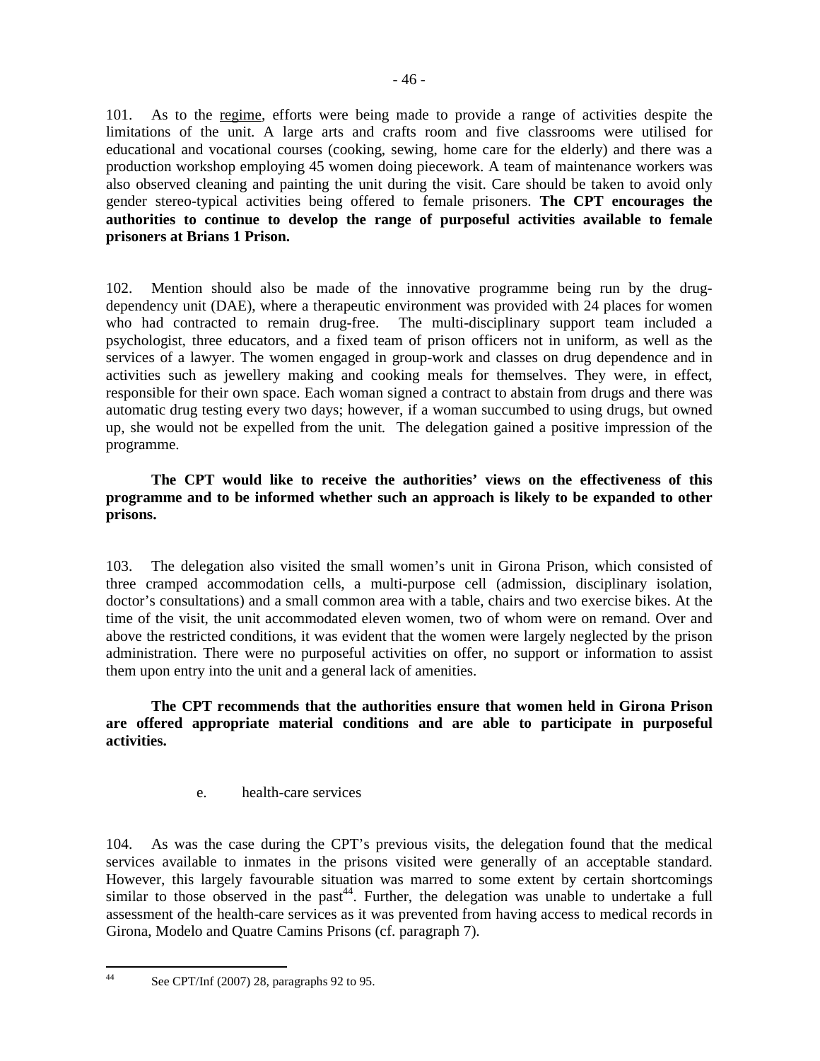101. As to the regime, efforts were being made to provide a range of activities despite the limitations of the unit. A large arts and crafts room and five classrooms were utilised for educational and vocational courses (cooking, sewing, home care for the elderly) and there was a production workshop employing 45 women doing piecework. A team of maintenance workers was also observed cleaning and painting the unit during the visit. Care should be taken to avoid only gender stereo-typical activities being offered to female prisoners. **The CPT encourages the authorities to continue to develop the range of purposeful activities available to female prisoners at Brians 1 Prison.**

102. Mention should also be made of the innovative programme being run by the drug-dependency unit (DAE), where a therapeutic environment was provided with 24 places for women who had contracted to remain drug-free. The multi-disciplinary support team included a psychologist, three educators, and a fixed team of prison officers not in uniform, as well as the services of a lawyer. The women engaged in group-work and classes on drug dependence and in activities such as jewellery making and cooking meals for themselves. They were, in effect, responsible for their own space. Each woman signed a contract to abstain from drugs and there was automatic drug testing every two days; however, if a woman succumbed to using drugs, but owned up, she would not be expelled from the unit. The delegation gained a positive impression of the programme.

**The CPT would like to receive the authorities' views on the effectiveness of this programme and to be informed whether such an approach is likely to be expanded to other prisons.**

103. The delegation also visited the small women's unit in Girona Prison, which consisted of three cramped accommodation cells, a multi-purpose cell (admission, disciplinary isolation, doctor's consultations) and a small common area with a table, chairs and two exercise bikes. At the time of the visit, the unit accommodated eleven women, two of whom were on remand. Over and above the restricted conditions, it was evident that the women were largely neglected by the prison administration. There were no purposeful activities on offer, no support or information to assist them upon entry into the unit and a general lack of amenities.

**The CPT recommends that the authorities ensure that women held in Girona Prison are offered appropriate material conditions and are able to participate in purposeful activities.**

e. health-care services

104. As was the case during the CPT's previous visits, the delegation found that the medical services available to inmates in the prisons visited were generally of an acceptable standard. However, this largely favourable situation was marred to some extent by certain shortcomings similar to those observed in the past[44]. Further, the delegation was unable to undertake a full assessment of the health-care services as it was prevented from having access to medical records in Girona, Modelo and Quatre Camins Prisons (cf. paragraph 7).

---

[44] See CPT/Inf (2007) 28, paragraphs 92 to 95.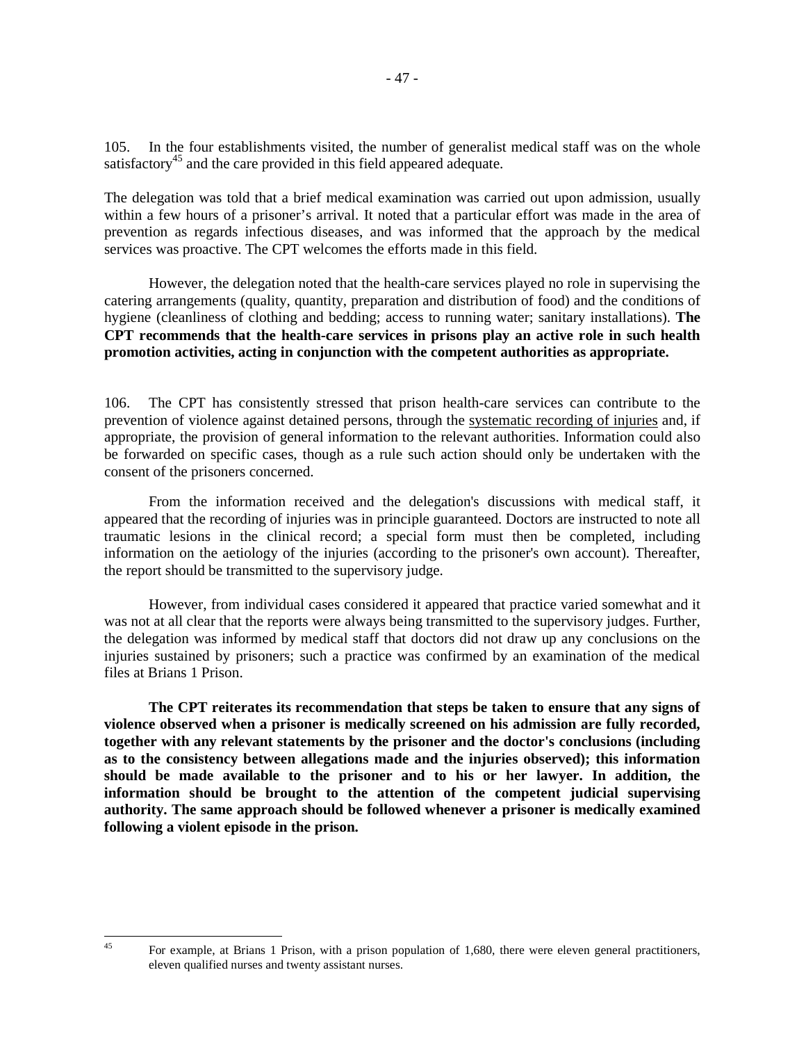105. In the four establishments visited, the number of generalist medical staff was on the whole satisfactory[45] and the care provided in this field appeared adequate.

The delegation was told that a brief medical examination was carried out upon admission, usually within a few hours of a prisoner's arrival. It noted that a particular effort was made in the area of prevention as regards infectious diseases, and was informed that the approach by the medical services was proactive. The CPT welcomes the efforts made in this field.

However, the delegation noted that the health-care services played no role in supervising the catering arrangements (quality, quantity, preparation and distribution of food) and the conditions of hygiene (cleanliness of clothing and bedding; access to running water; sanitary installations). **The CPT recommends that the health-care services in prisons play an active role in such health promotion activities, acting in conjunction with the competent authorities as appropriate.**

106. The CPT has consistently stressed that prison health-care services can contribute to the prevention of violence against detained persons, through the systematic recording of injuries and, if appropriate, the provision of general information to the relevant authorities. Information could also be forwarded on specific cases, though as a rule such action should only be undertaken with the consent of the prisoners concerned.

From the information received and the delegation's discussions with medical staff, it appeared that the recording of injuries was in principle guaranteed. Doctors are instructed to note all traumatic lesions in the clinical record; a special form must then be completed, including information on the aetiology of the injuries (according to the prisoner's own account). Thereafter, the report should be transmitted to the supervisory judge.

However, from individual cases considered it appeared that practice varied somewhat and it was not at all clear that the reports were always being transmitted to the supervisory judges. Further, the delegation was informed by medical staff that doctors did not draw up any conclusions on the injuries sustained by prisoners; such a practice was confirmed by an examination of the medical files at Brians 1 Prison.

**The CPT reiterates its recommendation that steps be taken to ensure that any signs of violence observed when a prisoner is medically screened on his admission are fully recorded, together with any relevant statements by the prisoner and the doctor's conclusions (including as to the consistency between allegations made and the injuries observed); this information should be made available to the prisoner and to his or her lawyer. In addition, the information should be brought to the attention of the competent judicial supervising authority. The same approach should be followed whenever a prisoner is medically examined following a violent episode in the prison.**

---

[45] For example, at Brians 1 Prison, with a prison population of 1,680, there were eleven general practitioners, eleven qualified nurses and twenty assistant nurses.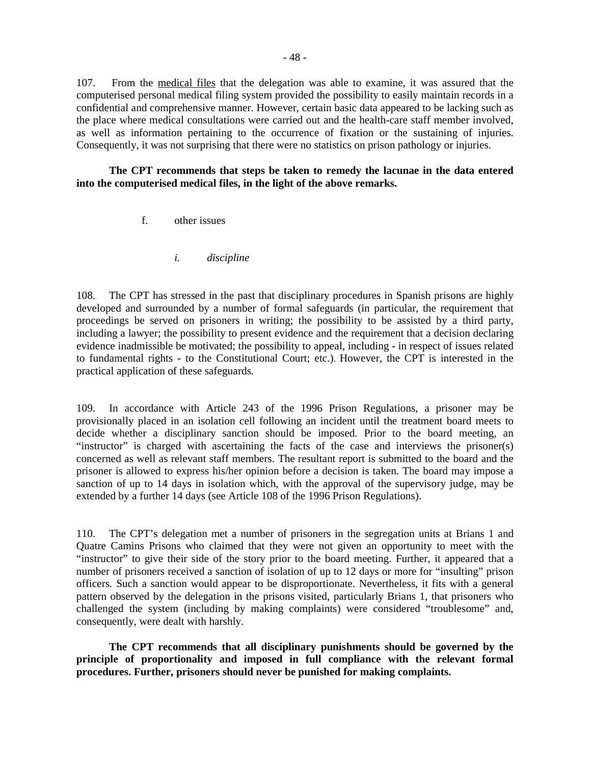107. From the medical files that the delegation was able to examine, it was assured that the computerised personal medical filing system provided the possibility to easily maintain records in a confidential and comprehensive manner. However, certain basic data appeared to be lacking such as the place where medical consultations were carried out and the health-care staff member involved, as well as information pertaining to the occurrence of fixation or the sustaining of injuries. Consequently, it was not surprising that there were no statistics on prison pathology or injuries.

**The CPT recommends that steps be taken to remedy the lacunae in the data entered into the computerised medical files, in the light of the above remarks.**

f. other issues

*i. discipline*

108. The CPT has stressed in the past that disciplinary procedures in Spanish prisons are highly developed and surrounded by a number of formal safeguards (in particular, the requirement that proceedings be served on prisoners in writing; the possibility to be assisted by a third party, including a lawyer; the possibility to present evidence and the requirement that a decision declaring evidence inadmissible be motivated; the possibility to appeal, including - in respect of issues related to fundamental rights - to the Constitutional Court; etc.). However, the CPT is interested in the practical application of these safeguards.

109. In accordance with Article 243 of the 1996 Prison Regulations, a prisoner may be provisionally placed in an isolation cell following an incident until the treatment board meets to decide whether a disciplinary sanction should be imposed. Prior to the board meeting, an "instructor" is charged with ascertaining the facts of the case and interviews the prisoner(s) concerned as well as relevant staff members. The resultant report is submitted to the board and the prisoner is allowed to express his/her opinion before a decision is taken. The board may impose a sanction of up to 14 days in isolation which, with the approval of the supervisory judge, may be extended by a further 14 days (see Article 108 of the 1996 Prison Regulations).

110. The CPT's delegation met a number of prisoners in the segregation units at Brians 1 and Quatre Camins Prisons who claimed that they were not given an opportunity to meet with the "instructor" to give their side of the story prior to the board meeting. Further, it appeared that a number of prisoners received a sanction of isolation of up to 12 days or more for "insulting" prison officers. Such a sanction would appear to be disproportionate. Nevertheless, it fits with a general pattern observed by the delegation in the prisons visited, particularly Brians 1, that prisoners who challenged the system (including by making complaints) were considered "troublesome" and, consequently, were dealt with harshly.

**The CPT recommends that all disciplinary punishments should be governed by the principle of proportionality and imposed in full compliance with the relevant formal procedures. Further, prisoners should never be punished for making complaints.**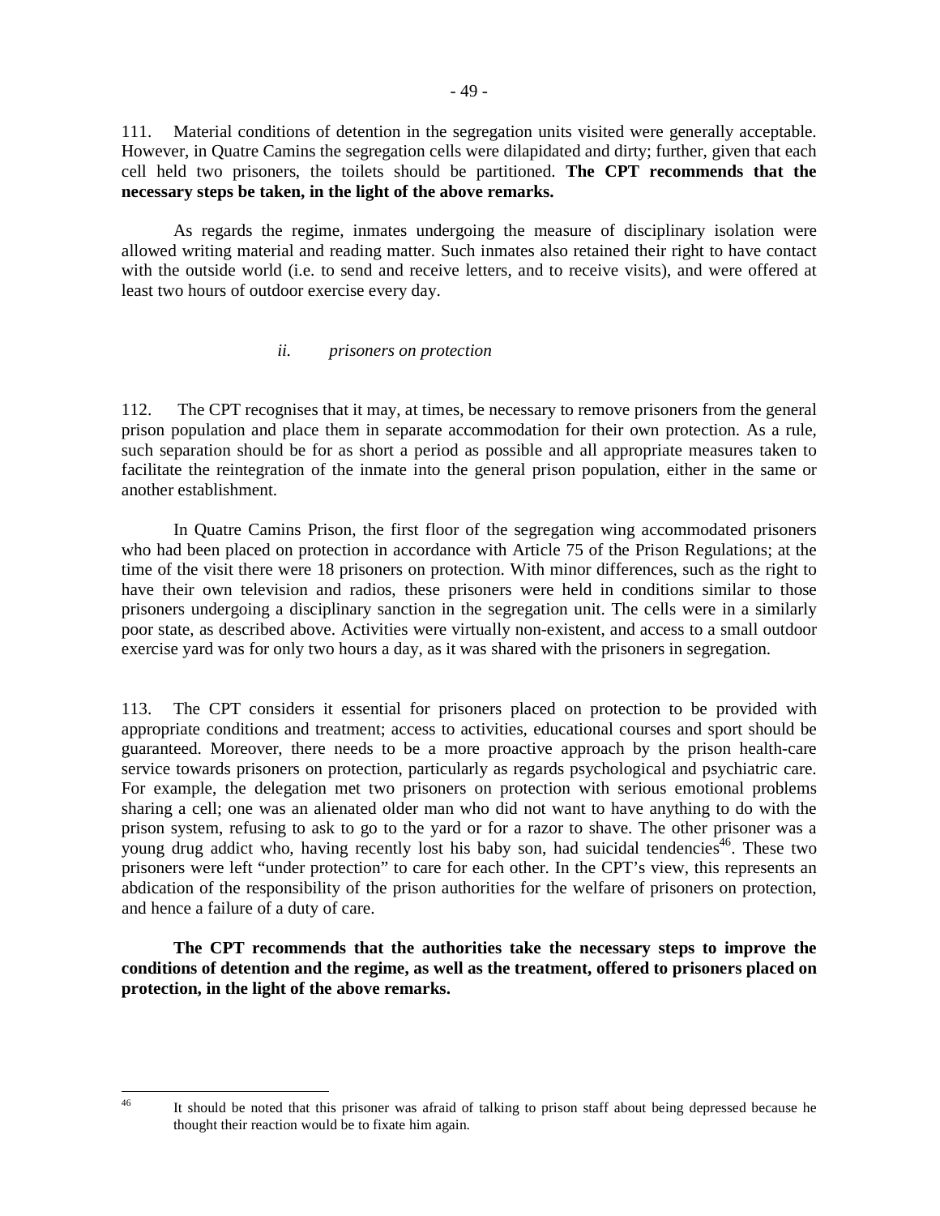111. Material conditions of detention in the segregation units visited were generally acceptable. However, in Quatre Camins the segregation cells were dilapidated and dirty; further, given that each cell held two prisoners, the toilets should be partitioned. **The CPT recommends that the necessary steps be taken, in the light of the above remarks.**

As regards the regime, inmates undergoing the measure of disciplinary isolation were allowed writing material and reading matter. Such inmates also retained their right to have contact with the outside world (i.e. to send and receive letters, and to receive visits), and were offered at least two hours of outdoor exercise every day.

*ii. prisoners on protection*

112. The CPT recognises that it may, at times, be necessary to remove prisoners from the general prison population and place them in separate accommodation for their own protection. As a rule, such separation should be for as short a period as possible and all appropriate measures taken to facilitate the reintegration of the inmate into the general prison population, either in the same or another establishment.

In Quatre Camins Prison, the first floor of the segregation wing accommodated prisoners who had been placed on protection in accordance with Article 75 of the Prison Regulations; at the time of the visit there were 18 prisoners on protection. With minor differences, such as the right to have their own television and radios, these prisoners were held in conditions similar to those prisoners undergoing a disciplinary sanction in the segregation unit. The cells were in a similarly poor state, as described above. Activities were virtually non-existent, and access to a small outdoor exercise yard was for only two hours a day, as it was shared with the prisoners in segregation.

113. The CPT considers it essential for prisoners placed on protection to be provided with appropriate conditions and treatment; access to activities, educational courses and sport should be guaranteed. Moreover, there needs to be a more proactive approach by the prison health-care service towards prisoners on protection, particularly as regards psychological and psychiatric care. For example, the delegation met two prisoners on protection with serious emotional problems sharing a cell; one was an alienated older man who did not want to have anything to do with the prison system, refusing to ask to go to the yard or for a razor to shave. The other prisoner was a young drug addict who, having recently lost his baby son, had suicidal tendencies[46]. These two prisoners were left "under protection" to care for each other. In the CPT's view, this represents an abdication of the responsibility of the prison authorities for the welfare of prisoners on protection, and hence a failure of a duty of care.

**The CPT recommends that the authorities take the necessary steps to improve the conditions of detention and the regime, as well as the treatment, offered to prisoners placed on protection, in the light of the above remarks.**

---

[46] It should be noted that this prisoner was afraid of talking to prison staff about being depressed because he thought their reaction would be to fixate him again.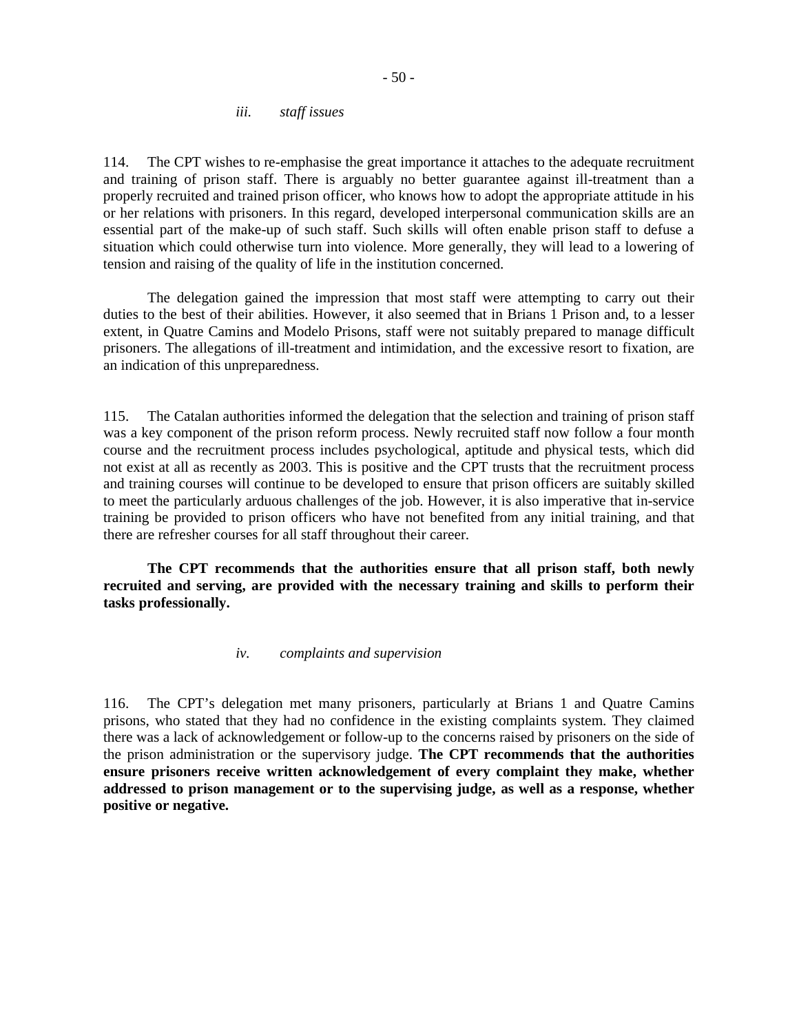*iii. staff issues*

114. The CPT wishes to re-emphasise the great importance it attaches to the adequate recruitment and training of prison staff. There is arguably no better guarantee against ill-treatment than a properly recruited and trained prison officer, who knows how to adopt the appropriate attitude in his or her relations with prisoners. In this regard, developed interpersonal communication skills are an essential part of the make-up of such staff. Such skills will often enable prison staff to defuse a situation which could otherwise turn into violence. More generally, they will lead to a lowering of tension and raising of the quality of life in the institution concerned.

The delegation gained the impression that most staff were attempting to carry out their duties to the best of their abilities. However, it also seemed that in Brians 1 Prison and, to a lesser extent, in Quatre Camins and Modelo Prisons, staff were not suitably prepared to manage difficult prisoners. The allegations of ill-treatment and intimidation, and the excessive resort to fixation, are an indication of this unpreparedness.

115. The Catalan authorities informed the delegation that the selection and training of prison staff was a key component of the prison reform process. Newly recruited staff now follow a four month course and the recruitment process includes psychological, aptitude and physical tests, which did not exist at all as recently as 2003. This is positive and the CPT trusts that the recruitment process and training courses will continue to be developed to ensure that prison officers are suitably skilled to meet the particularly arduous challenges of the job. However, it is also imperative that in-service training be provided to prison officers who have not benefited from any initial training, and that there are refresher courses for all staff throughout their career.

**The CPT recommends that the authorities ensure that all prison staff, both newly recruited and serving, are provided with the necessary training and skills to perform their tasks professionally.**

*iv. complaints and supervision*

116. The CPT's delegation met many prisoners, particularly at Brians 1 and Quatre Camins prisons, who stated that they had no confidence in the existing complaints system. They claimed there was a lack of acknowledgement or follow-up to the concerns raised by prisoners on the side of the prison administration or the supervisory judge. **The CPT recommends that the authorities ensure prisoners receive written acknowledgement of every complaint they make, whether addressed to prison management or to the supervising judge, as well as a response, whether positive or negative.**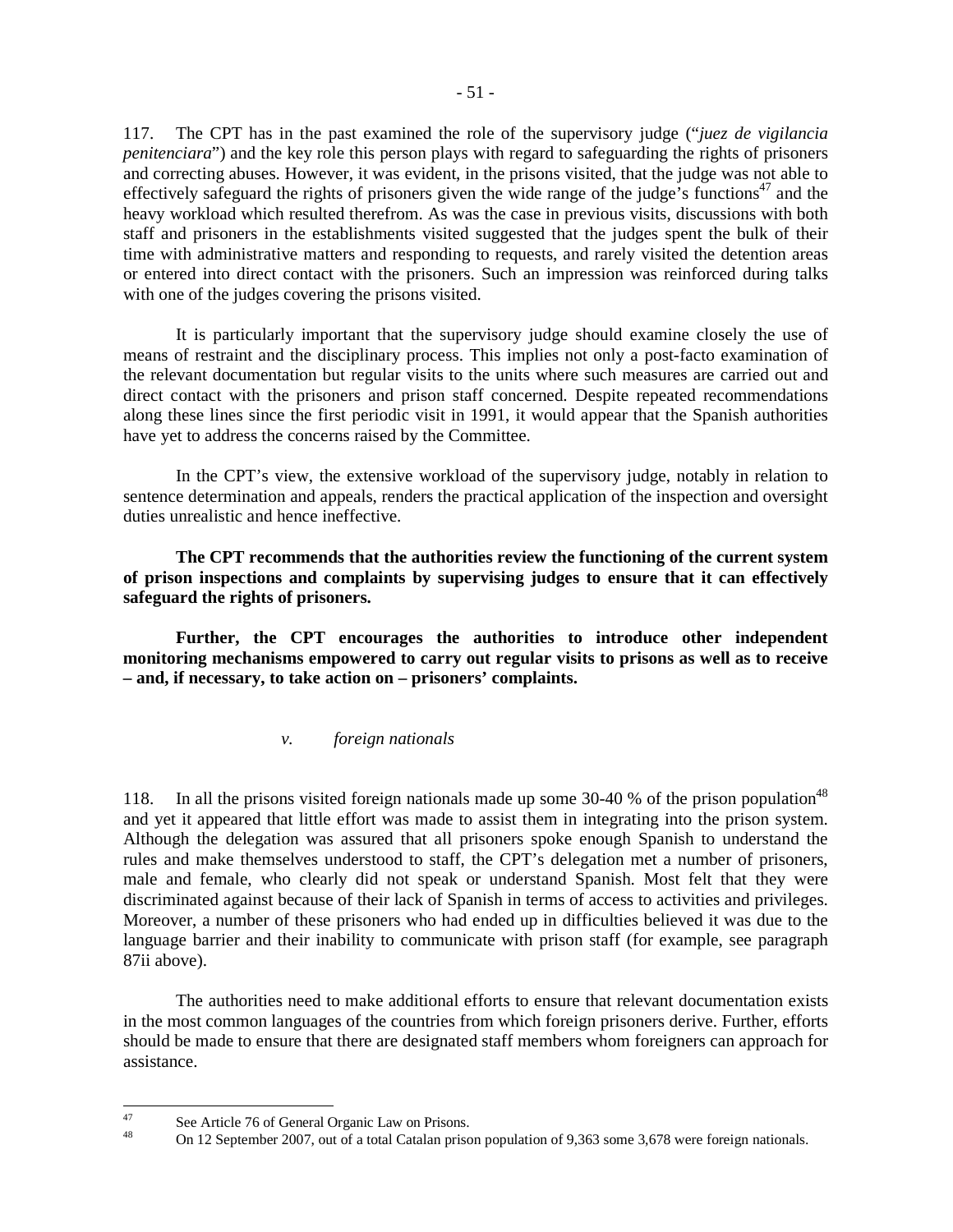117. The CPT has in the past examined the role of the supervisory judge ("*juez de vigilancia penitenciara*") and the key role this person plays with regard to safeguarding the rights of prisoners and correcting abuses. However, it was evident, in the prisons visited, that the judge was not able to effectively safeguard the rights of prisoners given the wide range of the judge's functions[47] and the heavy workload which resulted therefrom. As was the case in previous visits, discussions with both staff and prisoners in the establishments visited suggested that the judges spent the bulk of their time with administrative matters and responding to requests, and rarely visited the detention areas or entered into direct contact with the prisoners. Such an impression was reinforced during talks with one of the judges covering the prisons visited.

It is particularly important that the supervisory judge should examine closely the use of means of restraint and the disciplinary process. This implies not only a post-facto examination of the relevant documentation but regular visits to the units where such measures are carried out and direct contact with the prisoners and prison staff concerned. Despite repeated recommendations along these lines since the first periodic visit in 1991, it would appear that the Spanish authorities have yet to address the concerns raised by the Committee.

In the CPT's view, the extensive workload of the supervisory judge, notably in relation to sentence determination and appeals, renders the practical application of the inspection and oversight duties unrealistic and hence ineffective.

**The CPT recommends that the authorities review the functioning of the current system of prison inspections and complaints by supervising judges to ensure that it can effectively safeguard the rights of prisoners.**

**Further, the CPT encourages the authorities to introduce other independent monitoring mechanisms empowered to carry out regular visits to prisons as well as to receive – and, if necessary, to take action on – prisoners' complaints.**

*v. foreign nationals*

118. In all the prisons visited foreign nationals made up some 30-40 % of the prison population[48] and yet it appeared that little effort was made to assist them in integrating into the prison system. Although the delegation was assured that all prisoners spoke enough Spanish to understand the rules and make themselves understood to staff, the CPT's delegation met a number of prisoners, male and female, who clearly did not speak or understand Spanish. Most felt that they were discriminated against because of their lack of Spanish in terms of access to activities and privileges. Moreover, a number of these prisoners who had ended up in difficulties believed it was due to the language barrier and their inability to communicate with prison staff (for example, see paragraph 87ii above).

The authorities need to make additional efforts to ensure that relevant documentation exists in the most common languages of the countries from which foreign prisoners derive. Further, efforts should be made to ensure that there are designated staff members whom foreigners can approach for assistance.

---

47 See Article 76 of General Organic Law on Prisons.

48 On 12 September 2007, out of a total Catalan prison population of 9,363 some 3,678 were foreign nationals.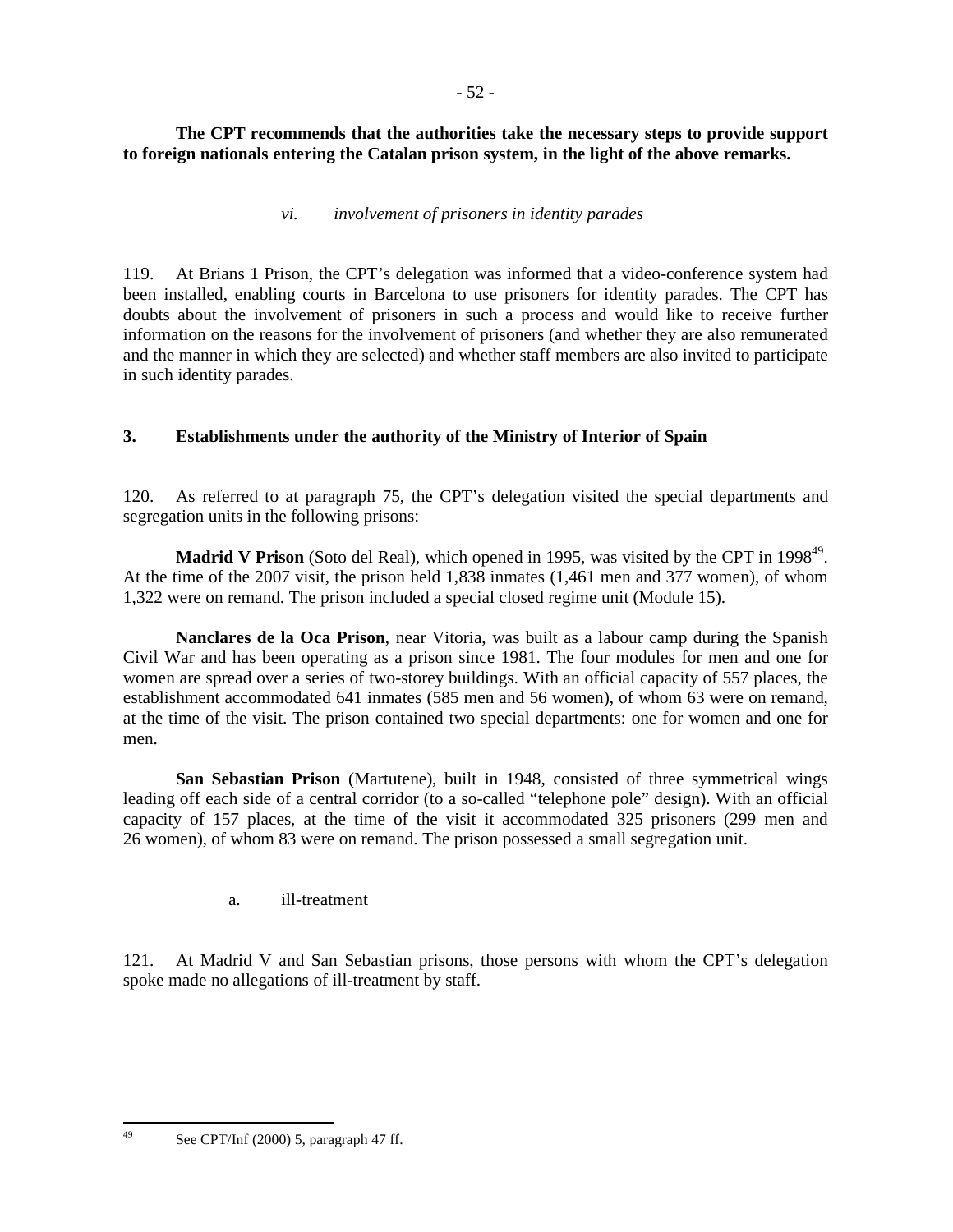**The CPT recommends that the authorities take the necessary steps to provide support to foreign nationals entering the Catalan prison system, in the light of the above remarks.**

*vi. involvement of prisoners in identity parades*

119. At Brians 1 Prison, the CPT's delegation was informed that a video-conference system had been installed, enabling courts in Barcelona to use prisoners for identity parades. The CPT has doubts about the involvement of prisoners in such a process and would like to receive further information on the reasons for the involvement of prisoners (and whether they are also remunerated and the manner in which they are selected) and whether staff members are also invited to participate in such identity parades.

### 3. Establishments under the authority of the Ministry of Interior of Spain

120. As referred to at paragraph 75, the CPT's delegation visited the special departments and segregation units in the following prisons:

**Madrid V Prison** (Soto del Real), which opened in 1995, was visited by the CPT in 1998[49]. At the time of the 2007 visit, the prison held 1,838 inmates (1,461 men and 377 women), of whom 1,322 were on remand. The prison included a special closed regime unit (Module 15).

**Nanclares de la Oca Prison**, near Vitoria, was built as a labour camp during the Spanish Civil War and has been operating as a prison since 1981. The four modules for men and one for women are spread over a series of two-storey buildings. With an official capacity of 557 places, the establishment accommodated 641 inmates (585 men and 56 women), of whom 63 were on remand, at the time of the visit. The prison contained two special departments: one for women and one for men.

**San Sebastian Prison** (Martutene), built in 1948, consisted of three symmetrical wings leading off each side of a central corridor (to a so-called "telephone pole" design). With an official capacity of 157 places, at the time of the visit it accommodated 325 prisoners (299 men and 26 women), of whom 83 were on remand. The prison possessed a small segregation unit.

a. ill-treatment

121. At Madrid V and San Sebastian prisons, those persons with whom the CPT's delegation spoke made no allegations of ill-treatment by staff.

---

[49] See CPT/Inf (2000) 5, paragraph 47 ff.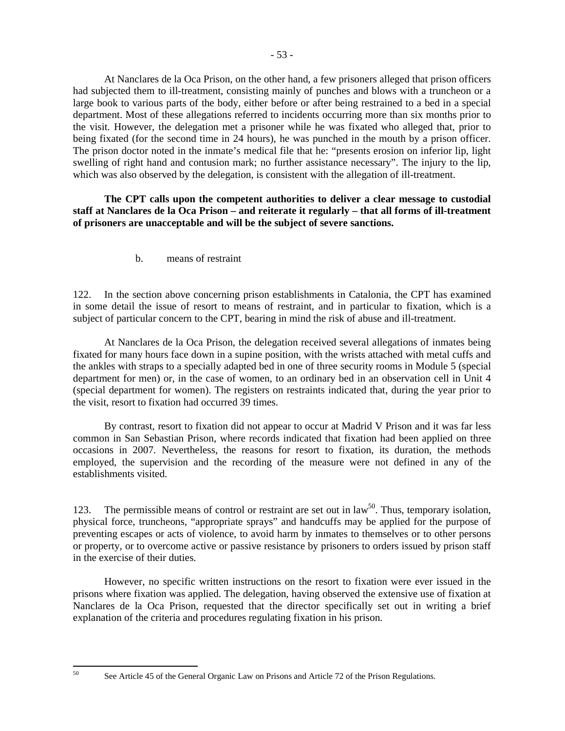At Nanclares de la Oca Prison, on the other hand, a few prisoners alleged that prison officers had subjected them to ill-treatment, consisting mainly of punches and blows with a truncheon or a large book to various parts of the body, either before or after being restrained to a bed in a special department. Most of these allegations referred to incidents occurring more than six months prior to the visit. However, the delegation met a prisoner while he was fixated who alleged that, prior to being fixated (for the second time in 24 hours), he was punched in the mouth by a prison officer. The prison doctor noted in the inmate's medical file that he: "presents erosion on inferior lip, light swelling of right hand and contusion mark; no further assistance necessary". The injury to the lip, which was also observed by the delegation, is consistent with the allegation of ill-treatment.

**The CPT calls upon the competent authorities to deliver a clear message to custodial staff at Nanclares de la Oca Prison – and reiterate it regularly – that all forms of ill-treatment of prisoners are unacceptable and will be the subject of severe sanctions.**

b. means of restraint

122. In the section above concerning prison establishments in Catalonia, the CPT has examined in some detail the issue of resort to means of restraint, and in particular to fixation, which is a subject of particular concern to the CPT, bearing in mind the risk of abuse and ill-treatment.

At Nanclares de la Oca Prison, the delegation received several allegations of inmates being fixated for many hours face down in a supine position, with the wrists attached with metal cuffs and the ankles with straps to a specially adapted bed in one of three security rooms in Module 5 (special department for men) or, in the case of women, to an ordinary bed in an observation cell in Unit 4 (special department for women). The registers on restraints indicated that, during the year prior to the visit, resort to fixation had occurred 39 times.

By contrast, resort to fixation did not appear to occur at Madrid V Prison and it was far less common in San Sebastian Prison, where records indicated that fixation had been applied on three occasions in 2007. Nevertheless, the reasons for resort to fixation, its duration, the methods employed, the supervision and the recording of the measure were not defined in any of the establishments visited.

123. The permissible means of control or restraint are set out in law[50]. Thus, temporary isolation, physical force, truncheons, "appropriate sprays" and handcuffs may be applied for the purpose of preventing escapes or acts of violence, to avoid harm by inmates to themselves or to other persons or property, or to overcome active or passive resistance by prisoners to orders issued by prison staff in the exercise of their duties.

However, no specific written instructions on the resort to fixation were ever issued in the prisons where fixation was applied. The delegation, having observed the extensive use of fixation at Nanclares de la Oca Prison, requested that the director specifically set out in writing a brief explanation of the criteria and procedures regulating fixation in his prison.

[50] See Article 45 of the General Organic Law on Prisons and Article 72 of the Prison Regulations.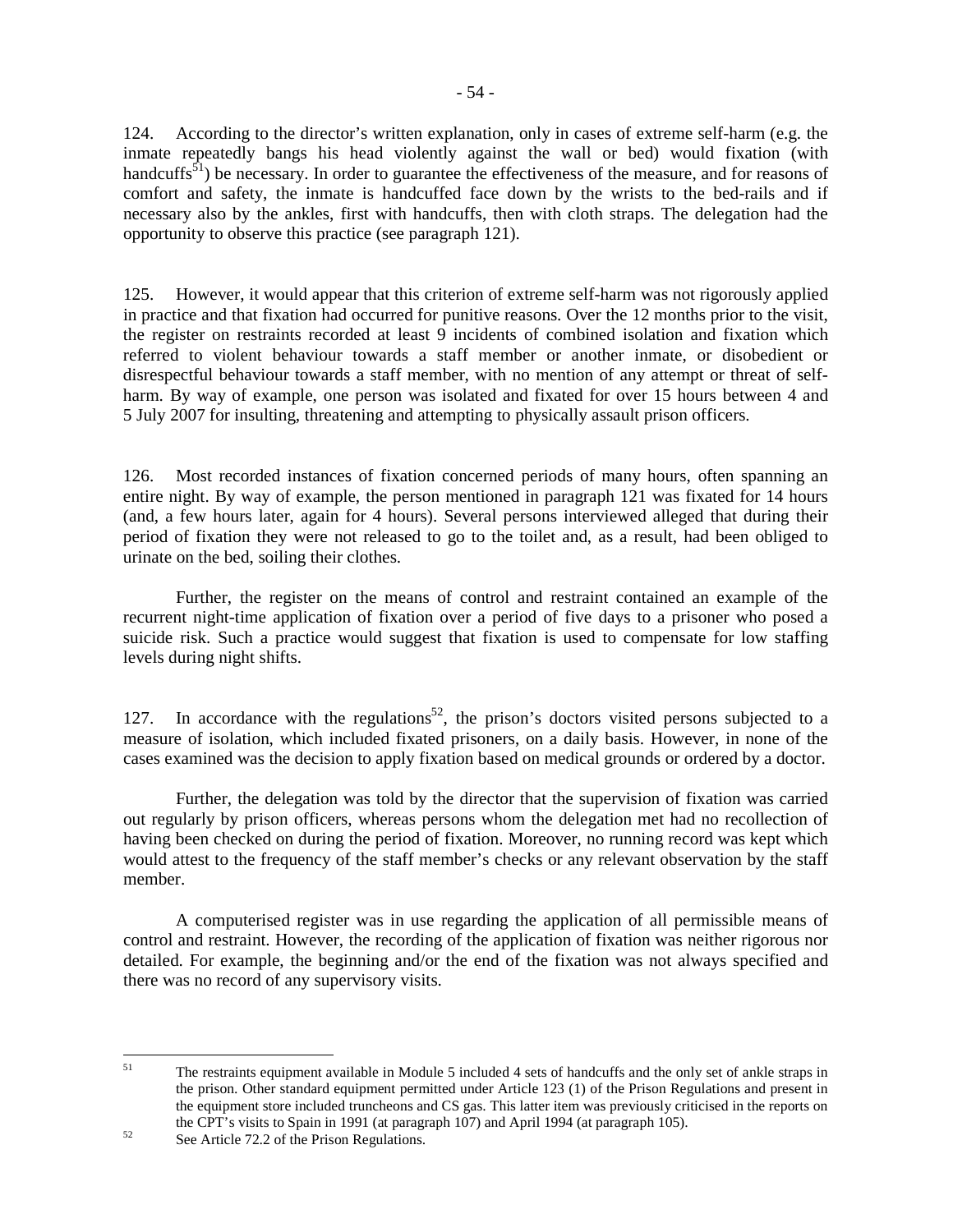124. According to the director's written explanation, only in cases of extreme self-harm (e.g. the inmate repeatedly bangs his head violently against the wall or bed) would fixation (with handcuffs[51]) be necessary. In order to guarantee the effectiveness of the measure, and for reasons of comfort and safety, the inmate is handcuffed face down by the wrists to the bed-rails and if necessary also by the ankles, first with handcuffs, then with cloth straps. The delegation had the opportunity to observe this practice (see paragraph 121).

125. However, it would appear that this criterion of extreme self-harm was not rigorously applied in practice and that fixation had occurred for punitive reasons. Over the 12 months prior to the visit, the register on restraints recorded at least 9 incidents of combined isolation and fixation which referred to violent behaviour towards a staff member or another inmate, or disobedient or disrespectful behaviour towards a staff member, with no mention of any attempt or threat of self-harm. By way of example, one person was isolated and fixated for over 15 hours between 4 and 5 July 2007 for insulting, threatening and attempting to physically assault prison officers.

126. Most recorded instances of fixation concerned periods of many hours, often spanning an entire night. By way of example, the person mentioned in paragraph 121 was fixated for 14 hours (and, a few hours later, again for 4 hours). Several persons interviewed alleged that during their period of fixation they were not released to go to the toilet and, as a result, had been obliged to urinate on the bed, soiling their clothes.

Further, the register on the means of control and restraint contained an example of the recurrent night-time application of fixation over a period of five days to a prisoner who posed a suicide risk. Such a practice would suggest that fixation is used to compensate for low staffing levels during night shifts.

127. In accordance with the regulations[52], the prison's doctors visited persons subjected to a measure of isolation, which included fixated prisoners, on a daily basis. However, in none of the cases examined was the decision to apply fixation based on medical grounds or ordered by a doctor.

Further, the delegation was told by the director that the supervision of fixation was carried out regularly by prison officers, whereas persons whom the delegation met had no recollection of having been checked on during the period of fixation. Moreover, no running record was kept which would attest to the frequency of the staff member's checks or any relevant observation by the staff member.

A computerised register was in use regarding the application of all permissible means of control and restraint. However, the recording of the application of fixation was neither rigorous nor detailed. For example, the beginning and/or the end of the fixation was not always specified and there was no record of any supervisory visits.

---

[51] The restraints equipment available in Module 5 included 4 sets of handcuffs and the only set of ankle straps in the prison. Other standard equipment permitted under Article 123 (1) of the Prison Regulations and present in the equipment store included truncheons and CS gas. This latter item was previously criticised in the reports on the CPT's visits to Spain in 1991 (at paragraph 107) and April 1994 (at paragraph 105).

[52] See Article 72.2 of the Prison Regulations.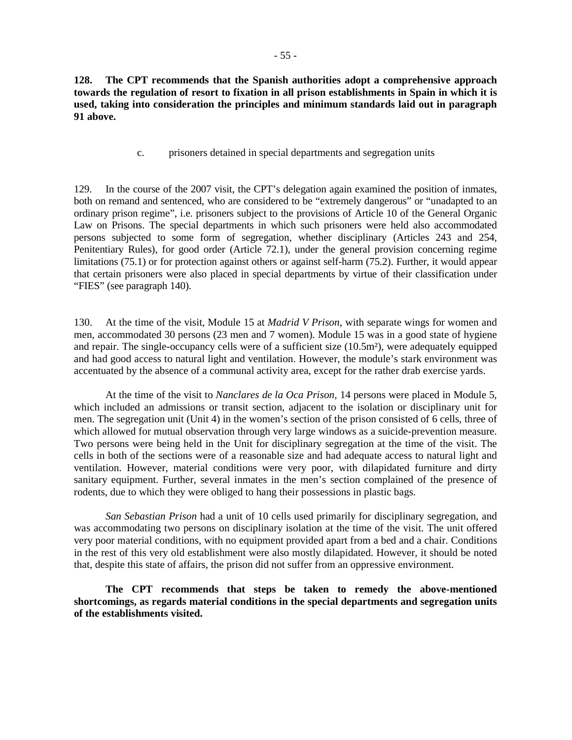**128. The CPT recommends that the Spanish authorities adopt a comprehensive approach towards the regulation of resort to fixation in all prison establishments in Spain in which it is used, taking into consideration the principles and minimum standards laid out in paragraph 91 above.**

c. prisoners detained in special departments and segregation units

129. In the course of the 2007 visit, the CPT's delegation again examined the position of inmates, both on remand and sentenced, who are considered to be "extremely dangerous" or "unadapted to an ordinary prison regime", i.e. prisoners subject to the provisions of Article 10 of the General Organic Law on Prisons. The special departments in which such prisoners were held also accommodated persons subjected to some form of segregation, whether disciplinary (Articles 243 and 254, Penitentiary Rules), for good order (Article 72.1), under the general provision concerning regime limitations (75.1) or for protection against others or against self-harm (75.2). Further, it would appear that certain prisoners were also placed in special departments by virtue of their classification under "FIES" (see paragraph 140).

130. At the time of the visit, Module 15 at *Madrid V Prison*, with separate wings for women and men, accommodated 30 persons (23 men and 7 women). Module 15 was in a good state of hygiene and repair. The single-occupancy cells were of a sufficient size (10.5m²), were adequately equipped and had good access to natural light and ventilation. However, the module's stark environment was accentuated by the absence of a communal activity area, except for the rather drab exercise yards.

At the time of the visit to *Nanclares de la Oca Prison*, 14 persons were placed in Module 5, which included an admissions or transit section, adjacent to the isolation or disciplinary unit for men. The segregation unit (Unit 4) in the women's section of the prison consisted of 6 cells, three of which allowed for mutual observation through very large windows as a suicide-prevention measure. Two persons were being held in the Unit for disciplinary segregation at the time of the visit. The cells in both of the sections were of a reasonable size and had adequate access to natural light and ventilation. However, material conditions were very poor, with dilapidated furniture and dirty sanitary equipment. Further, several inmates in the men's section complained of the presence of rodents, due to which they were obliged to hang their possessions in plastic bags.

*San Sebastian Prison* had a unit of 10 cells used primarily for disciplinary segregation, and was accommodating two persons on disciplinary isolation at the time of the visit. The unit offered very poor material conditions, with no equipment provided apart from a bed and a chair. Conditions in the rest of this very old establishment were also mostly dilapidated. However, it should be noted that, despite this state of affairs, the prison did not suffer from an oppressive environment.

**The CPT recommends that steps be taken to remedy the above-mentioned shortcomings, as regards material conditions in the special departments and segregation units of the establishments visited.**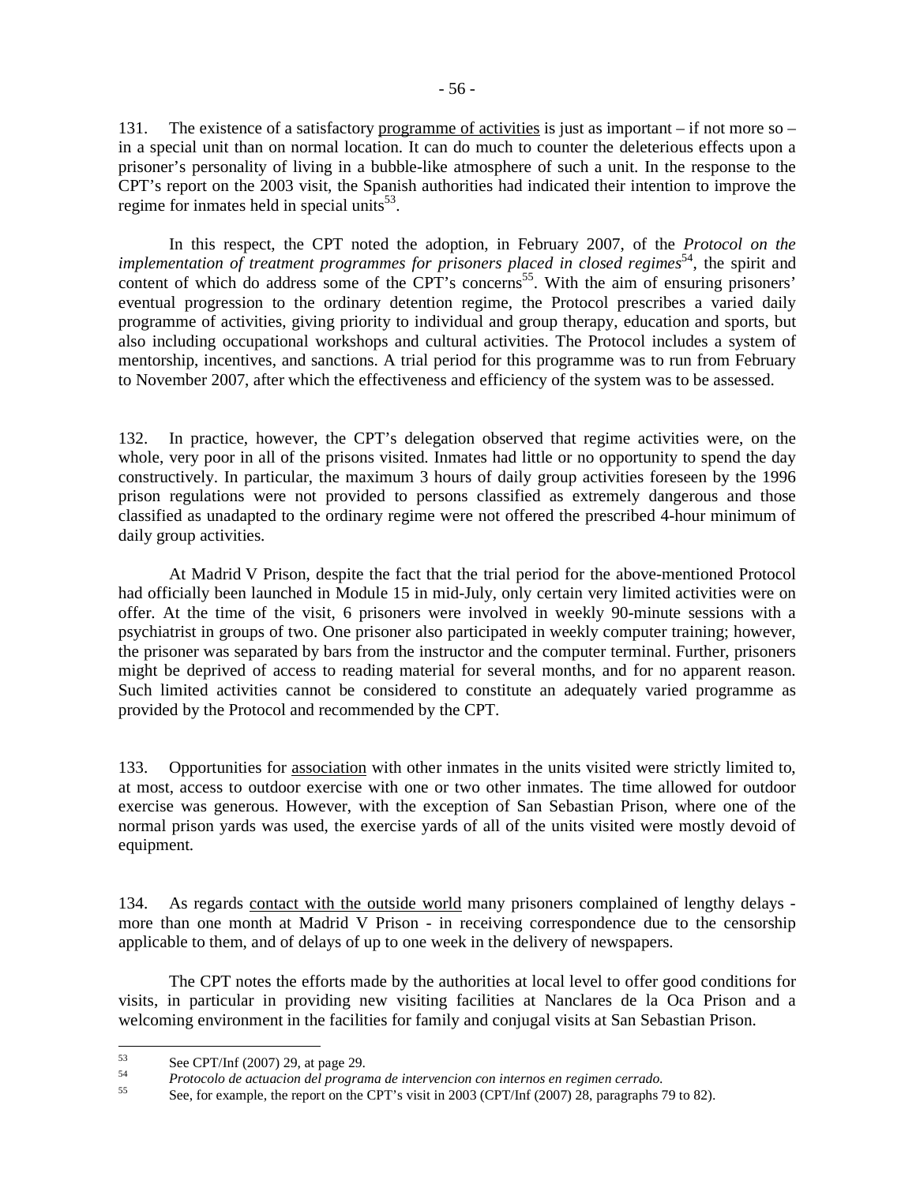131. The existence of a satisfactory programme of activities is just as important – if not more so – in a special unit than on normal location. It can do much to counter the deleterious effects upon a prisoner's personality of living in a bubble-like atmosphere of such a unit. In the response to the CPT's report on the 2003 visit, the Spanish authorities had indicated their intention to improve the regime for inmates held in special units[53].

In this respect, the CPT noted the adoption, in February 2007, of the *Protocol on the implementation of treatment programmes for prisoners placed in closed regimes*[54], the spirit and content of which do address some of the CPT's concerns[55]. With the aim of ensuring prisoners' eventual progression to the ordinary detention regime, the Protocol prescribes a varied daily programme of activities, giving priority to individual and group therapy, education and sports, but also including occupational workshops and cultural activities. The Protocol includes a system of mentorship, incentives, and sanctions. A trial period for this programme was to run from February to November 2007, after which the effectiveness and efficiency of the system was to be assessed.

132. In practice, however, the CPT's delegation observed that regime activities were, on the whole, very poor in all of the prisons visited. Inmates had little or no opportunity to spend the day constructively. In particular, the maximum 3 hours of daily group activities foreseen by the 1996 prison regulations were not provided to persons classified as extremely dangerous and those classified as unadapted to the ordinary regime were not offered the prescribed 4-hour minimum of daily group activities.

At Madrid V Prison, despite the fact that the trial period for the above-mentioned Protocol had officially been launched in Module 15 in mid-July, only certain very limited activities were on offer. At the time of the visit, 6 prisoners were involved in weekly 90-minute sessions with a psychiatrist in groups of two. One prisoner also participated in weekly computer training; however, the prisoner was separated by bars from the instructor and the computer terminal. Further, prisoners might be deprived of access to reading material for several months, and for no apparent reason. Such limited activities cannot be considered to constitute an adequately varied programme as provided by the Protocol and recommended by the CPT.

133. Opportunities for association with other inmates in the units visited were strictly limited to, at most, access to outdoor exercise with one or two other inmates. The time allowed for outdoor exercise was generous. However, with the exception of San Sebastian Prison, where one of the normal prison yards was used, the exercise yards of all of the units visited were mostly devoid of equipment.

134. As regards contact with the outside world many prisoners complained of lengthy delays - more than one month at Madrid V Prison - in receiving correspondence due to the censorship applicable to them, and of delays of up to one week in the delivery of newspapers.

The CPT notes the efforts made by the authorities at local level to offer good conditions for visits, in particular in providing new visiting facilities at Nanclares de la Oca Prison and a welcoming environment in the facilities for family and conjugal visits at San Sebastian Prison.

---

[53] See CPT/Inf (2007) 29, at page 29.

[54] *Protocolo de actuacion del programa de intervencion con internos en regimen cerrado.*

[55] See, for example, the report on the CPT's visit in 2003 (CPT/Inf (2007) 28, paragraphs 79 to 82).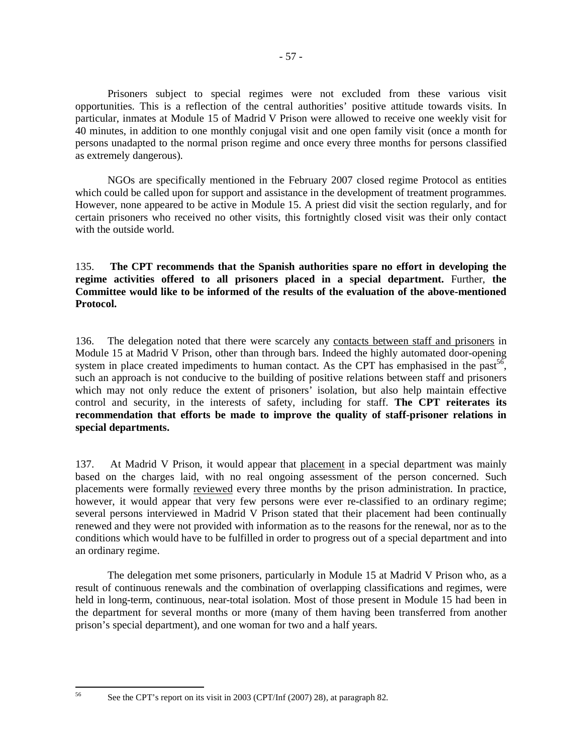Prisoners subject to special regimes were not excluded from these various visit opportunities. This is a reflection of the central authorities' positive attitude towards visits. In particular, inmates at Module 15 of Madrid V Prison were allowed to receive one weekly visit for 40 minutes, in addition to one monthly conjugal visit and one open family visit (once a month for persons unadapted to the normal prison regime and once every three months for persons classified as extremely dangerous).

NGOs are specifically mentioned in the February 2007 closed regime Protocol as entities which could be called upon for support and assistance in the development of treatment programmes. However, none appeared to be active in Module 15. A priest did visit the section regularly, and for certain prisoners who received no other visits, this fortnightly closed visit was their only contact with the outside world.

135. **The CPT recommends that the Spanish authorities spare no effort in developing the regime activities offered to all prisoners placed in a special department.** Further, **the Committee would like to be informed of the results of the evaluation of the above-mentioned Protocol.**

136. The delegation noted that there were scarcely any contacts between staff and prisoners in Module 15 at Madrid V Prison, other than through bars. Indeed the highly automated door-opening system in place created impediments to human contact. As the CPT has emphasised in the past[56], such an approach is not conducive to the building of positive relations between staff and prisoners which may not only reduce the extent of prisoners' isolation, but also help maintain effective control and security, in the interests of safety, including for staff. **The CPT reiterates its recommendation that efforts be made to improve the quality of staff-prisoner relations in special departments.**

137. At Madrid V Prison, it would appear that placement in a special department was mainly based on the charges laid, with no real ongoing assessment of the person concerned. Such placements were formally reviewed every three months by the prison administration. In practice, however, it would appear that very few persons were ever re-classified to an ordinary regime; several persons interviewed in Madrid V Prison stated that their placement had been continually renewed and they were not provided with information as to the reasons for the renewal, nor as to the conditions which would have to be fulfilled in order to progress out of a special department and into an ordinary regime.

The delegation met some prisoners, particularly in Module 15 at Madrid V Prison who, as a result of continuous renewals and the combination of overlapping classifications and regimes, were held in long-term, continuous, near-total isolation. Most of those present in Module 15 had been in the department for several months or more (many of them having been transferred from another prison's special department), and one woman for two and a half years.

---

[56] See the CPT's report on its visit in 2003 (CPT/Inf (2007) 28), at paragraph 82.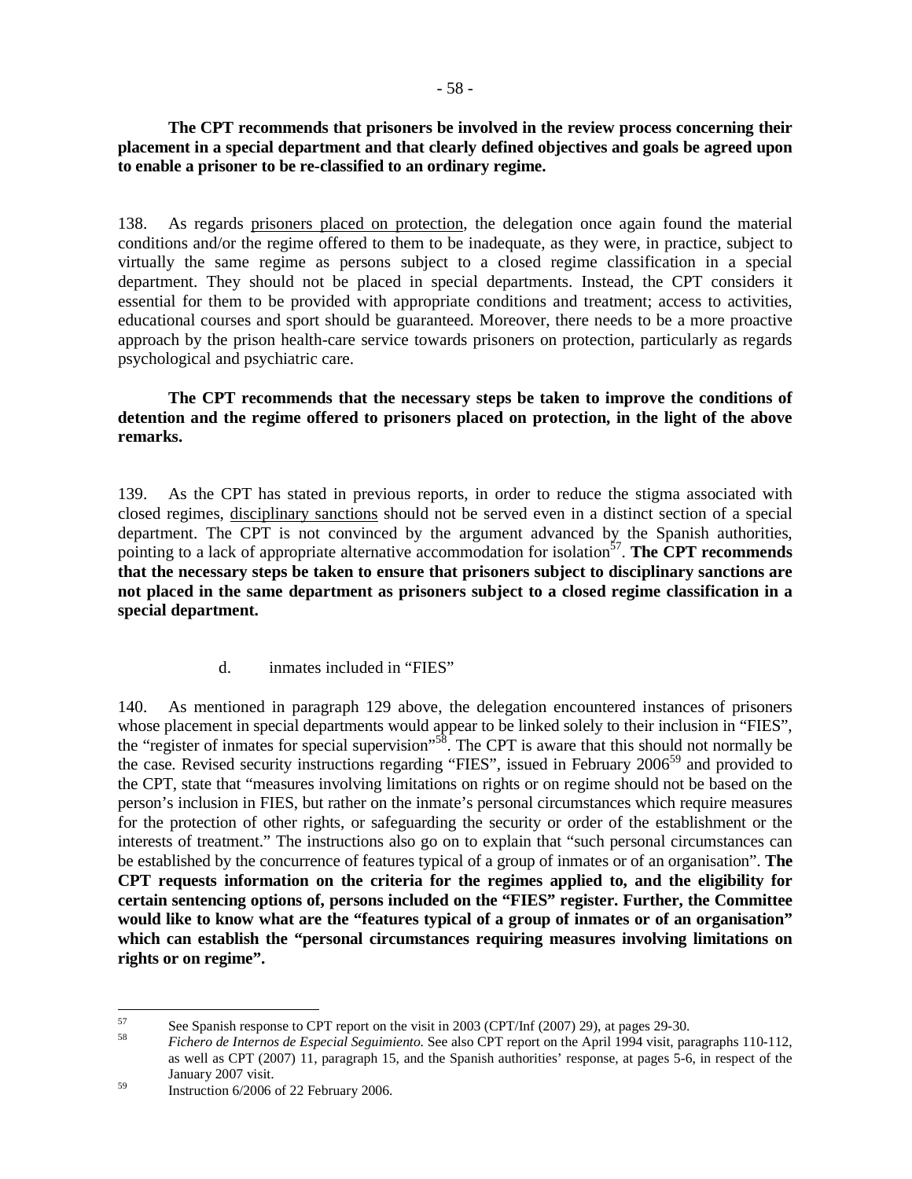**The CPT recommends that prisoners be involved in the review process concerning their placement in a special department and that clearly defined objectives and goals be agreed upon to enable a prisoner to be re-classified to an ordinary regime.**

138. As regards prisoners placed on protection, the delegation once again found the material conditions and/or the regime offered to them to be inadequate, as they were, in practice, subject to virtually the same regime as persons subject to a closed regime classification in a special department. They should not be placed in special departments. Instead, the CPT considers it essential for them to be provided with appropriate conditions and treatment; access to activities, educational courses and sport should be guaranteed. Moreover, there needs to be a more proactive approach by the prison health-care service towards prisoners on protection, particularly as regards psychological and psychiatric care.

**The CPT recommends that the necessary steps be taken to improve the conditions of detention and the regime offered to prisoners placed on protection, in the light of the above remarks.**

139. As the CPT has stated in previous reports, in order to reduce the stigma associated with closed regimes, disciplinary sanctions should not be served even in a distinct section of a special department. The CPT is not convinced by the argument advanced by the Spanish authorities, pointing to a lack of appropriate alternative accommodation for isolation[57]. **The CPT recommends that the necessary steps be taken to ensure that prisoners subject to disciplinary sanctions are not placed in the same department as prisoners subject to a closed regime classification in a special department.**

d. inmates included in "FIES"

140. As mentioned in paragraph 129 above, the delegation encountered instances of prisoners whose placement in special departments would appear to be linked solely to their inclusion in "FIES", the "register of inmates for special supervision"[58]. The CPT is aware that this should not normally be the case. Revised security instructions regarding "FIES", issued in February 2006[59] and provided to the CPT, state that "measures involving limitations on rights or on regime should not be based on the person's inclusion in FIES, but rather on the inmate's personal circumstances which require measures for the protection of other rights, or safeguarding the security or order of the establishment or the interests of treatment." The instructions also go on to explain that "such personal circumstances can be established by the concurrence of features typical of a group of inmates or of an organisation". **The CPT requests information on the criteria for the regimes applied to, and the eligibility for certain sentencing options of, persons included on the "FIES" register. Further, the Committee would like to know what are the "features typical of a group of inmates or of an organisation" which can establish the "personal circumstances requiring measures involving limitations on rights or on regime".**

---

[57] See Spanish response to CPT report on the visit in 2003 (CPT/Inf (2007) 29), at pages 29-30.

[58] *Fichero de Internos de Especial Seguimiento.* See also CPT report on the April 1994 visit, paragraphs 110-112, as well as CPT (2007) 11, paragraph 15, and the Spanish authorities' response, at pages 5-6, in respect of the January 2007 visit.

[59] Instruction 6/2006 of 22 February 2006.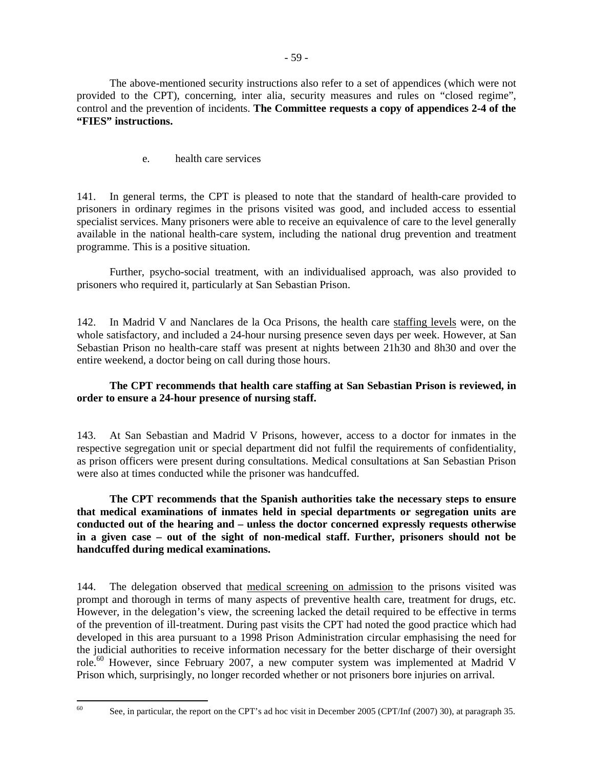The above-mentioned security instructions also refer to a set of appendices (which were not provided to the CPT), concerning, inter alia, security measures and rules on “closed regime”, control and the prevention of incidents. **The Committee requests a copy of appendices 2-4 of the “FIES” instructions.**

e. health care services

141. In general terms, the CPT is pleased to note that the standard of health-care provided to prisoners in ordinary regimes in the prisons visited was good, and included access to essential specialist services. Many prisoners were able to receive an equivalence of care to the level generally available in the national health-care system, including the national drug prevention and treatment programme. This is a positive situation.

Further, psycho-social treatment, with an individualised approach, was also provided to prisoners who required it, particularly at San Sebastian Prison.

142. In Madrid V and Nanclares de la Oca Prisons, the health care staffing levels were, on the whole satisfactory, and included a 24-hour nursing presence seven days per week. However, at San Sebastian Prison no health-care staff was present at nights between 21h30 and 8h30 and over the entire weekend, a doctor being on call during those hours.

**The CPT recommends that health care staffing at San Sebastian Prison is reviewed, in order to ensure a 24-hour presence of nursing staff.**

143. At San Sebastian and Madrid V Prisons, however, access to a doctor for inmates in the respective segregation unit or special department did not fulfil the requirements of confidentiality, as prison officers were present during consultations. Medical consultations at San Sebastian Prison were also at times conducted while the prisoner was handcuffed.

**The CPT recommends that the Spanish authorities take the necessary steps to ensure that medical examinations of inmates held in special departments or segregation units are conducted out of the hearing and – unless the doctor concerned expressly requests otherwise in a given case – out of the sight of non-medical staff. Further, prisoners should not be handcuffed during medical examinations.**

144. The delegation observed that medical screening on admission to the prisons visited was prompt and thorough in terms of many aspects of preventive health care, treatment for drugs, etc. However, in the delegation’s view, the screening lacked the detail required to be effective in terms of the prevention of ill-treatment. During past visits the CPT had noted the good practice which had developed in this area pursuant to a 1998 Prison Administration circular emphasising the need for the judicial authorities to receive information necessary for the better discharge of their oversight role.[60] However, since February 2007, a new computer system was implemented at Madrid V Prison which, surprisingly, no longer recorded whether or not prisoners bore injuries on arrival.

---

[60] See, in particular, the report on the CPT’s ad hoc visit in December 2005 (CPT/Inf (2007) 30), at paragraph 35.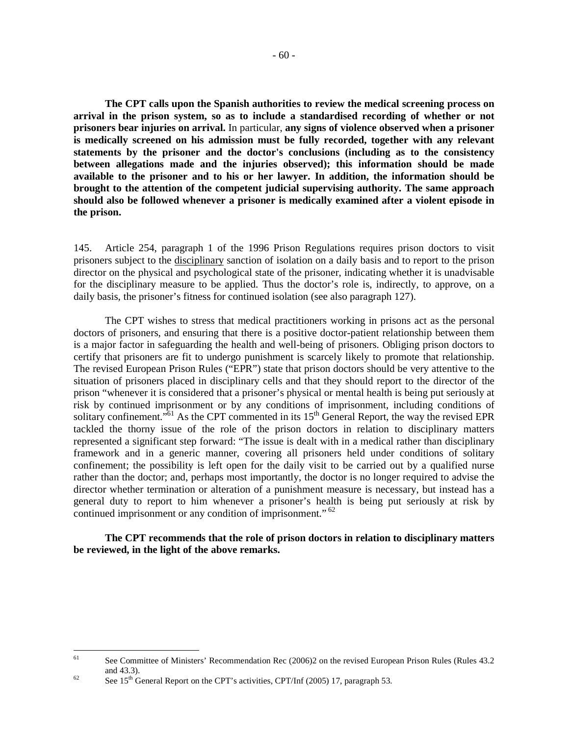**The CPT calls upon the Spanish authorities to review the medical screening process on arrival in the prison system, so as to include a standardised recording of whether or not prisoners bear injuries on arrival.** In particular, **any signs of violence observed when a prisoner is medically screened on his admission must be fully recorded, together with any relevant statements by the prisoner and the doctor's conclusions (including as to the consistency between allegations made and the injuries observed); this information should be made available to the prisoner and to his or her lawyer. In addition, the information should be brought to the attention of the competent judicial supervising authority. The same approach should also be followed whenever a prisoner is medically examined after a violent episode in the prison.**

145. Article 254, paragraph 1 of the 1996 Prison Regulations requires prison doctors to visit prisoners subject to the disciplinary sanction of isolation on a daily basis and to report to the prison director on the physical and psychological state of the prisoner, indicating whether it is unadvisable for the disciplinary measure to be applied. Thus the doctor's role is, indirectly, to approve, on a daily basis, the prisoner's fitness for continued isolation (see also paragraph 127).

The CPT wishes to stress that medical practitioners working in prisons act as the personal doctors of prisoners, and ensuring that there is a positive doctor-patient relationship between them is a major factor in safeguarding the health and well-being of prisoners. Obliging prison doctors to certify that prisoners are fit to undergo punishment is scarcely likely to promote that relationship. The revised European Prison Rules ("EPR") state that prison doctors should be very attentive to the situation of prisoners placed in disciplinary cells and that they should report to the director of the prison "whenever it is considered that a prisoner's physical or mental health is being put seriously at risk by continued imprisonment or by any conditions of imprisonment, including conditions of solitary confinement."[61] As the CPT commented in its 15th General Report, the way the revised EPR tackled the thorny issue of the role of the prison doctors in relation to disciplinary matters represented a significant step forward: "The issue is dealt with in a medical rather than disciplinary framework and in a generic manner, covering all prisoners held under conditions of solitary confinement; the possibility is left open for the daily visit to be carried out by a qualified nurse rather than the doctor; and, perhaps most importantly, the doctor is no longer required to advise the director whether termination or alteration of a punishment measure is necessary, but instead has a general duty to report to him whenever a prisoner's health is being put seriously at risk by continued imprisonment or any condition of imprisonment."[62]

**The CPT recommends that the role of prison doctors in relation to disciplinary matters be reviewed, in the light of the above remarks.**

---

[61] See Committee of Ministers' Recommendation Rec (2006)2 on the revised European Prison Rules (Rules 43.2 and 43.3).

[62] See 15th General Report on the CPT's activities, CPT/Inf (2005) 17, paragraph 53.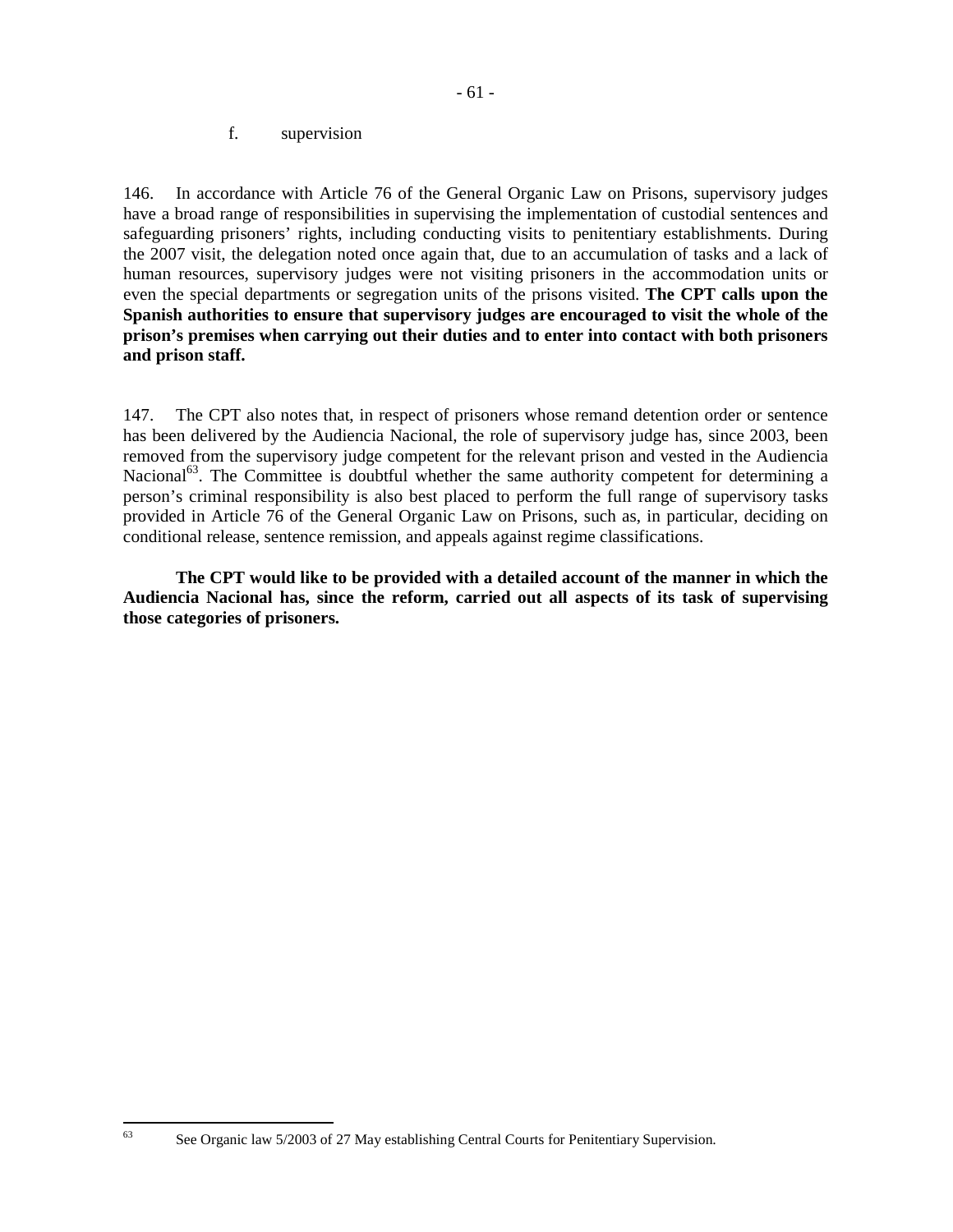### f. supervision

146. In accordance with Article 76 of the General Organic Law on Prisons, supervisory judges have a broad range of responsibilities in supervising the implementation of custodial sentences and safeguarding prisoners' rights, including conducting visits to penitentiary establishments. During the 2007 visit, the delegation noted once again that, due to an accumulation of tasks and a lack of human resources, supervisory judges were not visiting prisoners in the accommodation units or even the special departments or segregation units of the prisons visited. **The CPT calls upon the Spanish authorities to ensure that supervisory judges are encouraged to visit the whole of the prison's premises when carrying out their duties and to enter into contact with both prisoners and prison staff.**

147. The CPT also notes that, in respect of prisoners whose remand detention order or sentence has been delivered by the Audiencia Nacional, the role of supervisory judge has, since 2003, been removed from the supervisory judge competent for the relevant prison and vested in the Audiencia Nacional[63]. The Committee is doubtful whether the same authority competent for determining a person's criminal responsibility is also best placed to perform the full range of supervisory tasks provided in Article 76 of the General Organic Law on Prisons, such as, in particular, deciding on conditional release, sentence remission, and appeals against regime classifications.

**The CPT would like to be provided with a detailed account of the manner in which the Audiencia Nacional has, since the reform, carried out all aspects of its task of supervising those categories of prisoners.**

---

[63] See Organic law 5/2003 of 27 May establishing Central Courts for Penitentiary Supervision.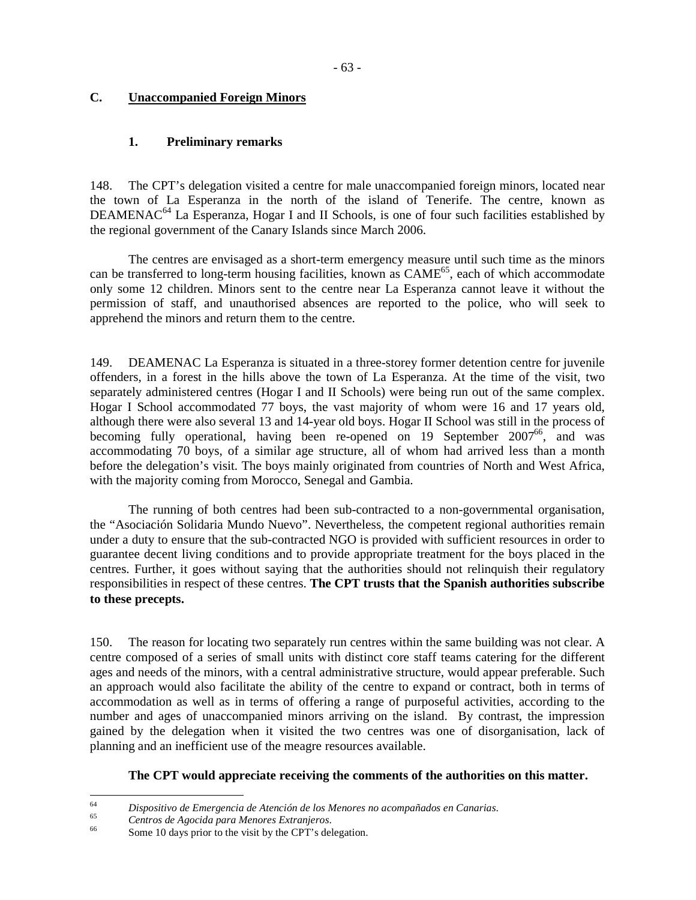## C. Unaccompanied Foreign Minors

### 1. Preliminary remarks

148. The CPT's delegation visited a centre for male unaccompanied foreign minors, located near the town of La Esperanza in the north of the island of Tenerife. The centre, known as DEAMENAC[64] La Esperanza, Hogar I and II Schools, is one of four such facilities established by the regional government of the Canary Islands since March 2006.

The centres are envisaged as a short-term emergency measure until such time as the minors can be transferred to long-term housing facilities, known as CAME[65], each of which accommodate only some 12 children. Minors sent to the centre near La Esperanza cannot leave it without the permission of staff, and unauthorised absences are reported to the police, who will seek to apprehend the minors and return them to the centre.

149. DEAMENAC La Esperanza is situated in a three-storey former detention centre for juvenile offenders, in a forest in the hills above the town of La Esperanza. At the time of the visit, two separately administered centres (Hogar I and II Schools) were being run out of the same complex. Hogar I School accommodated 77 boys, the vast majority of whom were 16 and 17 years old, although there were also several 13 and 14-year old boys. Hogar II School was still in the process of becoming fully operational, having been re-opened on 19 September 2007[66], and was accommodating 70 boys, of a similar age structure, all of whom had arrived less than a month before the delegation's visit. The boys mainly originated from countries of North and West Africa, with the majority coming from Morocco, Senegal and Gambia.

The running of both centres had been sub-contracted to a non-governmental organisation, the "Asociación Solidaria Mundo Nuevo". Nevertheless, the competent regional authorities remain under a duty to ensure that the sub-contracted NGO is provided with sufficient resources in order to guarantee decent living conditions and to provide appropriate treatment for the boys placed in the centres. Further, it goes without saying that the authorities should not relinquish their regulatory responsibilities in respect of these centres. **The CPT trusts that the Spanish authorities subscribe to these precepts.**

150. The reason for locating two separately run centres within the same building was not clear. A centre composed of a series of small units with distinct core staff teams catering for the different ages and needs of the minors, with a central administrative structure, would appear preferable. Such an approach would also facilitate the ability of the centre to expand or contract, both in terms of accommodation as well as in terms of offering a range of purposeful activities, according to the number and ages of unaccompanied minors arriving on the island. By contrast, the impression gained by the delegation when it visited the two centres was one of disorganisation, lack of planning and an inefficient use of the meagre resources available.

**The CPT would appreciate receiving the comments of the authorities on this matter.**

---

[64] *Dispositivo de Emergencia de Atención de los Menores no acompañados en Canarias.*

[65] *Centros de Agocida para Menores Extranjeros.*

[66] Some 10 days prior to the visit by the CPT's delegation.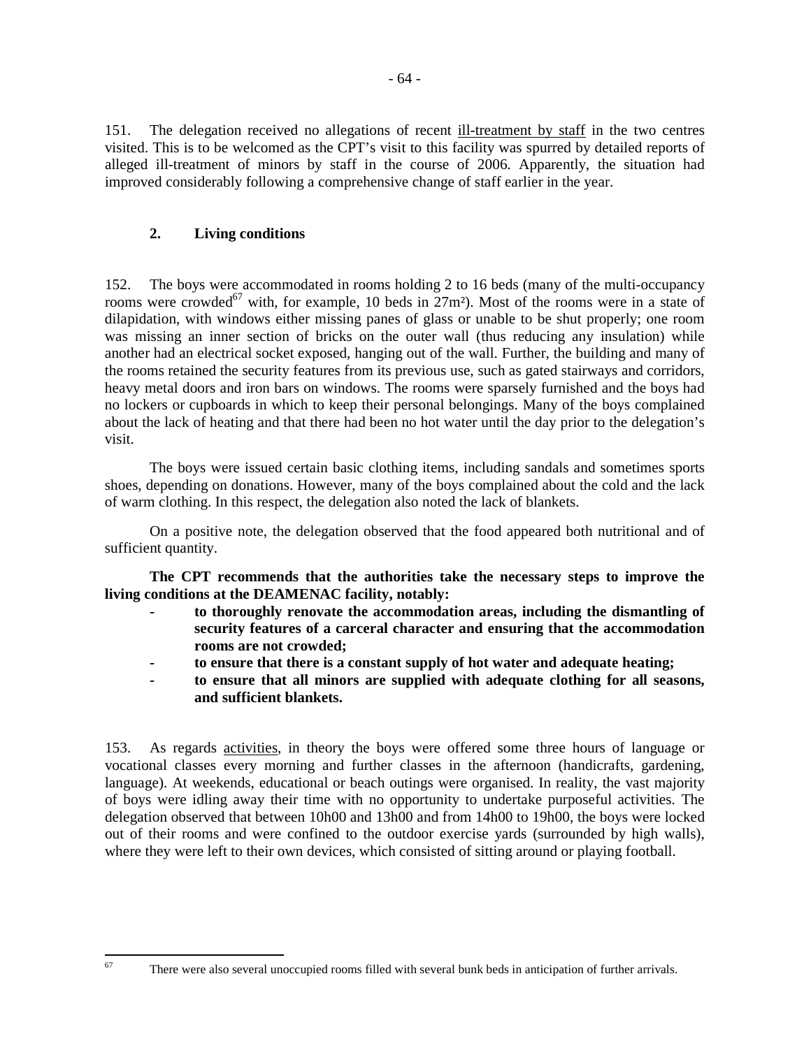151. The delegation received no allegations of recent ill-treatment by staff in the two centres visited. This is to be welcomed as the CPT's visit to this facility was spurred by detailed reports of alleged ill-treatment of minors by staff in the course of 2006. Apparently, the situation had improved considerably following a comprehensive change of staff earlier in the year.

## 2. Living conditions

152. The boys were accommodated in rooms holding 2 to 16 beds (many of the multi-occupancy rooms were crowded[67] with, for example, 10 beds in 27m²). Most of the rooms were in a state of dilapidation, with windows either missing panes of glass or unable to be shut properly; one room was missing an inner section of bricks on the outer wall (thus reducing any insulation) while another had an electrical socket exposed, hanging out of the wall. Further, the building and many of the rooms retained the security features from its previous use, such as gated stairways and corridors, heavy metal doors and iron bars on windows. The rooms were sparsely furnished and the boys had no lockers or cupboards in which to keep their personal belongings. Many of the boys complained about the lack of heating and that there had been no hot water until the day prior to the delegation's visit.

The boys were issued certain basic clothing items, including sandals and sometimes sports shoes, depending on donations. However, many of the boys complained about the cold and the lack of warm clothing. In this respect, the delegation also noted the lack of blankets.

On a positive note, the delegation observed that the food appeared both nutritional and of sufficient quantity.

**The CPT recommends that the authorities take the necessary steps to improve the living conditions at the DEAMENAC facility, notably:**

- **to thoroughly renovate the accommodation areas, including the dismantling of security features of a carceral character and ensuring that the accommodation rooms are not crowded;**
- **to ensure that there is a constant supply of hot water and adequate heating;**
- **to ensure that all minors are supplied with adequate clothing for all seasons, and sufficient blankets.**

153. As regards activities, in theory the boys were offered some three hours of language or vocational classes every morning and further classes in the afternoon (handicrafts, gardening, language). At weekends, educational or beach outings were organised. In reality, the vast majority of boys were idling away their time with no opportunity to undertake purposeful activities. The delegation observed that between 10h00 and 13h00 and from 14h00 to 19h00, the boys were locked out of their rooms and were confined to the outdoor exercise yards (surrounded by high walls), where they were left to their own devices, which consisted of sitting around or playing football.

---

[67] There were also several unoccupied rooms filled with several bunk beds in anticipation of further arrivals.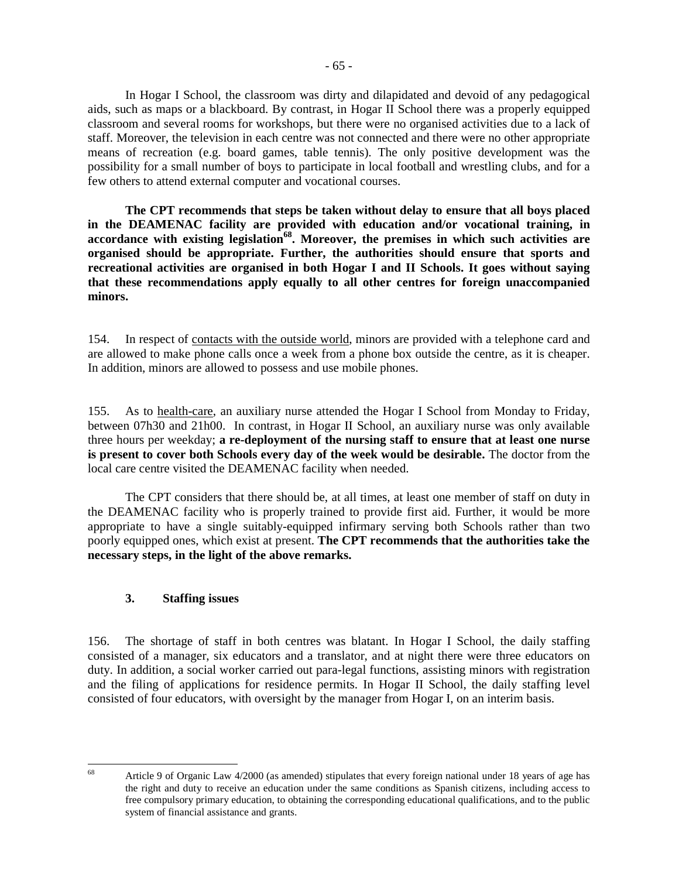In Hogar I School, the classroom was dirty and dilapidated and devoid of any pedagogical aids, such as maps or a blackboard. By contrast, in Hogar II School there was a properly equipped classroom and several rooms for workshops, but there were no organised activities due to a lack of staff. Moreover, the television in each centre was not connected and there were no other appropriate means of recreation (e.g. board games, table tennis). The only positive development was the possibility for a small number of boys to participate in local football and wrestling clubs, and for a few others to attend external computer and vocational courses.

**The CPT recommends that steps be taken without delay to ensure that all boys placed in the DEAMENAC facility are provided with education and/or vocational training, in accordance with existing legislation[68]. Moreover, the premises in which such activities are organised should be appropriate. Further, the authorities should ensure that sports and recreational activities are organised in both Hogar I and II Schools. It goes without saying that these recommendations apply equally to all other centres for foreign unaccompanied minors.**

154. In respect of contacts with the outside world, minors are provided with a telephone card and are allowed to make phone calls once a week from a phone box outside the centre, as it is cheaper. In addition, minors are allowed to possess and use mobile phones.

155. As to health-care, an auxiliary nurse attended the Hogar I School from Monday to Friday, between 07h30 and 21h00. In contrast, in Hogar II School, an auxiliary nurse was only available three hours per weekday; **a re-deployment of the nursing staff to ensure that at least one nurse is present to cover both Schools every day of the week would be desirable.** The doctor from the local care centre visited the DEAMENAC facility when needed.

The CPT considers that there should be, at all times, at least one member of staff on duty in the DEAMENAC facility who is properly trained to provide first aid. Further, it would be more appropriate to have a single suitably-equipped infirmary serving both Schools rather than two poorly equipped ones, which exist at present. **The CPT recommends that the authorities take the necessary steps, in the light of the above remarks.**

### 3. Staffing issues

156. The shortage of staff in both centres was blatant. In Hogar I School, the daily staffing consisted of a manager, six educators and a translator, and at night there were three educators on duty. In addition, a social worker carried out para-legal functions, assisting minors with registration and the filing of applications for residence permits. In Hogar II School, the daily staffing level consisted of four educators, with oversight by the manager from Hogar I, on an interim basis.

---

[68] Article 9 of Organic Law 4/2000 (as amended) stipulates that every foreign national under 18 years of age has the right and duty to receive an education under the same conditions as Spanish citizens, including access to free compulsory primary education, to obtaining the corresponding educational qualifications, and to the public system of financial assistance and grants.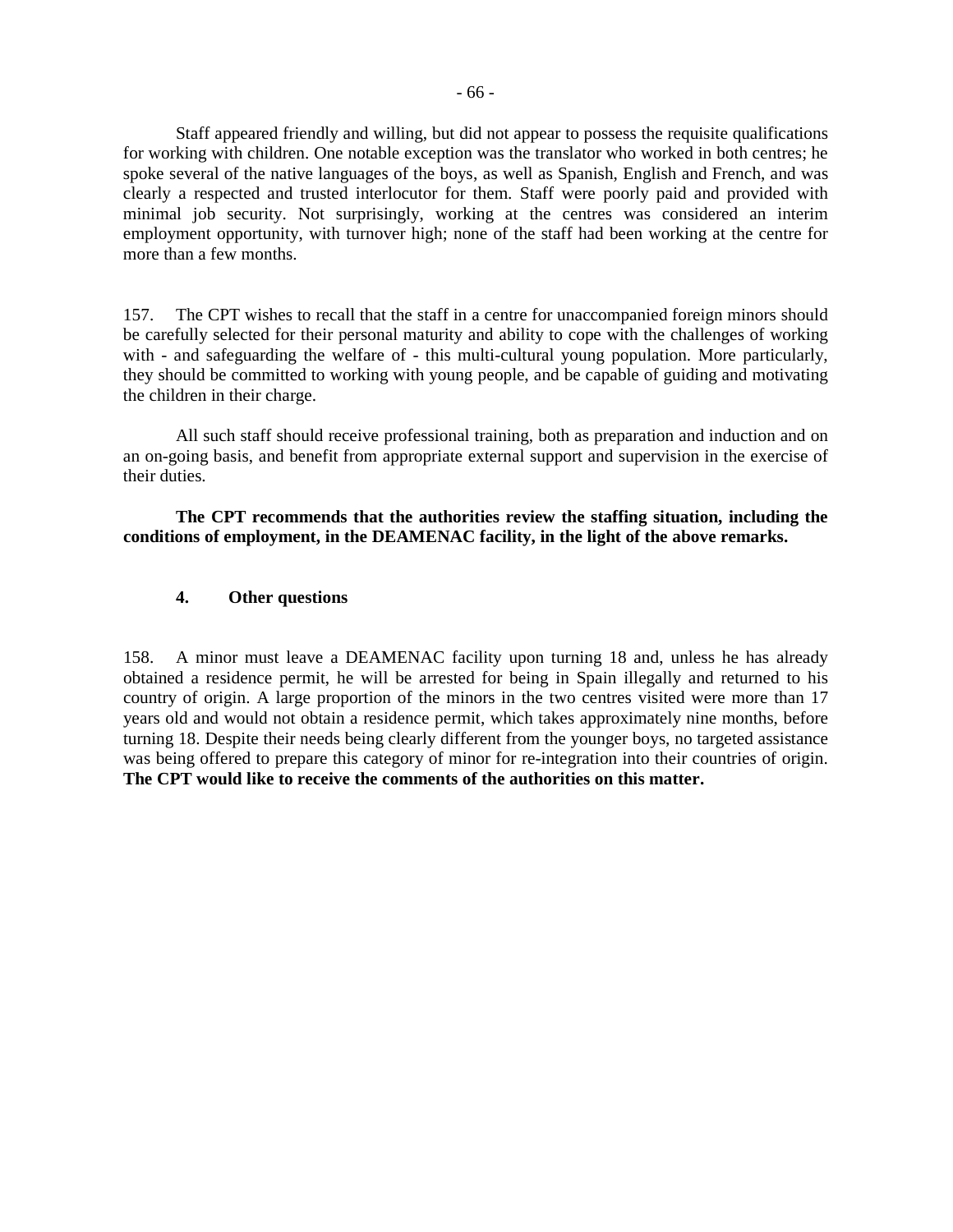Staff appeared friendly and willing, but did not appear to possess the requisite qualifications for working with children. One notable exception was the translator who worked in both centres; he spoke several of the native languages of the boys, as well as Spanish, English and French, and was clearly a respected and trusted interlocutor for them. Staff were poorly paid and provided with minimal job security. Not surprisingly, working at the centres was considered an interim employment opportunity, with turnover high; none of the staff had been working at the centre for more than a few months.

157. The CPT wishes to recall that the staff in a centre for unaccompanied foreign minors should be carefully selected for their personal maturity and ability to cope with the challenges of working with - and safeguarding the welfare of - this multi-cultural young population. More particularly, they should be committed to working with young people, and be capable of guiding and motivating the children in their charge.

All such staff should receive professional training, both as preparation and induction and on an on-going basis, and benefit from appropriate external support and supervision in the exercise of their duties.

**The CPT recommends that the authorities review the staffing situation, including the conditions of employment, in the DEAMENAC facility, in the light of the above remarks.**

#### 4. Other questions

158. A minor must leave a DEAMENAC facility upon turning 18 and, unless he has already obtained a residence permit, he will be arrested for being in Spain illegally and returned to his country of origin. A large proportion of the minors in the two centres visited were more than 17 years old and would not obtain a residence permit, which takes approximately nine months, before turning 18. Despite their needs being clearly different from the younger boys, no targeted assistance was being offered to prepare this category of minor for re-integration into their countries of origin. **The CPT would like to receive the comments of the authorities on this matter.**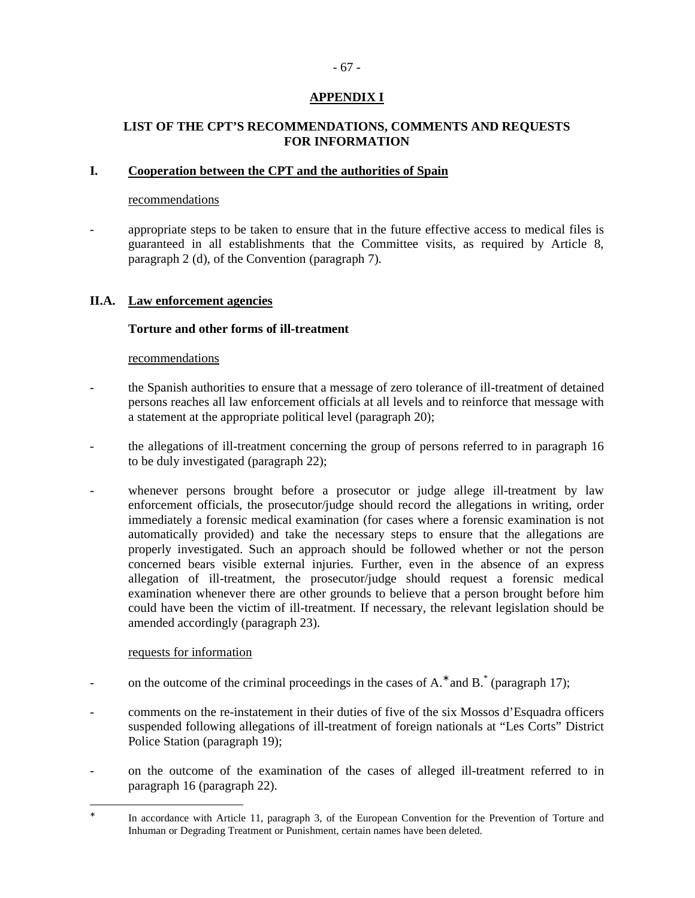# APPENDIX I

## LIST OF THE CPT'S RECOMMENDATIONS, COMMENTS AND REQUESTS FOR INFORMATION

### I. Cooperation between the CPT and the authorities of Spain

recommendations

- appropriate steps to be taken to ensure that in the future effective access to medical files is guaranteed in all establishments that the Committee visits, as required by Article 8, paragraph 2 (d), of the Convention (paragraph 7).

### II.A. Law enforcement agencies

**Torture and other forms of ill-treatment**

recommendations

- the Spanish authorities to ensure that a message of zero tolerance of ill-treatment of detained persons reaches all law enforcement officials at all levels and to reinforce that message with a statement at the appropriate political level (paragraph 20);
- the allegations of ill-treatment concerning the group of persons referred to in paragraph 16 to be duly investigated (paragraph 22);
- whenever persons brought before a prosecutor or judge allege ill-treatment by law enforcement officials, the prosecutor/judge should record the allegations in writing, order immediately a forensic medical examination (for cases where a forensic examination is not automatically provided) and take the necessary steps to ensure that the allegations are properly investigated. Such an approach should be followed whether or not the person concerned bears visible external injuries. Further, even in the absence of an express allegation of ill-treatment, the prosecutor/judge should request a forensic medical examination whenever there are other grounds to believe that a person brought before him could have been the victim of ill-treatment. If necessary, the relevant legislation should be amended accordingly (paragraph 23).

requests for information

- on the outcome of the criminal proceedings in the cases of A.* and B.* (paragraph 17);
- comments on the re-instatement in their duties of five of the six Mossos d'Esquadra officers suspended following allegations of ill-treatment of foreign nationals at "Les Corts" District Police Station (paragraph 19);
- on the outcome of the examination of the cases of alleged ill-treatment referred to in paragraph 16 (paragraph 22).

---

* In accordance with Article 11, paragraph 3, of the European Convention for the Prevention of Torture and Inhuman or Degrading Treatment or Punishment, certain names have been deleted.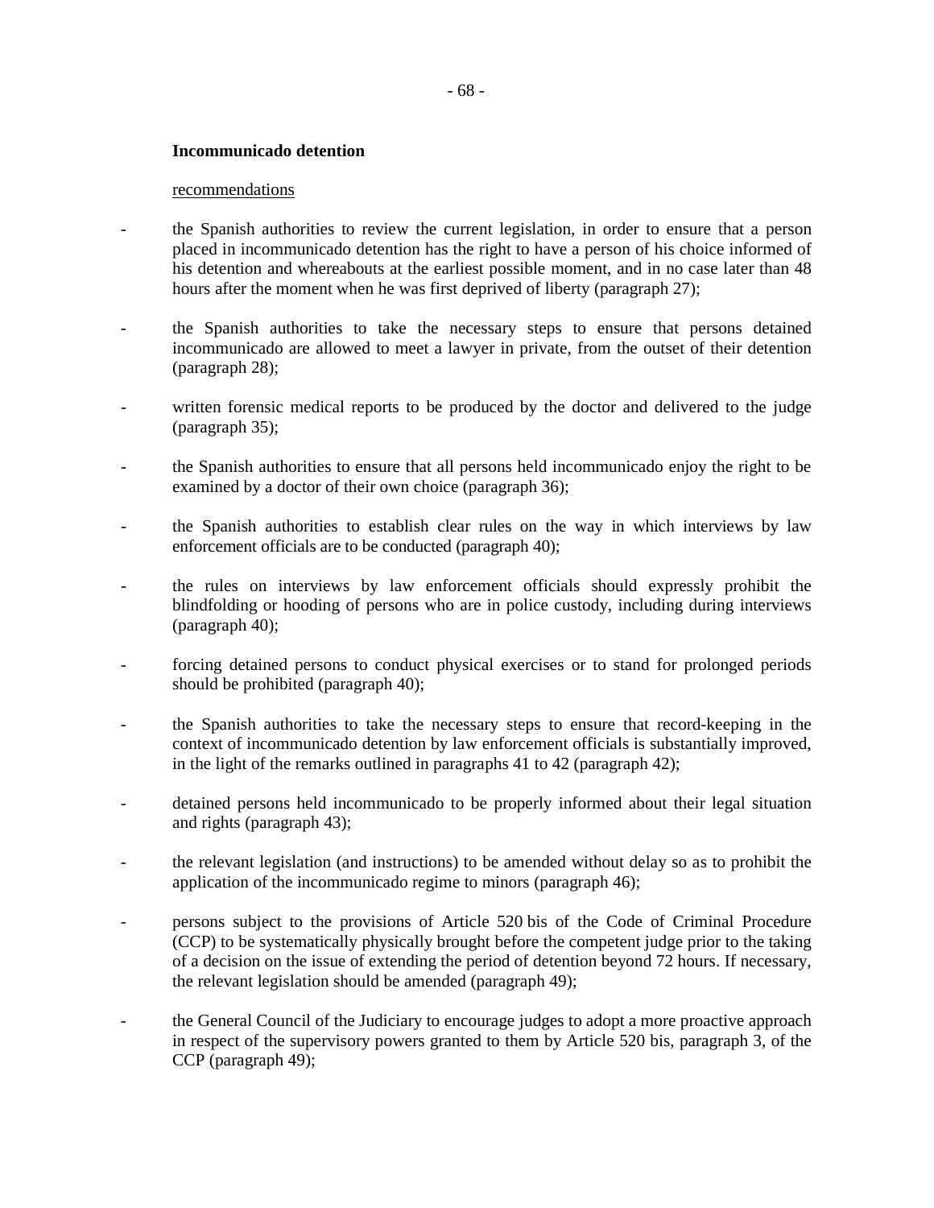**Incommunicado detention**

<u>recommendations</u>

- the Spanish authorities to review the current legislation, in order to ensure that a person placed in incommunicado detention has the right to have a person of his choice informed of his detention and whereabouts at the earliest possible moment, and in no case later than 48 hours after the moment when he was first deprived of liberty (paragraph 27);

- the Spanish authorities to take the necessary steps to ensure that persons detained incommunicado are allowed to meet a lawyer in private, from the outset of their detention (paragraph 28);

- written forensic medical reports to be produced by the doctor and delivered to the judge (paragraph 35);

- the Spanish authorities to ensure that all persons held incommunicado enjoy the right to be examined by a doctor of their own choice (paragraph 36);

- the Spanish authorities to establish clear rules on the way in which interviews by law enforcement officials are to be conducted (paragraph 40);

- the rules on interviews by law enforcement officials should expressly prohibit the blindfolding or hooding of persons who are in police custody, including during interviews (paragraph 40);

- forcing detained persons to conduct physical exercises or to stand for prolonged periods should be prohibited (paragraph 40);

- the Spanish authorities to take the necessary steps to ensure that record-keeping in the context of incommunicado detention by law enforcement officials is substantially improved, in the light of the remarks outlined in paragraphs 41 to 42 (paragraph 42);

- detained persons held incommunicado to be properly informed about their legal situation and rights (paragraph 43);

- the relevant legislation (and instructions) to be amended without delay so as to prohibit the application of the incommunicado regime to minors (paragraph 46);

- persons subject to the provisions of Article 520 bis of the Code of Criminal Procedure (CCP) to be systematically physically brought before the competent judge prior to the taking of a decision on the issue of extending the period of detention beyond 72 hours. If necessary, the relevant legislation should be amended (paragraph 49);

- the General Council of the Judiciary to encourage judges to adopt a more proactive approach in respect of the supervisory powers granted to them by Article 520 bis, paragraph 3, of the CCP (paragraph 49);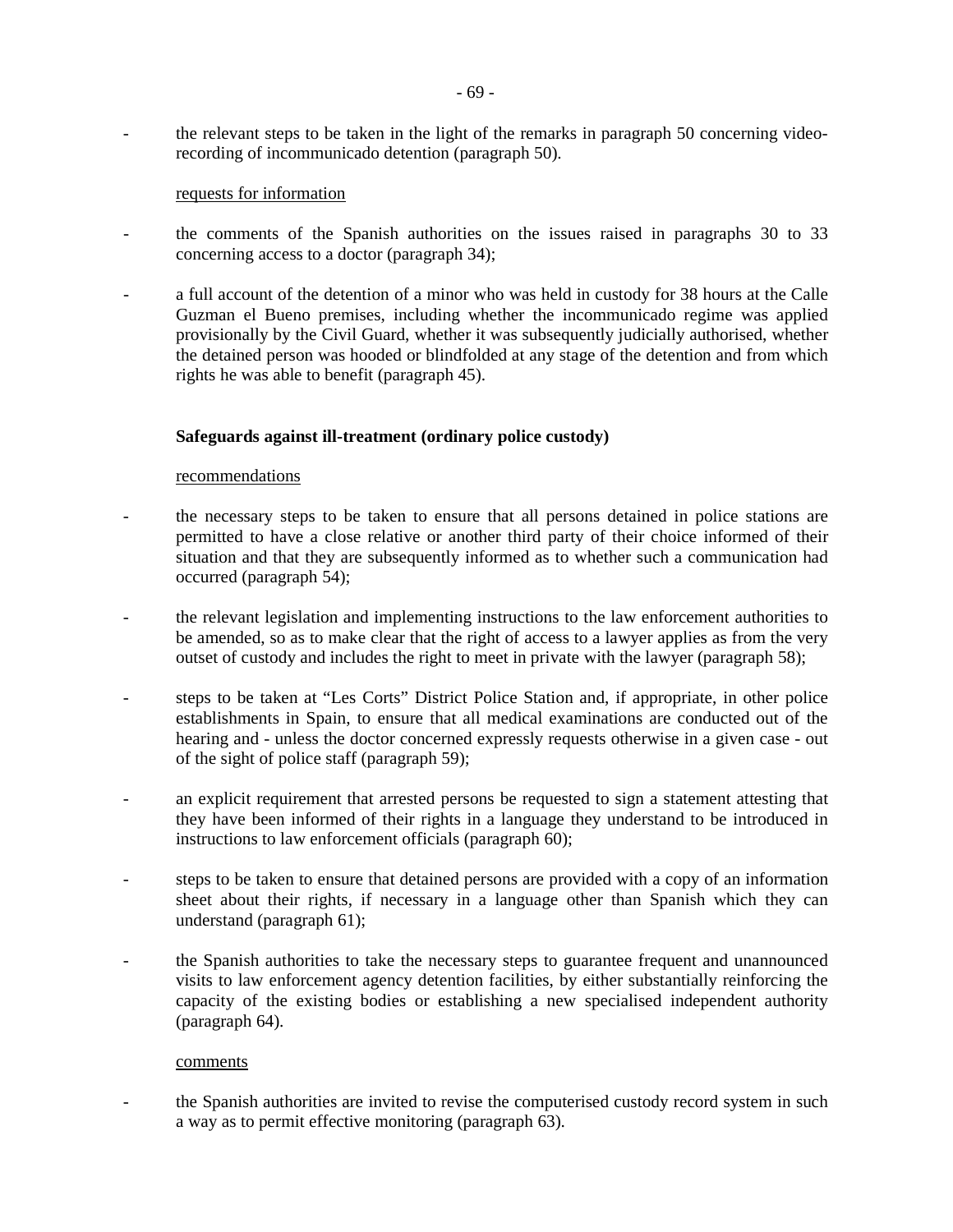- the relevant steps to be taken in the light of the remarks in paragraph 50 concerning video-recording of incommunicado detention (paragraph 50).

<u>requests for information</u>

- the comments of the Spanish authorities on the issues raised in paragraphs 30 to 33 concerning access to a doctor (paragraph 34);
- a full account of the detention of a minor who was held in custody for 38 hours at the Calle Guzman el Bueno premises, including whether the incommunicado regime was applied provisionally by the Civil Guard, whether it was subsequently judicially authorised, whether the detained person was hooded or blindfolded at any stage of the detention and from which rights he was able to benefit (paragraph 45).

**Safeguards against ill-treatment (ordinary police custody)**

<u>recommendations</u>

- the necessary steps to be taken to ensure that all persons detained in police stations are permitted to have a close relative or another third party of their choice informed of their situation and that they are subsequently informed as to whether such a communication had occurred (paragraph 54);
- the relevant legislation and implementing instructions to the law enforcement authorities to be amended, so as to make clear that the right of access to a lawyer applies as from the very outset of custody and includes the right to meet in private with the lawyer (paragraph 58);
- steps to be taken at "Les Corts" District Police Station and, if appropriate, in other police establishments in Spain, to ensure that all medical examinations are conducted out of the hearing and - unless the doctor concerned expressly requests otherwise in a given case - out of the sight of police staff (paragraph 59);
- an explicit requirement that arrested persons be requested to sign a statement attesting that they have been informed of their rights in a language they understand to be introduced in instructions to law enforcement officials (paragraph 60);
- steps to be taken to ensure that detained persons are provided with a copy of an information sheet about their rights, if necessary in a language other than Spanish which they can understand (paragraph 61);
- the Spanish authorities to take the necessary steps to guarantee frequent and unannounced visits to law enforcement agency detention facilities, by either substantially reinforcing the capacity of the existing bodies or establishing a new specialised independent authority (paragraph 64).

<u>comments</u>

- the Spanish authorities are invited to revise the computerised custody record system in such a way as to permit effective monitoring (paragraph 63).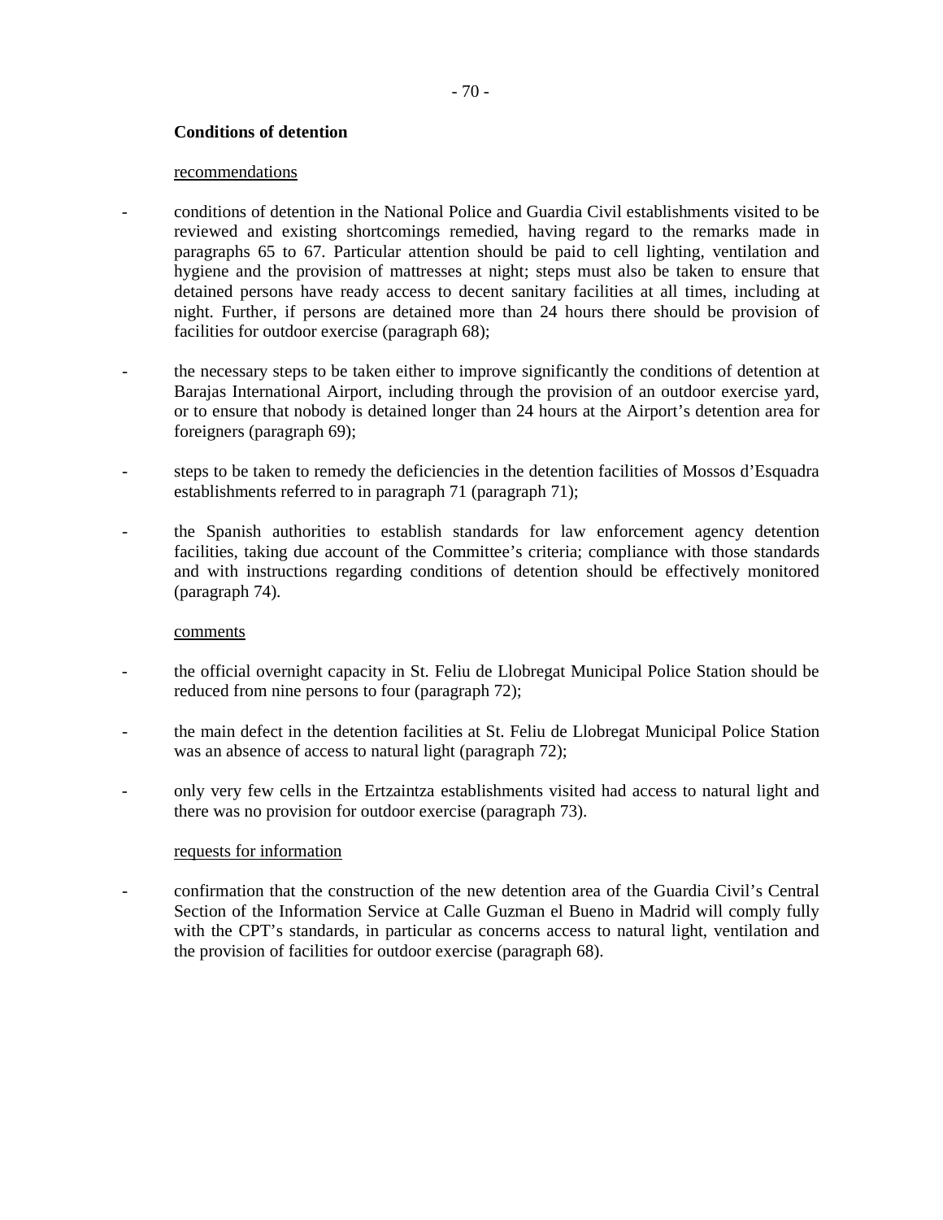**Conditions of detention**

recommendations

- conditions of detention in the National Police and Guardia Civil establishments visited to be reviewed and existing shortcomings remedied, having regard to the remarks made in paragraphs 65 to 67. Particular attention should be paid to cell lighting, ventilation and hygiene and the provision of mattresses at night; steps must also be taken to ensure that detained persons have ready access to decent sanitary facilities at all times, including at night. Further, if persons are detained more than 24 hours there should be provision of facilities for outdoor exercise (paragraph 68);

- the necessary steps to be taken either to improve significantly the conditions of detention at Barajas International Airport, including through the provision of an outdoor exercise yard, or to ensure that nobody is detained longer than 24 hours at the Airport's detention area for foreigners (paragraph 69);

- steps to be taken to remedy the deficiencies in the detention facilities of Mossos d'Esquadra establishments referred to in paragraph 71 (paragraph 71);

- the Spanish authorities to establish standards for law enforcement agency detention facilities, taking due account of the Committee's criteria; compliance with those standards and with instructions regarding conditions of detention should be effectively monitored (paragraph 74).

comments

- the official overnight capacity in St. Feliu de Llobregat Municipal Police Station should be reduced from nine persons to four (paragraph 72);

- the main defect in the detention facilities at St. Feliu de Llobregat Municipal Police Station was an absence of access to natural light (paragraph 72);

- only very few cells in the Ertzaintza establishments visited had access to natural light and there was no provision for outdoor exercise (paragraph 73).

requests for information

- confirmation that the construction of the new detention area of the Guardia Civil's Central Section of the Information Service at Calle Guzman el Bueno in Madrid will comply fully with the CPT's standards, in particular as concerns access to natural light, ventilation and the provision of facilities for outdoor exercise (paragraph 68).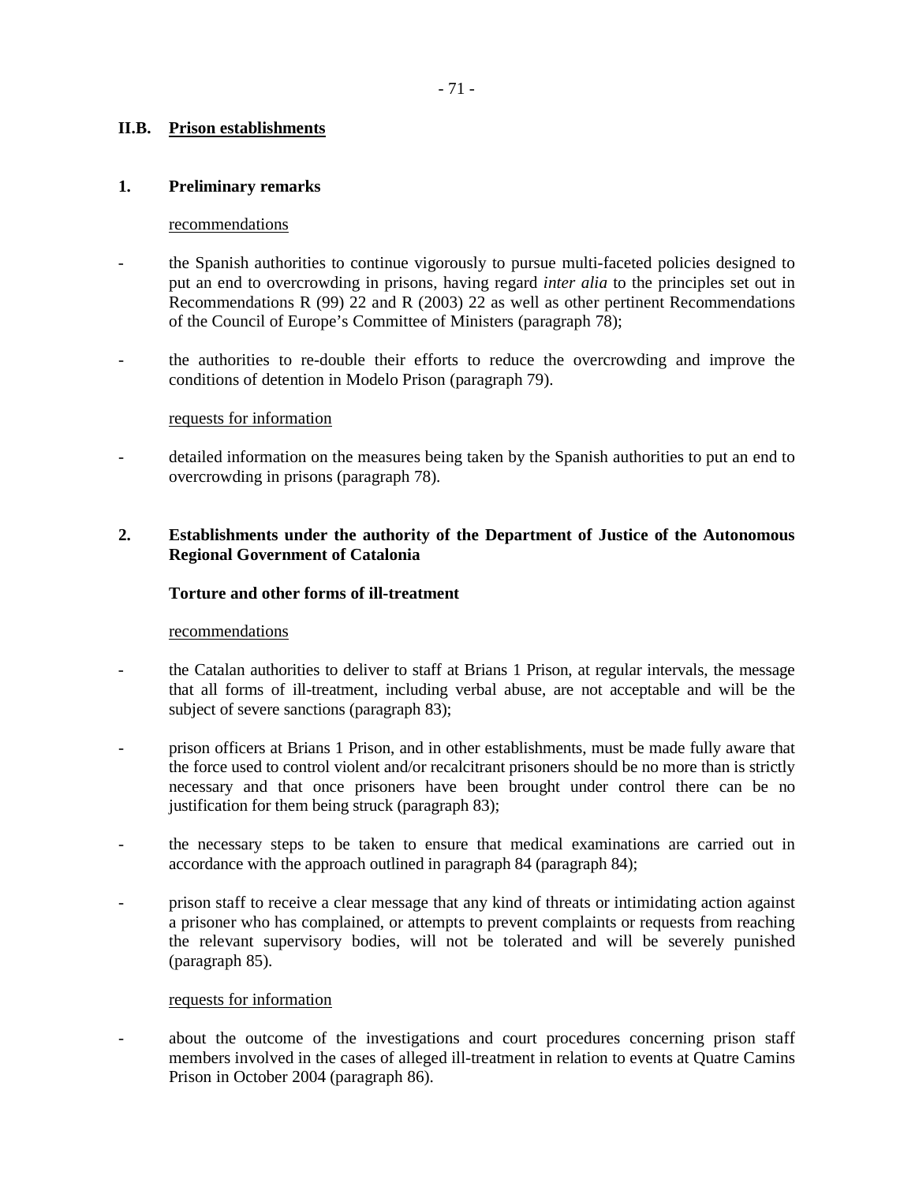## II.B. Prison establishments

### 1. Preliminary remarks

recommendations

- the Spanish authorities to continue vigorously to pursue multi-faceted policies designed to put an end to overcrowding in prisons, having regard *inter alia* to the principles set out in Recommendations R (99) 22 and R (2003) 22 as well as other pertinent Recommendations of the Council of Europe's Committee of Ministers (paragraph 78);

- the authorities to re-double their efforts to reduce the overcrowding and improve the conditions of detention in Modelo Prison (paragraph 79).

requests for information

- detailed information on the measures being taken by the Spanish authorities to put an end to overcrowding in prisons (paragraph 78).

### 2. Establishments under the authority of the Department of Justice of the Autonomous Regional Government of Catalonia

**Torture and other forms of ill-treatment**

recommendations

- the Catalan authorities to deliver to staff at Brians 1 Prison, at regular intervals, the message that all forms of ill-treatment, including verbal abuse, are not acceptable and will be the subject of severe sanctions (paragraph 83);

- prison officers at Brians 1 Prison, and in other establishments, must be made fully aware that the force used to control violent and/or recalcitrant prisoners should be no more than is strictly necessary and that once prisoners have been brought under control there can be no justification for them being struck (paragraph 83);

- the necessary steps to be taken to ensure that medical examinations are carried out in accordance with the approach outlined in paragraph 84 (paragraph 84);

- prison staff to receive a clear message that any kind of threats or intimidating action against a prisoner who has complained, or attempts to prevent complaints or requests from reaching the relevant supervisory bodies, will not be tolerated and will be severely punished (paragraph 85).

requests for information

- about the outcome of the investigations and court procedures concerning prison staff members involved in the cases of alleged ill-treatment in relation to events at Quatre Camins Prison in October 2004 (paragraph 86).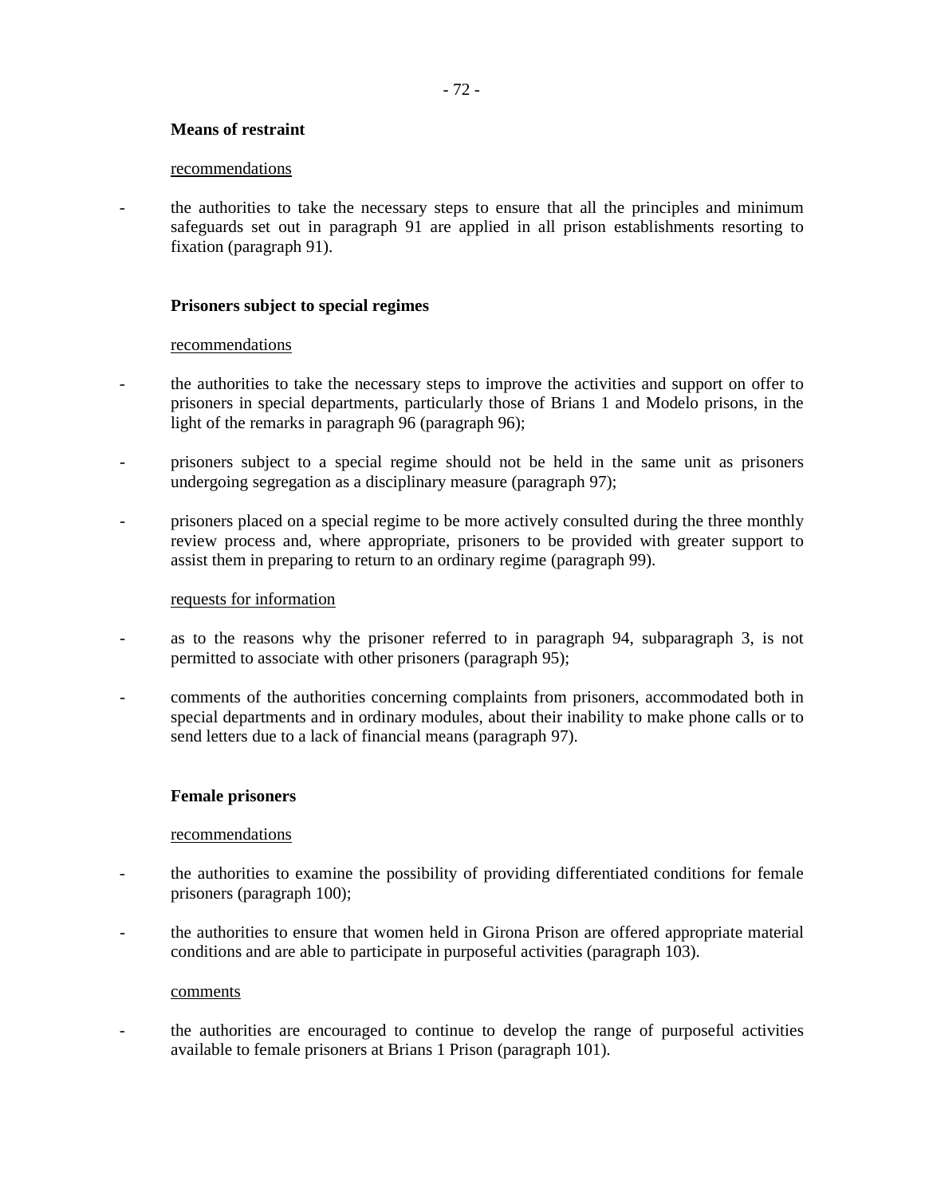**Means of restraint**

recommendations

- the authorities to take the necessary steps to ensure that all the principles and minimum safeguards set out in paragraph 91 are applied in all prison establishments resorting to fixation (paragraph 91).

**Prisoners subject to special regimes**

recommendations

- the authorities to take the necessary steps to improve the activities and support on offer to prisoners in special departments, particularly those of Brians 1 and Modelo prisons, in the light of the remarks in paragraph 96 (paragraph 96);
- prisoners subject to a special regime should not be held in the same unit as prisoners undergoing segregation as a disciplinary measure (paragraph 97);
- prisoners placed on a special regime to be more actively consulted during the three monthly review process and, where appropriate, prisoners to be provided with greater support to assist them in preparing to return to an ordinary regime (paragraph 99).

requests for information

- as to the reasons why the prisoner referred to in paragraph 94, subparagraph 3, is not permitted to associate with other prisoners (paragraph 95);
- comments of the authorities concerning complaints from prisoners, accommodated both in special departments and in ordinary modules, about their inability to make phone calls or to send letters due to a lack of financial means (paragraph 97).

**Female prisoners**

recommendations

- the authorities to examine the possibility of providing differentiated conditions for female prisoners (paragraph 100);
- the authorities to ensure that women held in Girona Prison are offered appropriate material conditions and are able to participate in purposeful activities (paragraph 103).

comments

- the authorities are encouraged to continue to develop the range of purposeful activities available to female prisoners at Brians 1 Prison (paragraph 101).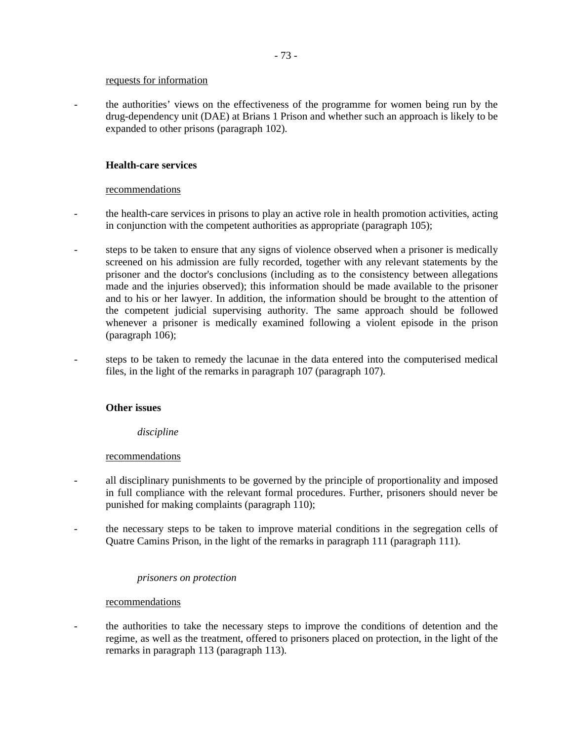requests for information

- the authorities' views on the effectiveness of the programme for women being run by the drug-dependency unit (DAE) at Brians 1 Prison and whether such an approach is likely to be expanded to other prisons (paragraph 102).

**Health-care services**

recommendations

- the health-care services in prisons to play an active role in health promotion activities, acting in conjunction with the competent authorities as appropriate (paragraph 105);

- steps to be taken to ensure that any signs of violence observed when a prisoner is medically screened on his admission are fully recorded, together with any relevant statements by the prisoner and the doctor's conclusions (including as to the consistency between allegations made and the injuries observed); this information should be made available to the prisoner and to his or her lawyer. In addition, the information should be brought to the attention of the competent judicial supervising authority. The same approach should be followed whenever a prisoner is medically examined following a violent episode in the prison (paragraph 106);

- steps to be taken to remedy the lacunae in the data entered into the computerised medical files, in the light of the remarks in paragraph 107 (paragraph 107).

**Other issues**

*discipline*

recommendations

- all disciplinary punishments to be governed by the principle of proportionality and imposed in full compliance with the relevant formal procedures. Further, prisoners should never be punished for making complaints (paragraph 110);

- the necessary steps to be taken to improve material conditions in the segregation cells of Quatre Camins Prison, in the light of the remarks in paragraph 111 (paragraph 111).

*prisoners on protection*

recommendations

- the authorities to take the necessary steps to improve the conditions of detention and the regime, as well as the treatment, offered to prisoners placed on protection, in the light of the remarks in paragraph 113 (paragraph 113).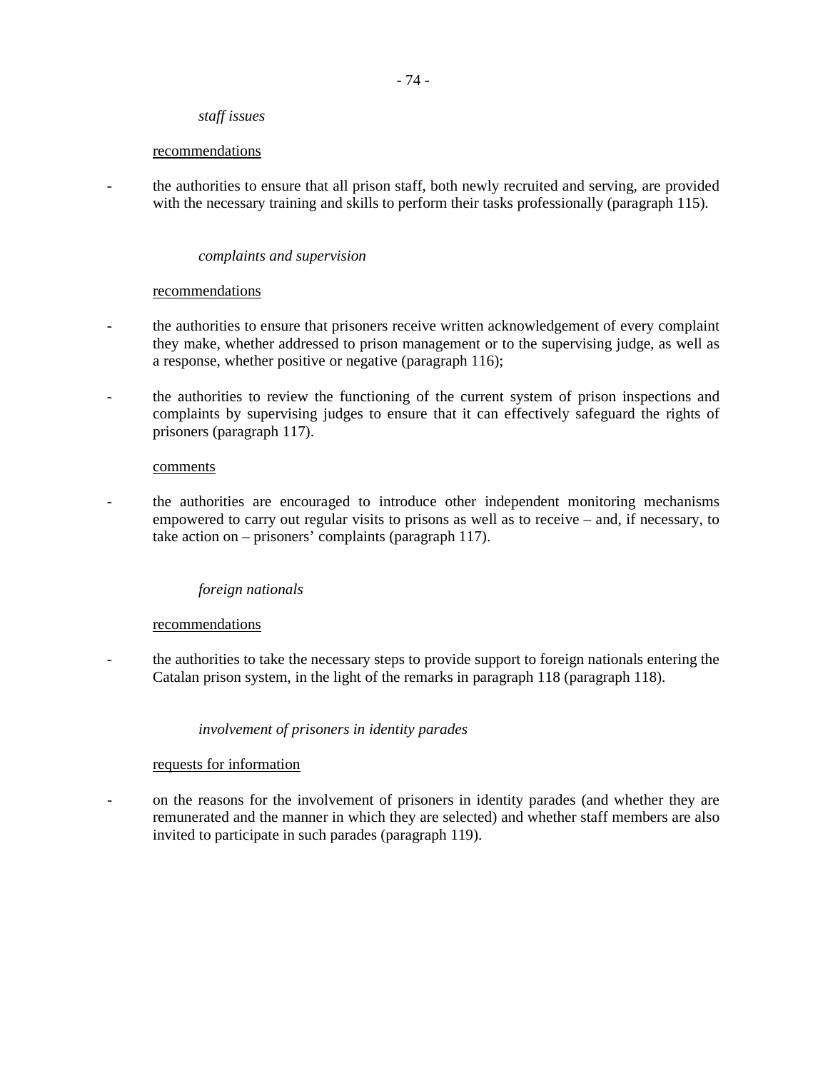*staff issues*

recommendations

- the authorities to ensure that all prison staff, both newly recruited and serving, are provided with the necessary training and skills to perform their tasks professionally (paragraph 115).

*complaints and supervision*

recommendations

- the authorities to ensure that prisoners receive written acknowledgement of every complaint they make, whether addressed to prison management or to the supervising judge, as well as a response, whether positive or negative (paragraph 116);
- the authorities to review the functioning of the current system of prison inspections and complaints by supervising judges to ensure that it can effectively safeguard the rights of prisoners (paragraph 117).

comments

- the authorities are encouraged to introduce other independent monitoring mechanisms empowered to carry out regular visits to prisons as well as to receive – and, if necessary, to take action on – prisoners' complaints (paragraph 117).

*foreign nationals*

recommendations

- the authorities to take the necessary steps to provide support to foreign nationals entering the Catalan prison system, in the light of the remarks in paragraph 118 (paragraph 118).

*involvement of prisoners in identity parades*

requests for information

- on the reasons for the involvement of prisoners in identity parades (and whether they are remunerated and the manner in which they are selected) and whether staff members are also invited to participate in such parades (paragraph 119).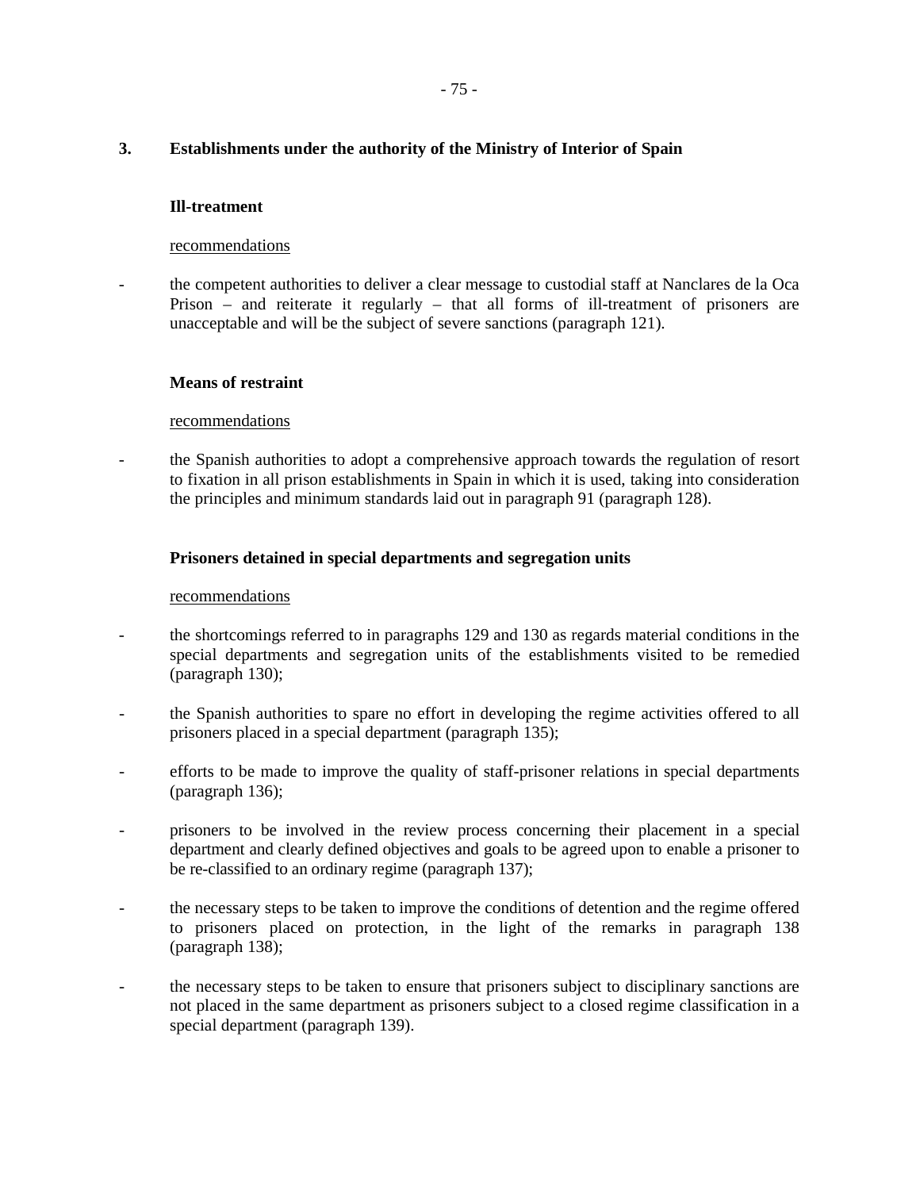## 3. Establishments under the authority of the Ministry of Interior of Spain

### Ill-treatment

recommendations

- the competent authorities to deliver a clear message to custodial staff at Nanclares de la Oca Prison – and reiterate it regularly – that all forms of ill-treatment of prisoners are unacceptable and will be the subject of severe sanctions (paragraph 121).

### Means of restraint

recommendations

- the Spanish authorities to adopt a comprehensive approach towards the regulation of resort to fixation in all prison establishments in Spain in which it is used, taking into consideration the principles and minimum standards laid out in paragraph 91 (paragraph 128).

### Prisoners detained in special departments and segregation units

recommendations

- the shortcomings referred to in paragraphs 129 and 130 as regards material conditions in the special departments and segregation units of the establishments visited to be remedied (paragraph 130);

- the Spanish authorities to spare no effort in developing the regime activities offered to all prisoners placed in a special department (paragraph 135);

- efforts to be made to improve the quality of staff-prisoner relations in special departments (paragraph 136);

- prisoners to be involved in the review process concerning their placement in a special department and clearly defined objectives and goals to be agreed upon to enable a prisoner to be re-classified to an ordinary regime (paragraph 137);

- the necessary steps to be taken to improve the conditions of detention and the regime offered to prisoners placed on protection, in the light of the remarks in paragraph 138 (paragraph 138);

- the necessary steps to be taken to ensure that prisoners subject to disciplinary sanctions are not placed in the same department as prisoners subject to a closed regime classification in a special department (paragraph 139).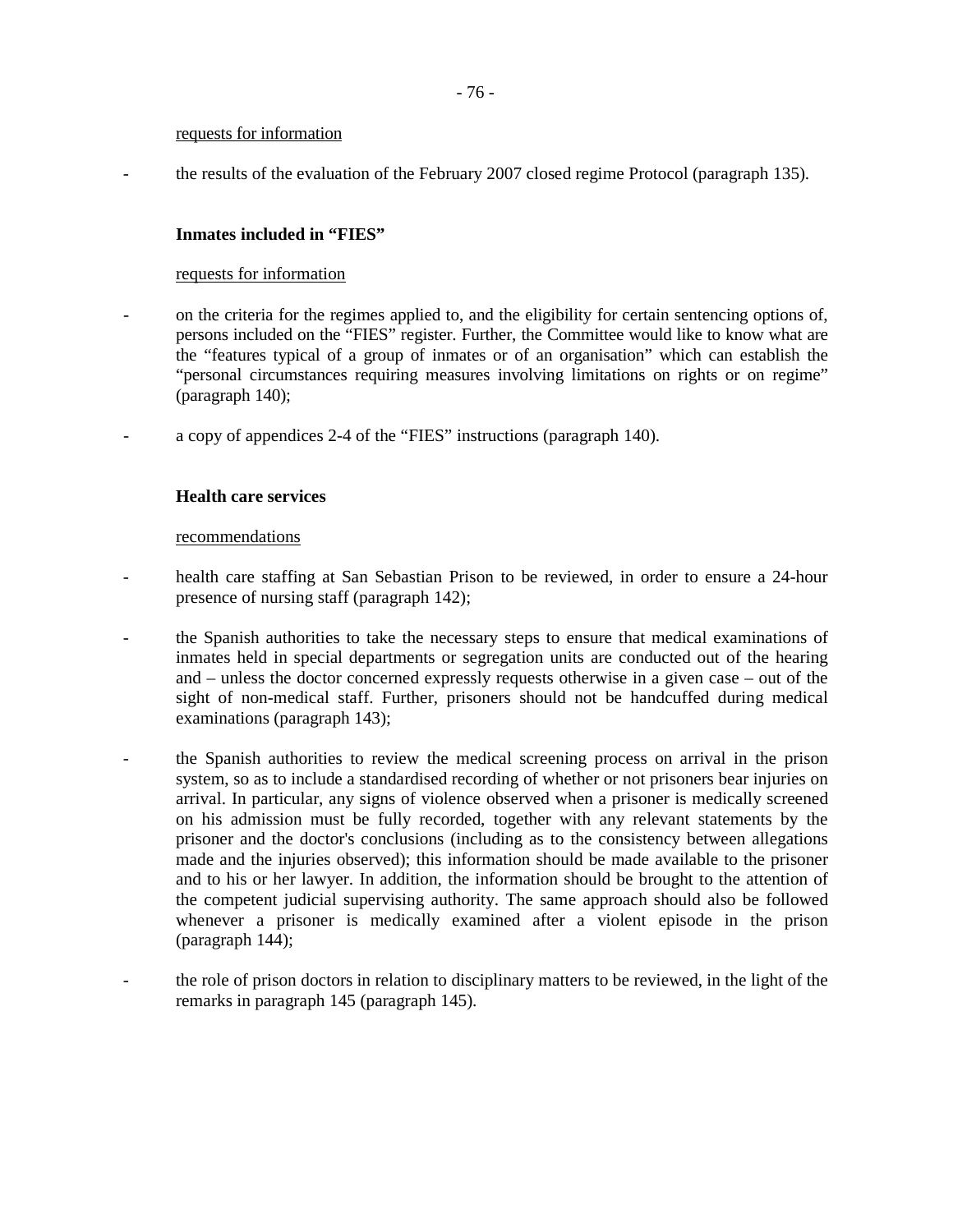requests for information

- the results of the evaluation of the February 2007 closed regime Protocol (paragraph 135).

**Inmates included in "FIES"**

requests for information

- on the criteria for the regimes applied to, and the eligibility for certain sentencing options of, persons included on the "FIES" register. Further, the Committee would like to know what are the "features typical of a group of inmates or of an organisation" which can establish the "personal circumstances requiring measures involving limitations on rights or on regime" (paragraph 140);

- a copy of appendices 2-4 of the "FIES" instructions (paragraph 140).

**Health care services**

recommendations

- health care staffing at San Sebastian Prison to be reviewed, in order to ensure a 24-hour presence of nursing staff (paragraph 142);

- the Spanish authorities to take the necessary steps to ensure that medical examinations of inmates held in special departments or segregation units are conducted out of the hearing and – unless the doctor concerned expressly requests otherwise in a given case – out of the sight of non-medical staff. Further, prisoners should not be handcuffed during medical examinations (paragraph 143);

- the Spanish authorities to review the medical screening process on arrival in the prison system, so as to include a standardised recording of whether or not prisoners bear injuries on arrival. In particular, any signs of violence observed when a prisoner is medically screened on his admission must be fully recorded, together with any relevant statements by the prisoner and the doctor's conclusions (including as to the consistency between allegations made and the injuries observed); this information should be made available to the prisoner and to his or her lawyer. In addition, the information should be brought to the attention of the competent judicial supervising authority. The same approach should also be followed whenever a prisoner is medically examined after a violent episode in the prison (paragraph 144);

- the role of prison doctors in relation to disciplinary matters to be reviewed, in the light of the remarks in paragraph 145 (paragraph 145).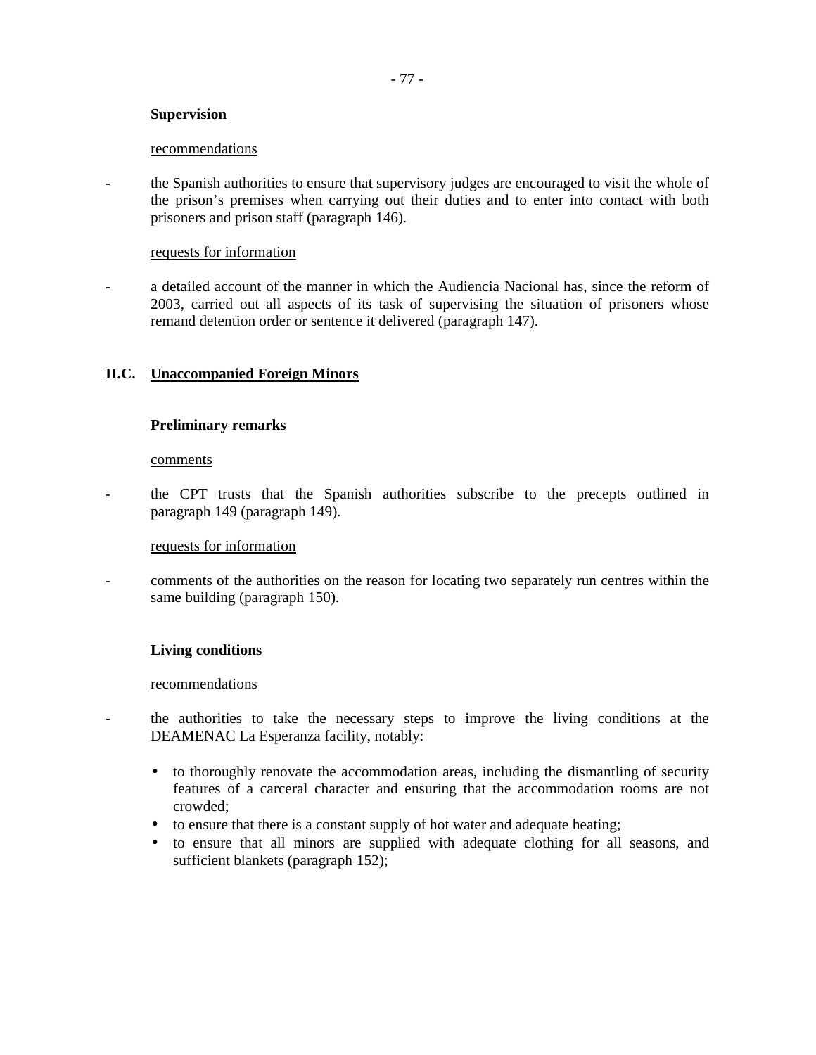**Supervision**

recommendations

- the Spanish authorities to ensure that supervisory judges are encouraged to visit the whole of the prison's premises when carrying out their duties and to enter into contact with both prisoners and prison staff (paragraph 146).

requests for information

- a detailed account of the manner in which the Audiencia Nacional has, since the reform of 2003, carried out all aspects of its task of supervising the situation of prisoners whose remand detention order or sentence it delivered (paragraph 147).

## II.C. Unaccompanied Foreign Minors

**Preliminary remarks**

comments

- the CPT trusts that the Spanish authorities subscribe to the precepts outlined in paragraph 149 (paragraph 149).

requests for information

- comments of the authorities on the reason for locating two separately run centres within the same building (paragraph 150).

**Living conditions**

recommendations

- the authorities to take the necessary steps to improve the living conditions at the DEAMENAC La Esperanza facility, notably:
  - to thoroughly renovate the accommodation areas, including the dismantling of security features of a carceral character and ensuring that the accommodation rooms are not crowded;
  - to ensure that there is a constant supply of hot water and adequate heating;
  - to ensure that all minors are supplied with adequate clothing for all seasons, and sufficient blankets (paragraph 152);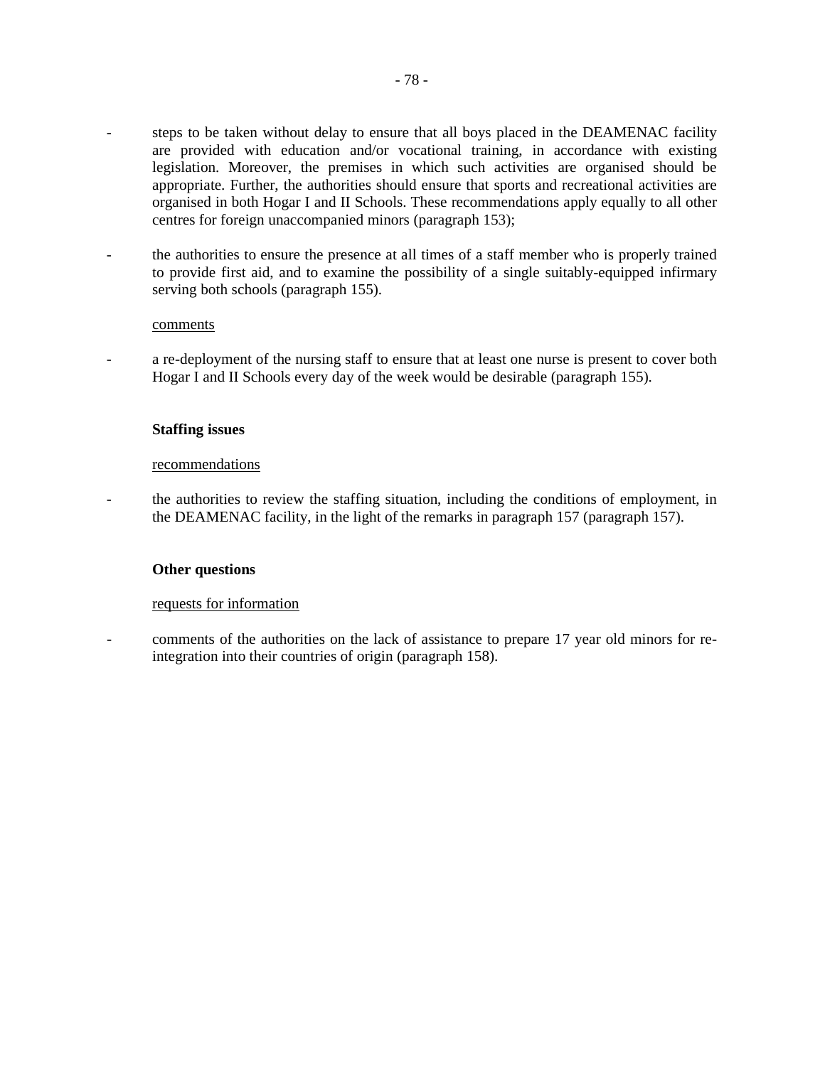- steps to be taken without delay to ensure that all boys placed in the DEAMENAC facility are provided with education and/or vocational training, in accordance with existing legislation. Moreover, the premises in which such activities are organised should be appropriate. Further, the authorities should ensure that sports and recreational activities are organised in both Hogar I and II Schools. These recommendations apply equally to all other centres for foreign unaccompanied minors (paragraph 153);

- the authorities to ensure the presence at all times of a staff member who is properly trained to provide first aid, and to examine the possibility of a single suitably-equipped infirmary serving both schools (paragraph 155).

<u>comments</u>

- a re-deployment of the nursing staff to ensure that at least one nurse is present to cover both Hogar I and II Schools every day of the week would be desirable (paragraph 155).

**Staffing issues**

<u>recommendations</u>

- the authorities to review the staffing situation, including the conditions of employment, in the DEAMENAC facility, in the light of the remarks in paragraph 157 (paragraph 157).

**Other questions**

<u>requests for information</u>

- comments of the authorities on the lack of assistance to prepare 17 year old minors for re-integration into their countries of origin (paragraph 158).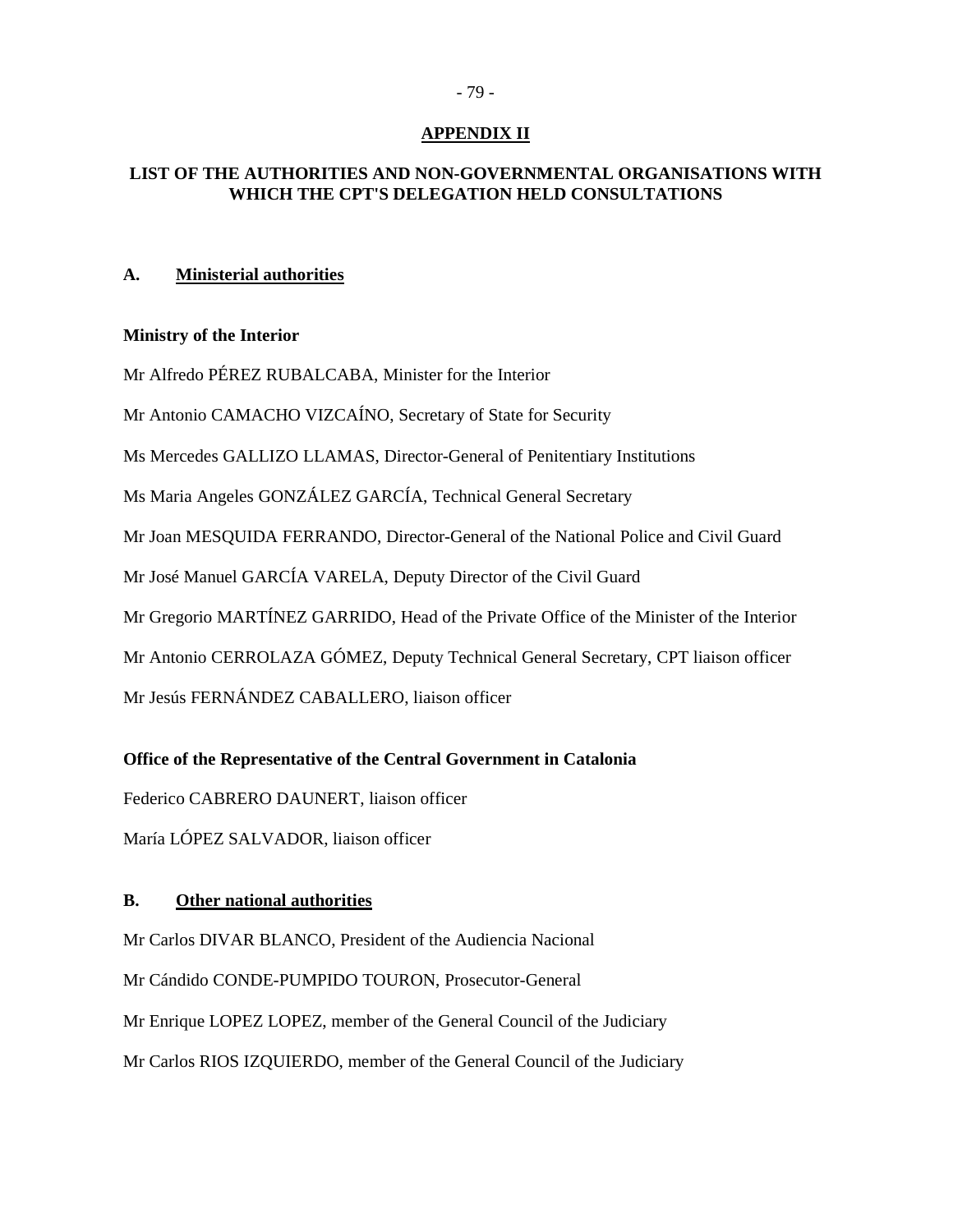## APPENDIX II

## LIST OF THE AUTHORITIES AND NON-GOVERNMENTAL ORGANISATIONS WITH WHICH THE CPT'S DELEGATION HELD CONSULTATIONS

### A. Ministerial authorities

**Ministry of the Interior**

Mr Alfredo PÉREZ RUBALCABA, Minister for the Interior

Mr Antonio CAMACHO VIZCAÍNO, Secretary of State for Security

Ms Mercedes GALLIZO LLAMAS, Director-General of Penitentiary Institutions

Ms Maria Angeles GONZÁLEZ GARCÍA, Technical General Secretary

Mr Joan MESQUIDA FERRANDO, Director-General of the National Police and Civil Guard

Mr José Manuel GARCÍA VARELA, Deputy Director of the Civil Guard

Mr Gregorio MARTÍNEZ GARRIDO, Head of the Private Office of the Minister of the Interior

Mr Antonio CERROLAZA GÓMEZ, Deputy Technical General Secretary, CPT liaison officer

Mr Jesús FERNÁNDEZ CABALLERO, liaison officer

**Office of the Representative of the Central Government in Catalonia**

Federico CABRERO DAUNERT, liaison officer

María LÓPEZ SALVADOR, liaison officer

### B. Other national authorities

Mr Carlos DIVAR BLANCO, President of the Audiencia Nacional

Mr Cándido CONDE-PUMPIDO TOURON, Prosecutor-General

Mr Enrique LOPEZ LOPEZ, member of the General Council of the Judiciary

Mr Carlos RIOS IZQUIERDO, member of the General Council of the Judiciary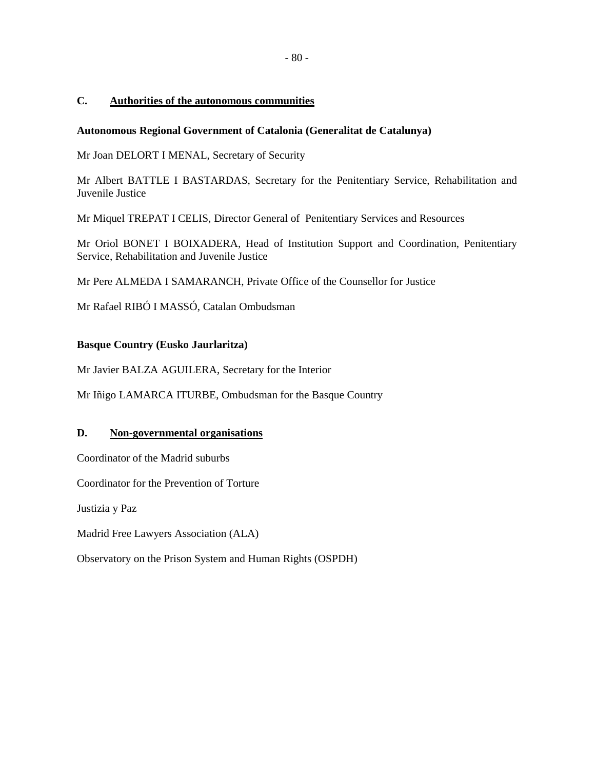## C. Authorities of the autonomous communities

**Autonomous Regional Government of Catalonia (Generalitat de Catalunya)**

Mr Joan DELORT I MENAL, Secretary of Security

Mr Albert BATTLE I BASTARDAS, Secretary for the Penitentiary Service, Rehabilitation and Juvenile Justice

Mr Miquel TREPAT I CELIS, Director General of Penitentiary Services and Resources

Mr Oriol BONET I BOIXADERA, Head of Institution Support and Coordination, Penitentiary Service, Rehabilitation and Juvenile Justice

Mr Pere ALMEDA I SAMARANCH, Private Office of the Counsellor for Justice

Mr Rafael RIBÓ I MASSÓ, Catalan Ombudsman

**Basque Country (Eusko Jaurlaritza)**

Mr Javier BALZA AGUILERA, Secretary for the Interior

Mr Iñigo LAMARCA ITURBE, Ombudsman for the Basque Country

## D. Non-governmental organisations

Coordinator of the Madrid suburbs

Coordinator for the Prevention of Torture

Justizia y Paz

Madrid Free Lawyers Association (ALA)

Observatory on the Prison System and Human Rights (OSPDH)